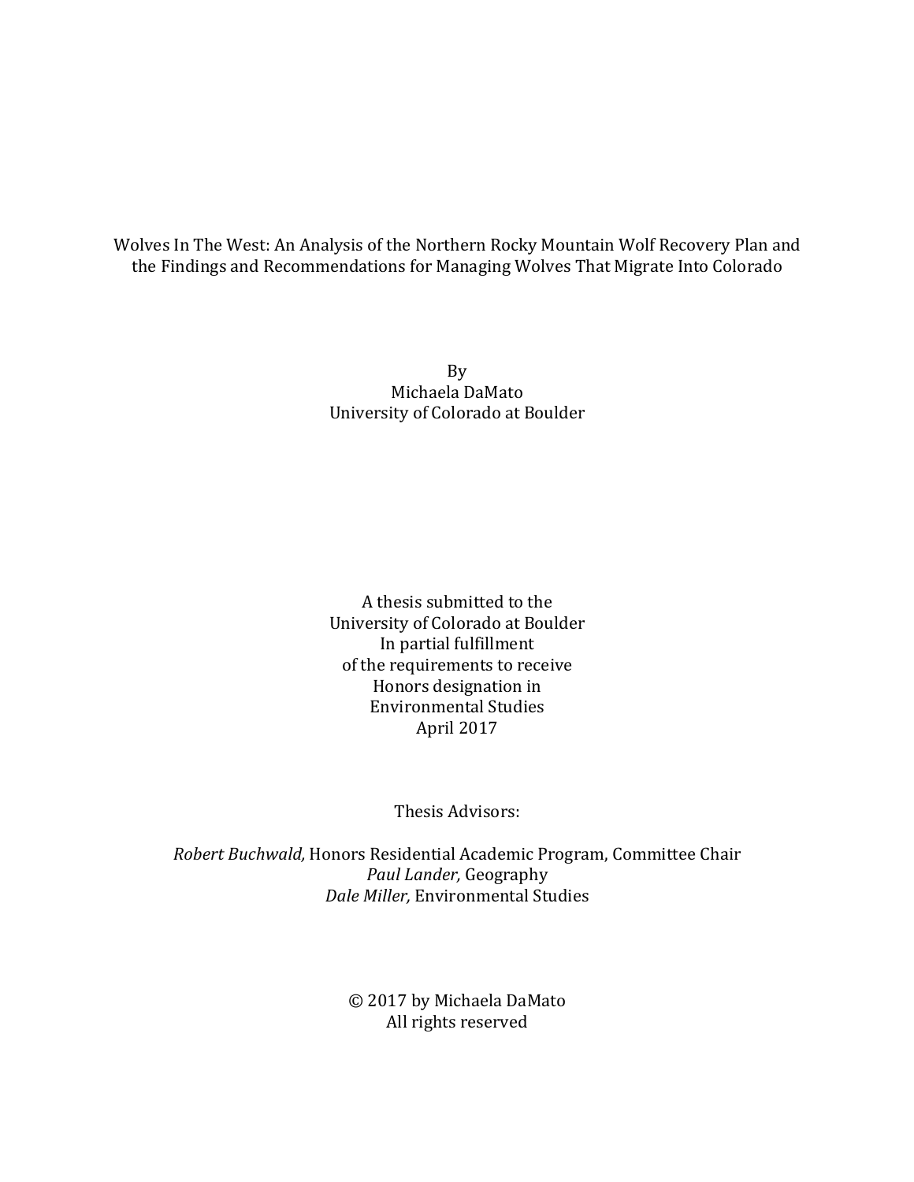# Wolves In The West: An Analysis of the Northern Rocky Mountain Wolf Recovery Plan and the Findings and Recommendations for Managing Wolves That Migrate Into Colorado

By
Michaela DaMato
University of Colorado at Boulder

A thesis submitted to the
University of Colorado at Boulder
In partial fulfillment
of the requirements to receive
Honors designation in
Environmental Studies
April 2017

Thesis Advisors:

*Robert Buchwald,* Honors Residential Academic Program, Committee Chair
*Paul Lander,* Geography
*Dale Miller,* Environmental Studies

© 2017 by Michaela DaMato
All rights reserved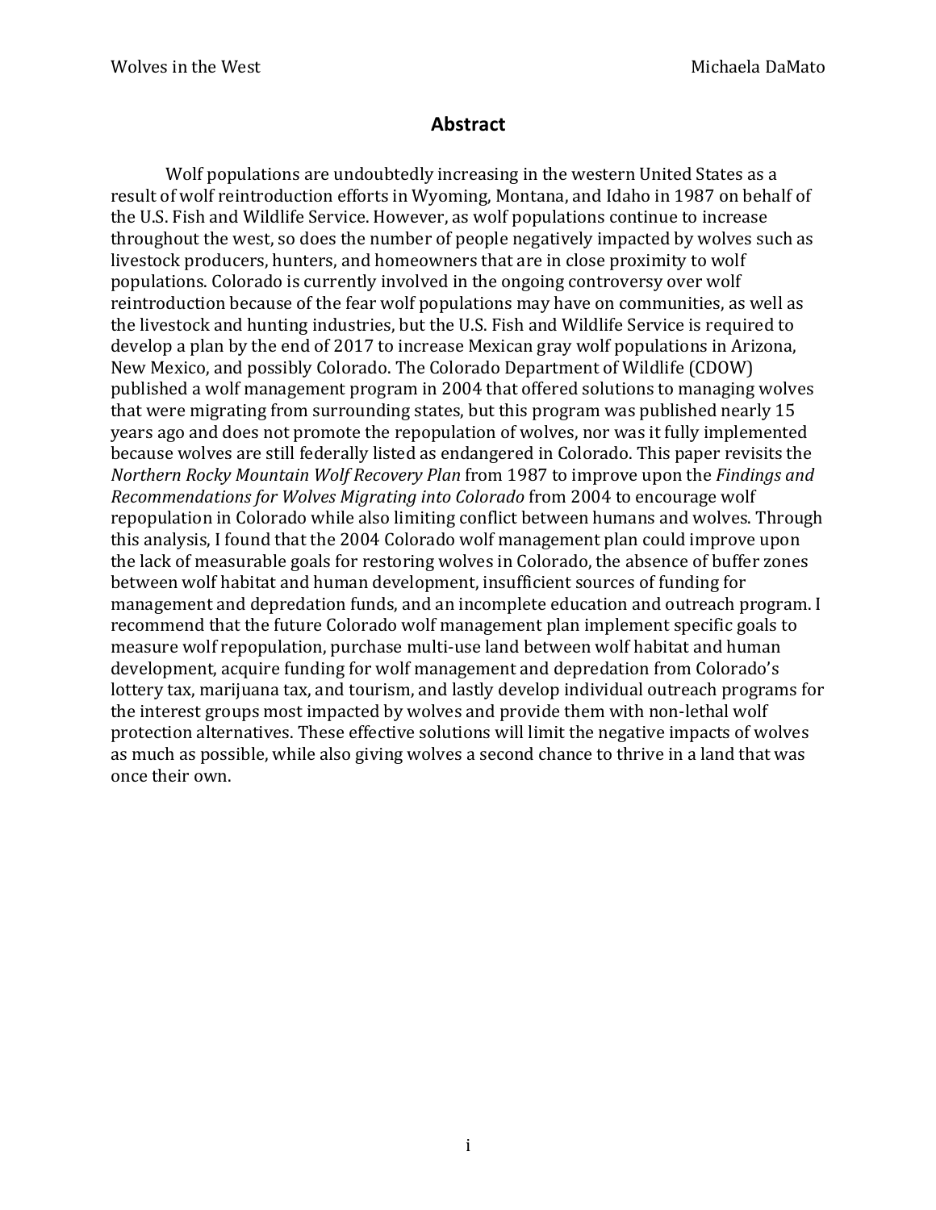## Abstract

Wolf populations are undoubtedly increasing in the western United States as a result of wolf reintroduction efforts in Wyoming, Montana, and Idaho in 1987 on behalf of the U.S. Fish and Wildlife Service. However, as wolf populations continue to increase throughout the west, so does the number of people negatively impacted by wolves such as livestock producers, hunters, and homeowners that are in close proximity to wolf populations. Colorado is currently involved in the ongoing controversy over wolf reintroduction because of the fear wolf populations may have on communities, as well as the livestock and hunting industries, but the U.S. Fish and Wildlife Service is required to develop a plan by the end of 2017 to increase Mexican gray wolf populations in Arizona, New Mexico, and possibly Colorado. The Colorado Department of Wildlife (CDOW) published a wolf management program in 2004 that offered solutions to managing wolves that were migrating from surrounding states, but this program was published nearly 15 years ago and does not promote the repopulation of wolves, nor was it fully implemented because wolves are still federally listed as endangered in Colorado. This paper revisits the *Northern Rocky Mountain Wolf Recovery Plan* from 1987 to improve upon the *Findings and Recommendations for Wolves Migrating into Colorado* from 2004 to encourage wolf repopulation in Colorado while also limiting conflict between humans and wolves. Through this analysis, I found that the 2004 Colorado wolf management plan could improve upon the lack of measurable goals for restoring wolves in Colorado, the absence of buffer zones between wolf habitat and human development, insufficient sources of funding for management and depredation funds, and an incomplete education and outreach program. I recommend that the future Colorado wolf management plan implement specific goals to measure wolf repopulation, purchase multi-use land between wolf habitat and human development, acquire funding for wolf management and depredation from Colorado's lottery tax, marijuana tax, and tourism, and lastly develop individual outreach programs for the interest groups most impacted by wolves and provide them with non-lethal wolf protection alternatives. These effective solutions will limit the negative impacts of wolves as much as possible, while also giving wolves a second chance to thrive in a land that was once their own.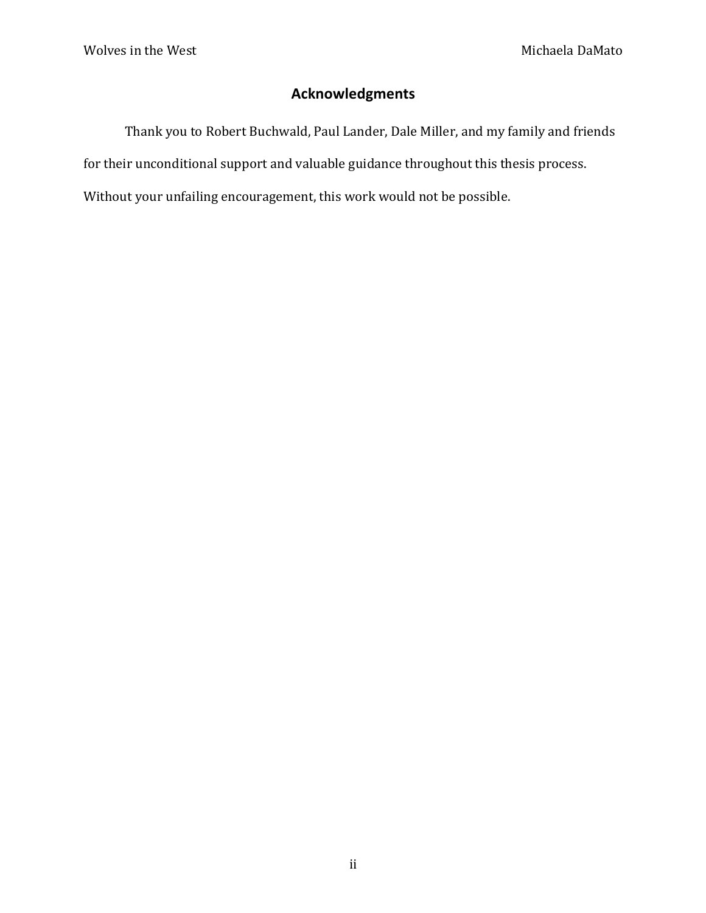## Acknowledgments

Thank you to Robert Buchwald, Paul Lander, Dale Miller, and my family and friends for their unconditional support and valuable guidance throughout this thesis process. Without your unfailing encouragement, this work would not be possible.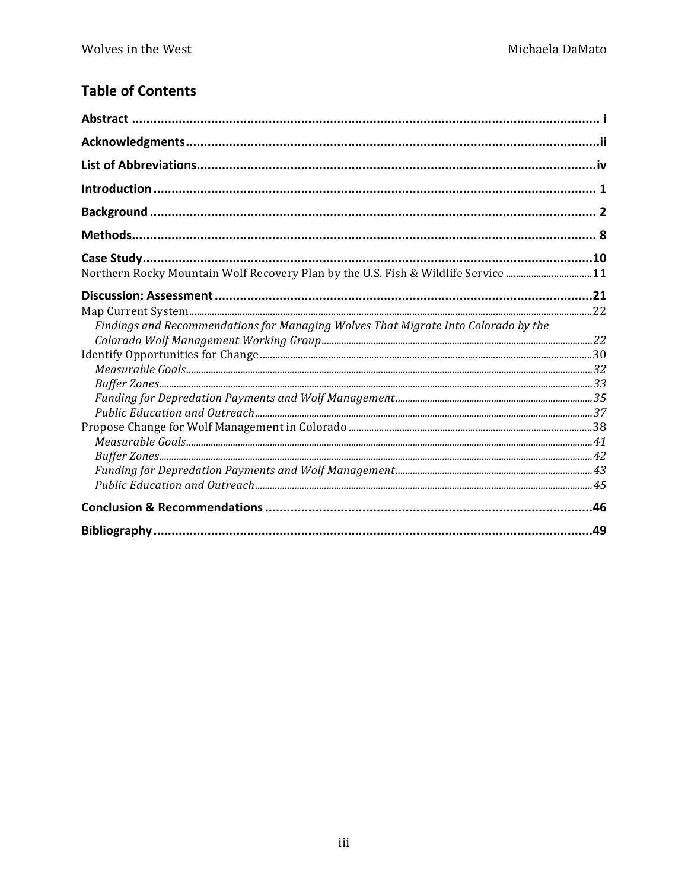## Table of Contents

**Abstract** .......... i

**Acknowledgments** .......... ii

**List of Abbreviations** .......... iv

**Introduction** .......... 1

**Background** .......... 2

**Methods** .......... 8

**Case Study** .......... 10

Northern Rocky Mountain Wolf Recovery Plan by the U.S. Fish & Wildlife Service .......... 11

**Discussion: Assessment** .......... 21

Map Current System .......... 22

- *Findings and Recommendations for Managing Wolves That Migrate Into Colorado by the Colorado Wolf Management Working Group* .......... 22

Identify Opportunities for Change .......... 30

- *Measurable Goals* .......... 32
- *Buffer Zones* .......... 33
- *Funding for Depredation Payments and Wolf Management* .......... 35
- *Public Education and Outreach* .......... 37

Propose Change for Wolf Management in Colorado .......... 38

- *Measurable Goals* .......... 41
- *Buffer Zones* .......... 42
- *Funding for Depredation Payments and Wolf Management* .......... 43
- *Public Education and Outreach* .......... 45

**Conclusion & Recommendations** .......... 46

**Bibliography** .......... 49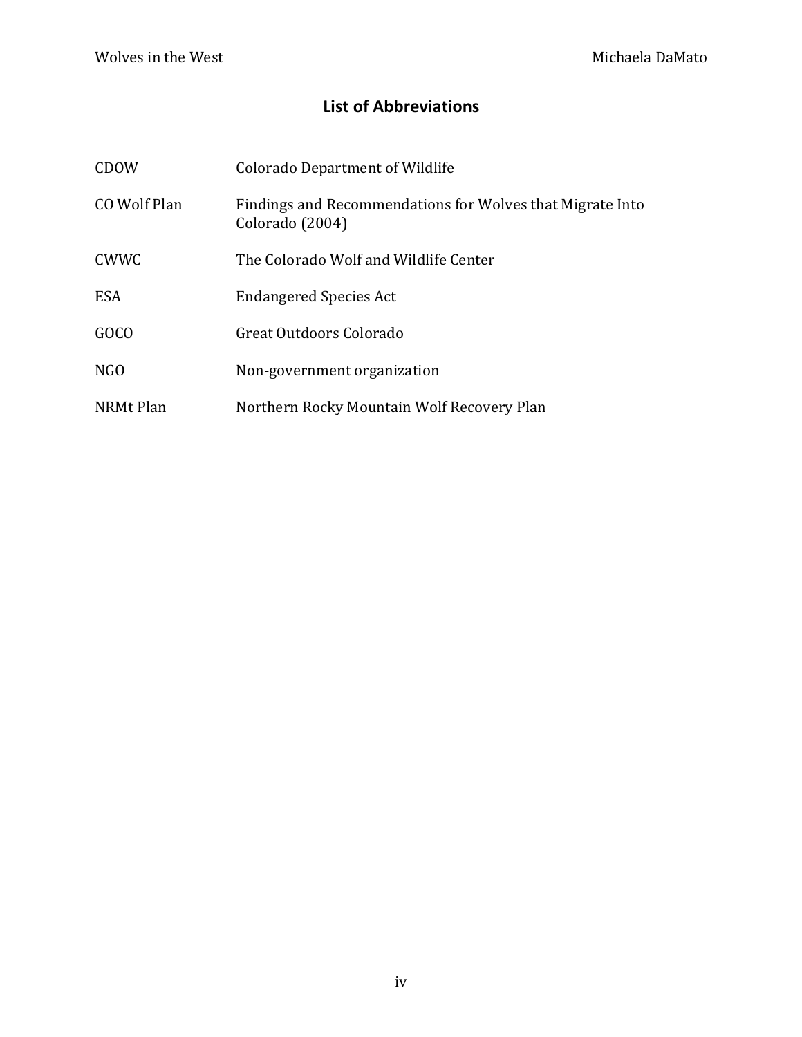## List of Abbreviations

| | |
|---|---|
| CDOW | Colorado Department of Wildlife |
| CO Wolf Plan | Findings and Recommendations for Wolves that Migrate Into Colorado (2004) |
| CWWC | The Colorado Wolf and Wildlife Center |
| ESA | Endangered Species Act |
| GOCO | Great Outdoors Colorado |
| NGO | Non-government organization |
| NRMt Plan | Northern Rocky Mountain Wolf Recovery Plan |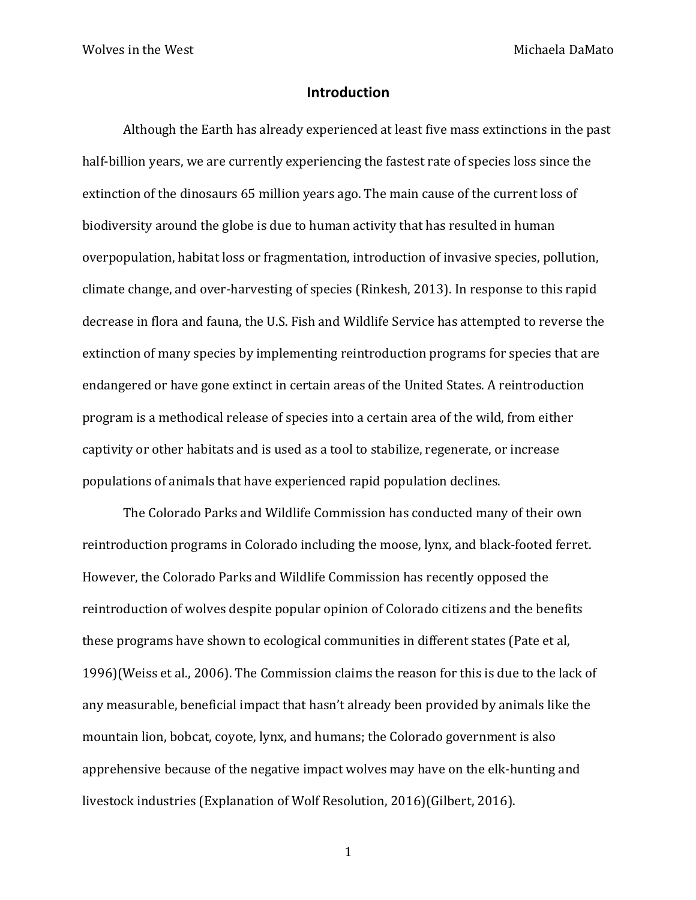# Introduction

Although the Earth has already experienced at least five mass extinctions in the past half-billion years, we are currently experiencing the fastest rate of species loss since the extinction of the dinosaurs 65 million years ago. The main cause of the current loss of biodiversity around the globe is due to human activity that has resulted in human overpopulation, habitat loss or fragmentation, introduction of invasive species, pollution, climate change, and over-harvesting of species (Rinkesh, 2013). In response to this rapid decrease in flora and fauna, the U.S. Fish and Wildlife Service has attempted to reverse the extinction of many species by implementing reintroduction programs for species that are endangered or have gone extinct in certain areas of the United States. A reintroduction program is a methodical release of species into a certain area of the wild, from either captivity or other habitats and is used as a tool to stabilize, regenerate, or increase populations of animals that have experienced rapid population declines.

The Colorado Parks and Wildlife Commission has conducted many of their own reintroduction programs in Colorado including the moose, lynx, and black-footed ferret. However, the Colorado Parks and Wildlife Commission has recently opposed the reintroduction of wolves despite popular opinion of Colorado citizens and the benefits these programs have shown to ecological communities in different states (Pate et al, 1996)(Weiss et al., 2006). The Commission claims the reason for this is due to the lack of any measurable, beneficial impact that hasn't already been provided by animals like the mountain lion, bobcat, coyote, lynx, and humans; the Colorado government is also apprehensive because of the negative impact wolves may have on the elk-hunting and livestock industries (Explanation of Wolf Resolution, 2016)(Gilbert, 2016).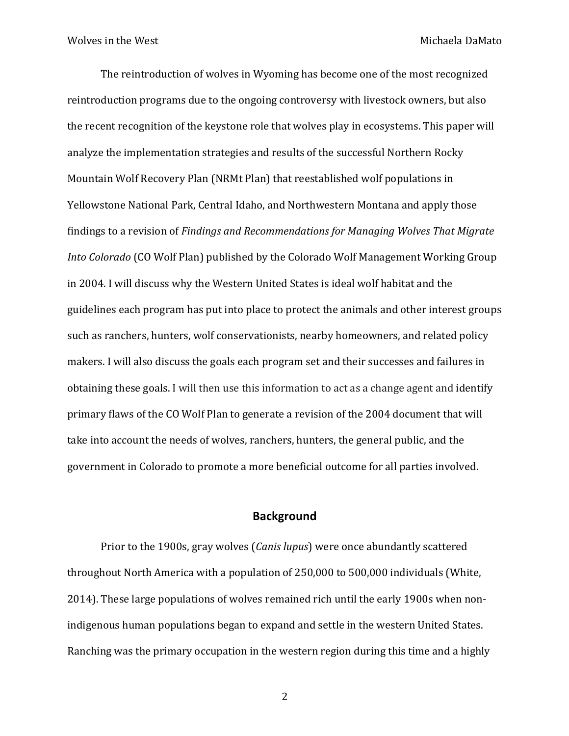The reintroduction of wolves in Wyoming has become one of the most recognized reintroduction programs due to the ongoing controversy with livestock owners, but also the recent recognition of the keystone role that wolves play in ecosystems. This paper will analyze the implementation strategies and results of the successful Northern Rocky Mountain Wolf Recovery Plan (NRMt Plan) that reestablished wolf populations in Yellowstone National Park, Central Idaho, and Northwestern Montana and apply those findings to a revision of *Findings and Recommendations for Managing Wolves That Migrate Into Colorado* (CO Wolf Plan) published by the Colorado Wolf Management Working Group in 2004. I will discuss why the Western United States is ideal wolf habitat and the guidelines each program has put into place to protect the animals and other interest groups such as ranchers, hunters, wolf conservationists, nearby homeowners, and related policy makers. I will also discuss the goals each program set and their successes and failures in obtaining these goals. I will then use this information to act as a change agent and identify primary flaws of the CO Wolf Plan to generate a revision of the 2004 document that will take into account the needs of wolves, ranchers, hunters, the general public, and the government in Colorado to promote a more beneficial outcome for all parties involved.

## Background

Prior to the 1900s, gray wolves (*Canis lupus*) were once abundantly scattered throughout North America with a population of 250,000 to 500,000 individuals (White, 2014). These large populations of wolves remained rich until the early 1900s when non-indigenous human populations began to expand and settle in the western United States. Ranching was the primary occupation in the western region during this time and a highly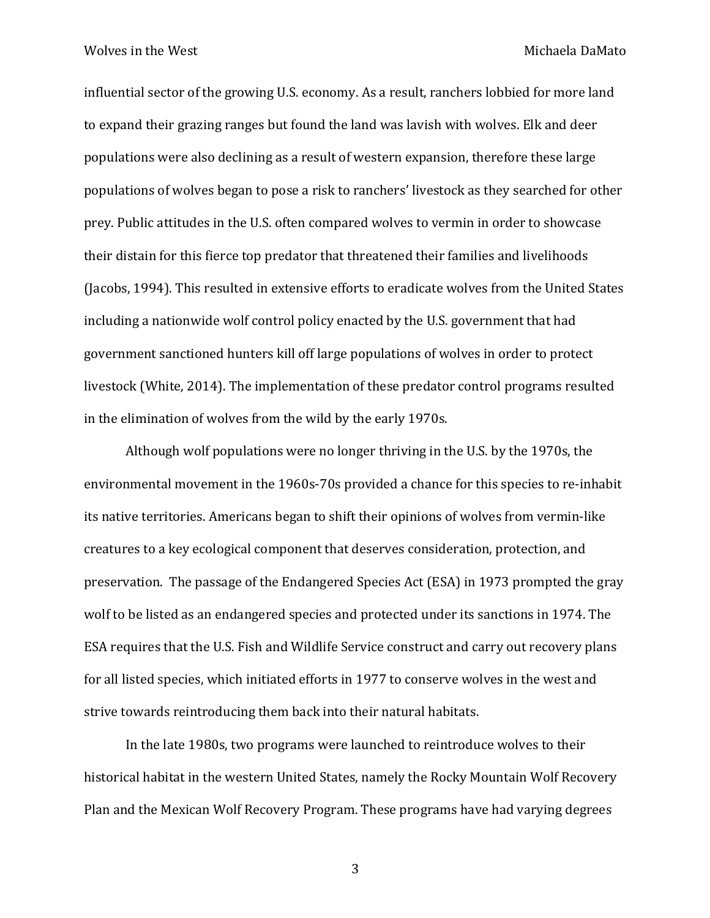influential sector of the growing U.S. economy. As a result, ranchers lobbied for more land to expand their grazing ranges but found the land was lavish with wolves. Elk and deer populations were also declining as a result of western expansion, therefore these large populations of wolves began to pose a risk to ranchers' livestock as they searched for other prey. Public attitudes in the U.S. often compared wolves to vermin in order to showcase their distain for this fierce top predator that threatened their families and livelihoods (Jacobs, 1994). This resulted in extensive efforts to eradicate wolves from the United States including a nationwide wolf control policy enacted by the U.S. government that had government sanctioned hunters kill off large populations of wolves in order to protect livestock (White, 2014). The implementation of these predator control programs resulted in the elimination of wolves from the wild by the early 1970s.

Although wolf populations were no longer thriving in the U.S. by the 1970s, the environmental movement in the 1960s-70s provided a chance for this species to re-inhabit its native territories. Americans began to shift their opinions of wolves from vermin-like creatures to a key ecological component that deserves consideration, protection, and preservation. The passage of the Endangered Species Act (ESA) in 1973 prompted the gray wolf to be listed as an endangered species and protected under its sanctions in 1974. The ESA requires that the U.S. Fish and Wildlife Service construct and carry out recovery plans for all listed species, which initiated efforts in 1977 to conserve wolves in the west and strive towards reintroducing them back into their natural habitats.

In the late 1980s, two programs were launched to reintroduce wolves to their historical habitat in the western United States, namely the Rocky Mountain Wolf Recovery Plan and the Mexican Wolf Recovery Program. These programs have had varying degrees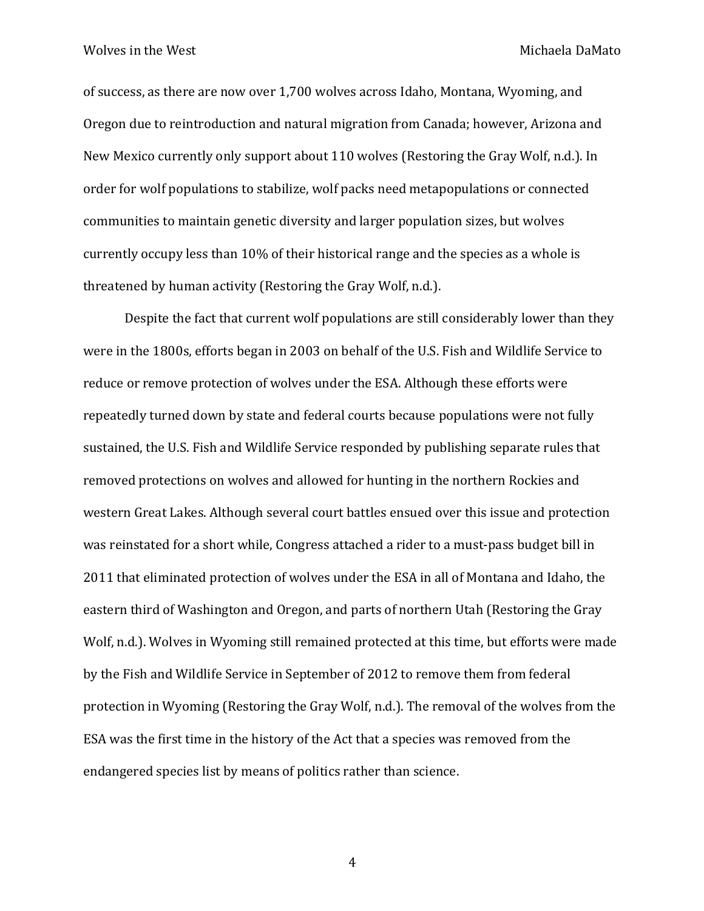of success, as there are now over 1,700 wolves across Idaho, Montana, Wyoming, and Oregon due to reintroduction and natural migration from Canada; however, Arizona and New Mexico currently only support about 110 wolves (Restoring the Gray Wolf, n.d.). In order for wolf populations to stabilize, wolf packs need metapopulations or connected communities to maintain genetic diversity and larger population sizes, but wolves currently occupy less than 10% of their historical range and the species as a whole is threatened by human activity (Restoring the Gray Wolf, n.d.).

Despite the fact that current wolf populations are still considerably lower than they were in the 1800s, efforts began in 2003 on behalf of the U.S. Fish and Wildlife Service to reduce or remove protection of wolves under the ESA. Although these efforts were repeatedly turned down by state and federal courts because populations were not fully sustained, the U.S. Fish and Wildlife Service responded by publishing separate rules that removed protections on wolves and allowed for hunting in the northern Rockies and western Great Lakes. Although several court battles ensued over this issue and protection was reinstated for a short while, Congress attached a rider to a must-pass budget bill in 2011 that eliminated protection of wolves under the ESA in all of Montana and Idaho, the eastern third of Washington and Oregon, and parts of northern Utah (Restoring the Gray Wolf, n.d.). Wolves in Wyoming still remained protected at this time, but efforts were made by the Fish and Wildlife Service in September of 2012 to remove them from federal protection in Wyoming (Restoring the Gray Wolf, n.d.). The removal of the wolves from the ESA was the first time in the history of the Act that a species was removed from the endangered species list by means of politics rather than science.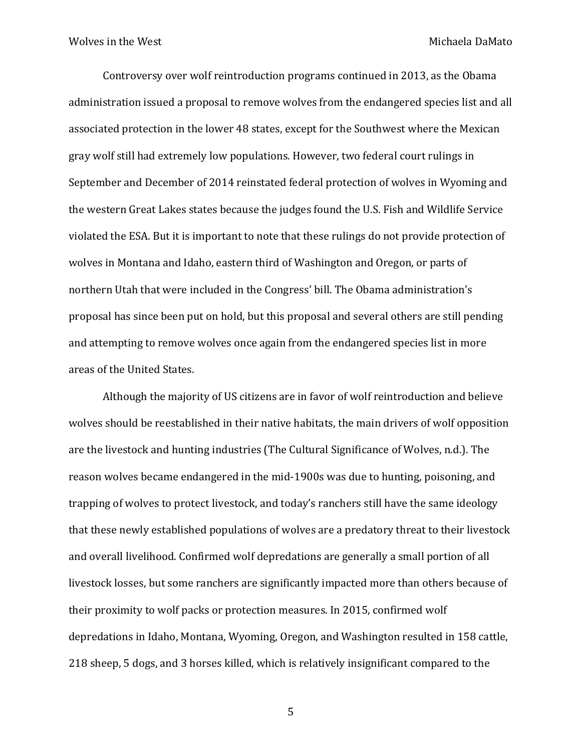Controversy over wolf reintroduction programs continued in 2013, as the Obama administration issued a proposal to remove wolves from the endangered species list and all associated protection in the lower 48 states, except for the Southwest where the Mexican gray wolf still had extremely low populations. However, two federal court rulings in September and December of 2014 reinstated federal protection of wolves in Wyoming and the western Great Lakes states because the judges found the U.S. Fish and Wildlife Service violated the ESA. But it is important to note that these rulings do not provide protection of wolves in Montana and Idaho, eastern third of Washington and Oregon, or parts of northern Utah that were included in the Congress' bill. The Obama administration's proposal has since been put on hold, but this proposal and several others are still pending and attempting to remove wolves once again from the endangered species list in more areas of the United States.

Although the majority of US citizens are in favor of wolf reintroduction and believe wolves should be reestablished in their native habitats, the main drivers of wolf opposition are the livestock and hunting industries (The Cultural Significance of Wolves, n.d.). The reason wolves became endangered in the mid-1900s was due to hunting, poisoning, and trapping of wolves to protect livestock, and today's ranchers still have the same ideology that these newly established populations of wolves are a predatory threat to their livestock and overall livelihood. Confirmed wolf depredations are generally a small portion of all livestock losses, but some ranchers are significantly impacted more than others because of their proximity to wolf packs or protection measures. In 2015, confirmed wolf depredations in Idaho, Montana, Wyoming, Oregon, and Washington resulted in 158 cattle, 218 sheep, 5 dogs, and 3 horses killed, which is relatively insignificant compared to the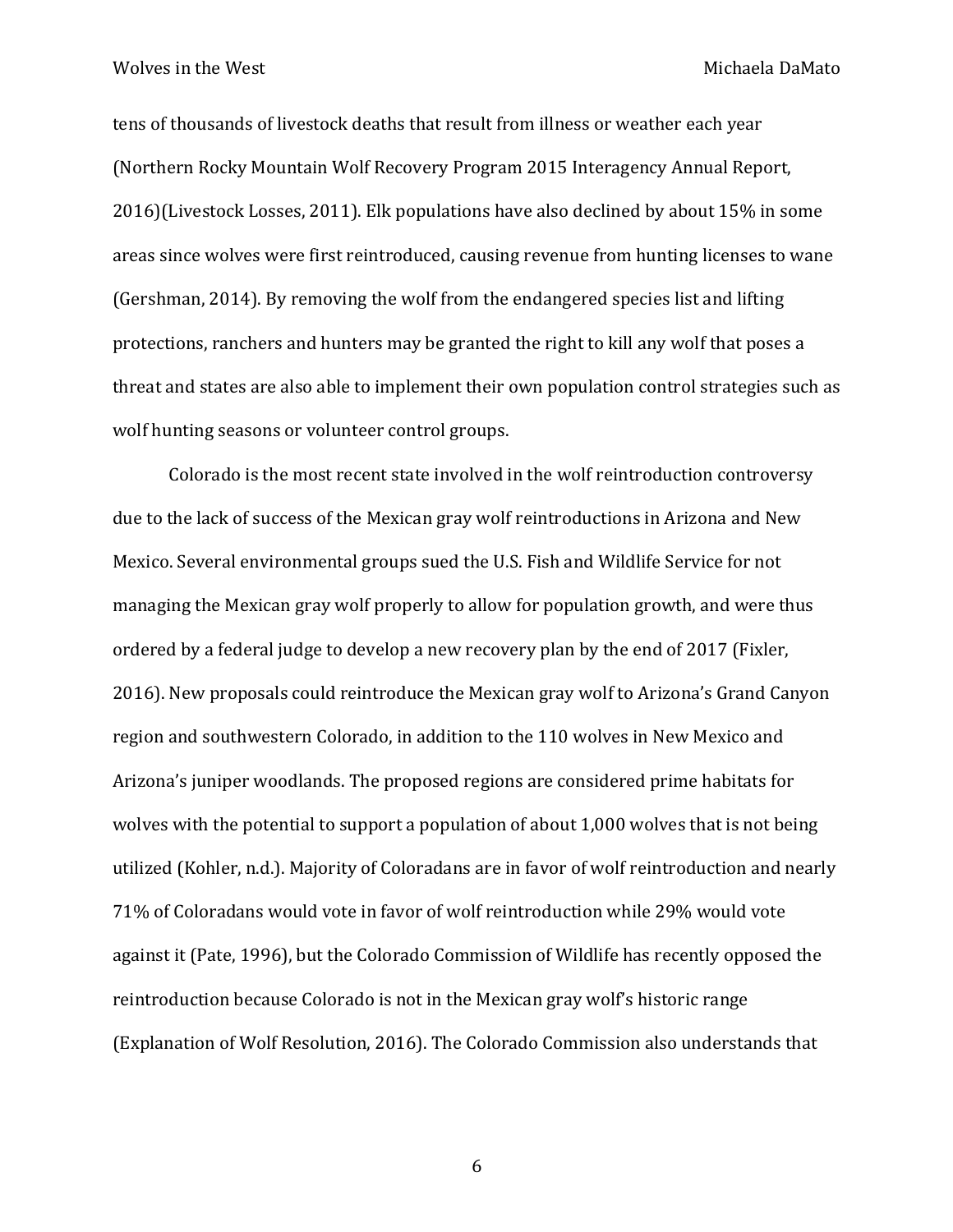tens of thousands of livestock deaths that result from illness or weather each year (Northern Rocky Mountain Wolf Recovery Program 2015 Interagency Annual Report, 2016)(Livestock Losses, 2011). Elk populations have also declined by about 15% in some areas since wolves were first reintroduced, causing revenue from hunting licenses to wane (Gershman, 2014). By removing the wolf from the endangered species list and lifting protections, ranchers and hunters may be granted the right to kill any wolf that poses a threat and states are also able to implement their own population control strategies such as wolf hunting seasons or volunteer control groups.

Colorado is the most recent state involved in the wolf reintroduction controversy due to the lack of success of the Mexican gray wolf reintroductions in Arizona and New Mexico. Several environmental groups sued the U.S. Fish and Wildlife Service for not managing the Mexican gray wolf properly to allow for population growth, and were thus ordered by a federal judge to develop a new recovery plan by the end of 2017 (Fixler, 2016). New proposals could reintroduce the Mexican gray wolf to Arizona's Grand Canyon region and southwestern Colorado, in addition to the 110 wolves in New Mexico and Arizona's juniper woodlands. The proposed regions are considered prime habitats for wolves with the potential to support a population of about 1,000 wolves that is not being utilized (Kohler, n.d.). Majority of Coloradans are in favor of wolf reintroduction and nearly 71% of Coloradans would vote in favor of wolf reintroduction while 29% would vote against it (Pate, 1996), but the Colorado Commission of Wildlife has recently opposed the reintroduction because Colorado is not in the Mexican gray wolf's historic range (Explanation of Wolf Resolution, 2016). The Colorado Commission also understands that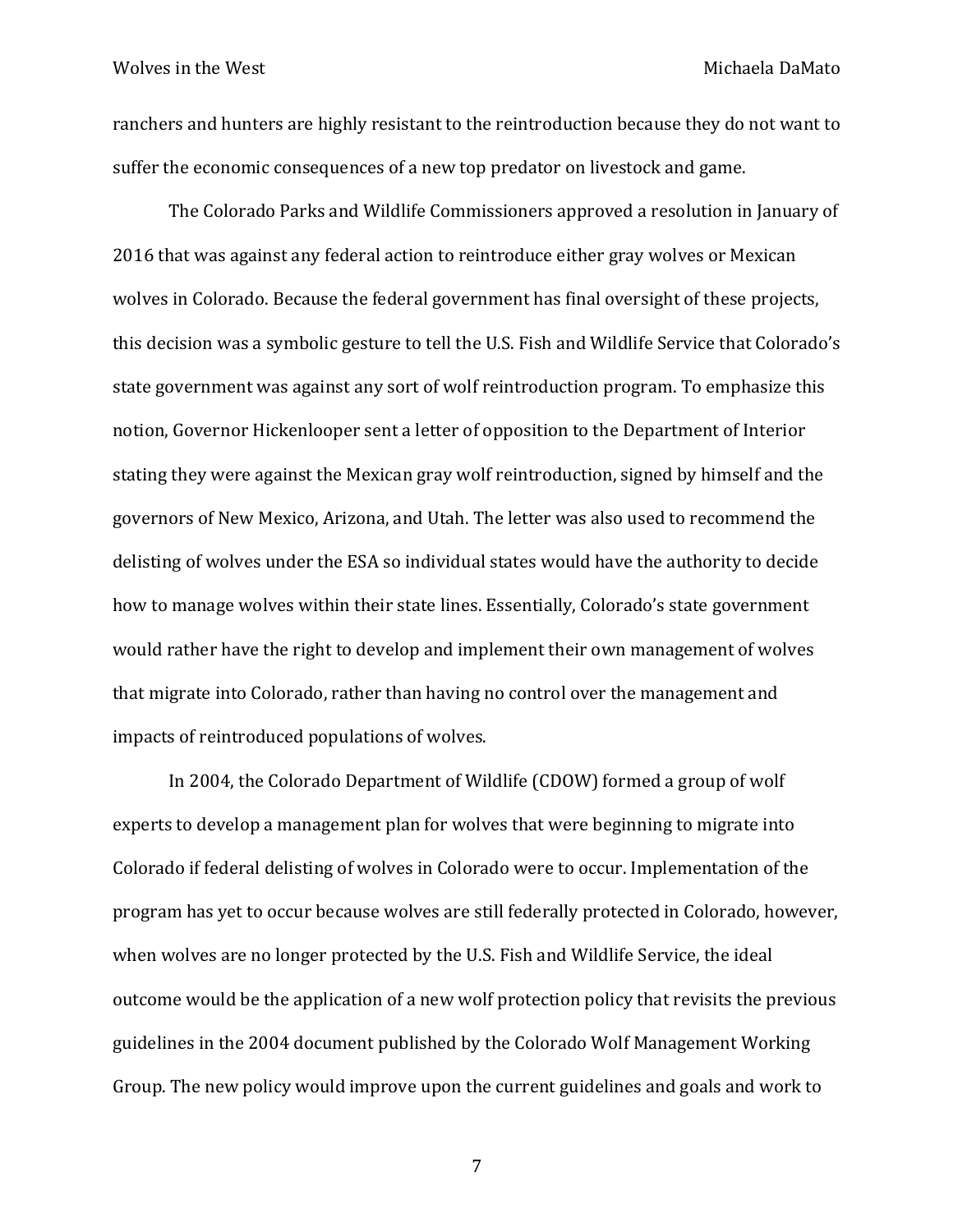ranchers and hunters are highly resistant to the reintroduction because they do not want to suffer the economic consequences of a new top predator on livestock and game.

The Colorado Parks and Wildlife Commissioners approved a resolution in January of 2016 that was against any federal action to reintroduce either gray wolves or Mexican wolves in Colorado. Because the federal government has final oversight of these projects, this decision was a symbolic gesture to tell the U.S. Fish and Wildlife Service that Colorado's state government was against any sort of wolf reintroduction program. To emphasize this notion, Governor Hickenlooper sent a letter of opposition to the Department of Interior stating they were against the Mexican gray wolf reintroduction, signed by himself and the governors of New Mexico, Arizona, and Utah. The letter was also used to recommend the delisting of wolves under the ESA so individual states would have the authority to decide how to manage wolves within their state lines. Essentially, Colorado's state government would rather have the right to develop and implement their own management of wolves that migrate into Colorado, rather than having no control over the management and impacts of reintroduced populations of wolves.

In 2004, the Colorado Department of Wildlife (CDOW) formed a group of wolf experts to develop a management plan for wolves that were beginning to migrate into Colorado if federal delisting of wolves in Colorado were to occur. Implementation of the program has yet to occur because wolves are still federally protected in Colorado, however, when wolves are no longer protected by the U.S. Fish and Wildlife Service, the ideal outcome would be the application of a new wolf protection policy that revisits the previous guidelines in the 2004 document published by the Colorado Wolf Management Working Group. The new policy would improve upon the current guidelines and goals and work to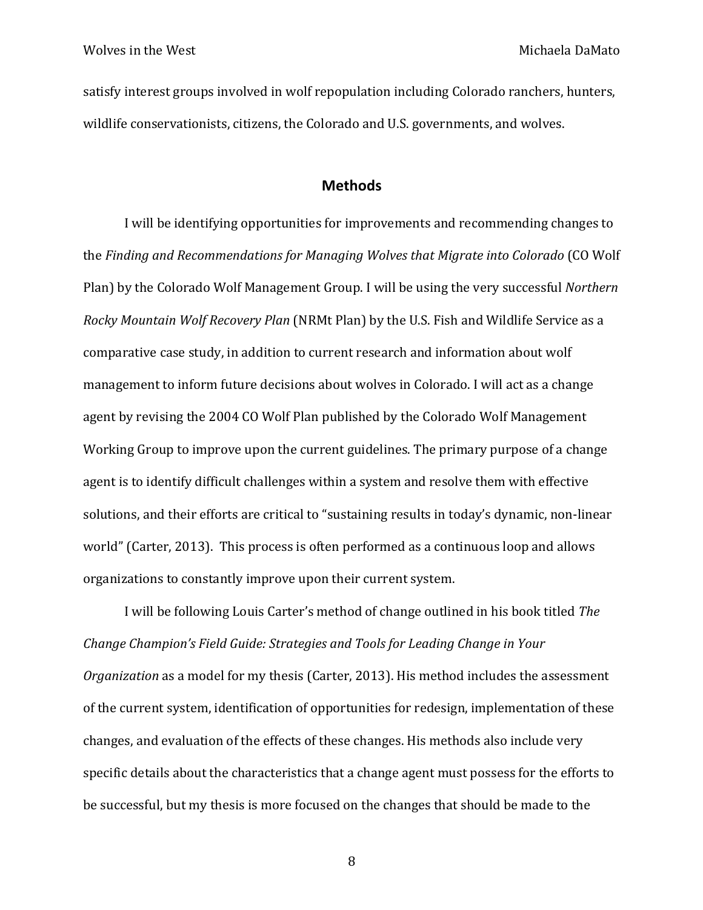satisfy interest groups involved in wolf repopulation including Colorado ranchers, hunters, wildlife conservationists, citizens, the Colorado and U.S. governments, and wolves.

## Methods

I will be identifying opportunities for improvements and recommending changes to the *Finding and Recommendations for Managing Wolves that Migrate into Colorado* (CO Wolf Plan) by the Colorado Wolf Management Group. I will be using the very successful *Northern Rocky Mountain Wolf Recovery Plan* (NRMt Plan) by the U.S. Fish and Wildlife Service as a comparative case study, in addition to current research and information about wolf management to inform future decisions about wolves in Colorado. I will act as a change agent by revising the 2004 CO Wolf Plan published by the Colorado Wolf Management Working Group to improve upon the current guidelines. The primary purpose of a change agent is to identify difficult challenges within a system and resolve them with effective solutions, and their efforts are critical to "sustaining results in today's dynamic, non-linear world" (Carter, 2013). This process is often performed as a continuous loop and allows organizations to constantly improve upon their current system.

I will be following Louis Carter's method of change outlined in his book titled *The Change Champion's Field Guide: Strategies and Tools for Leading Change in Your Organization* as a model for my thesis (Carter, 2013). His method includes the assessment of the current system, identification of opportunities for redesign, implementation of these changes, and evaluation of the effects of these changes. His methods also include very specific details about the characteristics that a change agent must possess for the efforts to be successful, but my thesis is more focused on the changes that should be made to the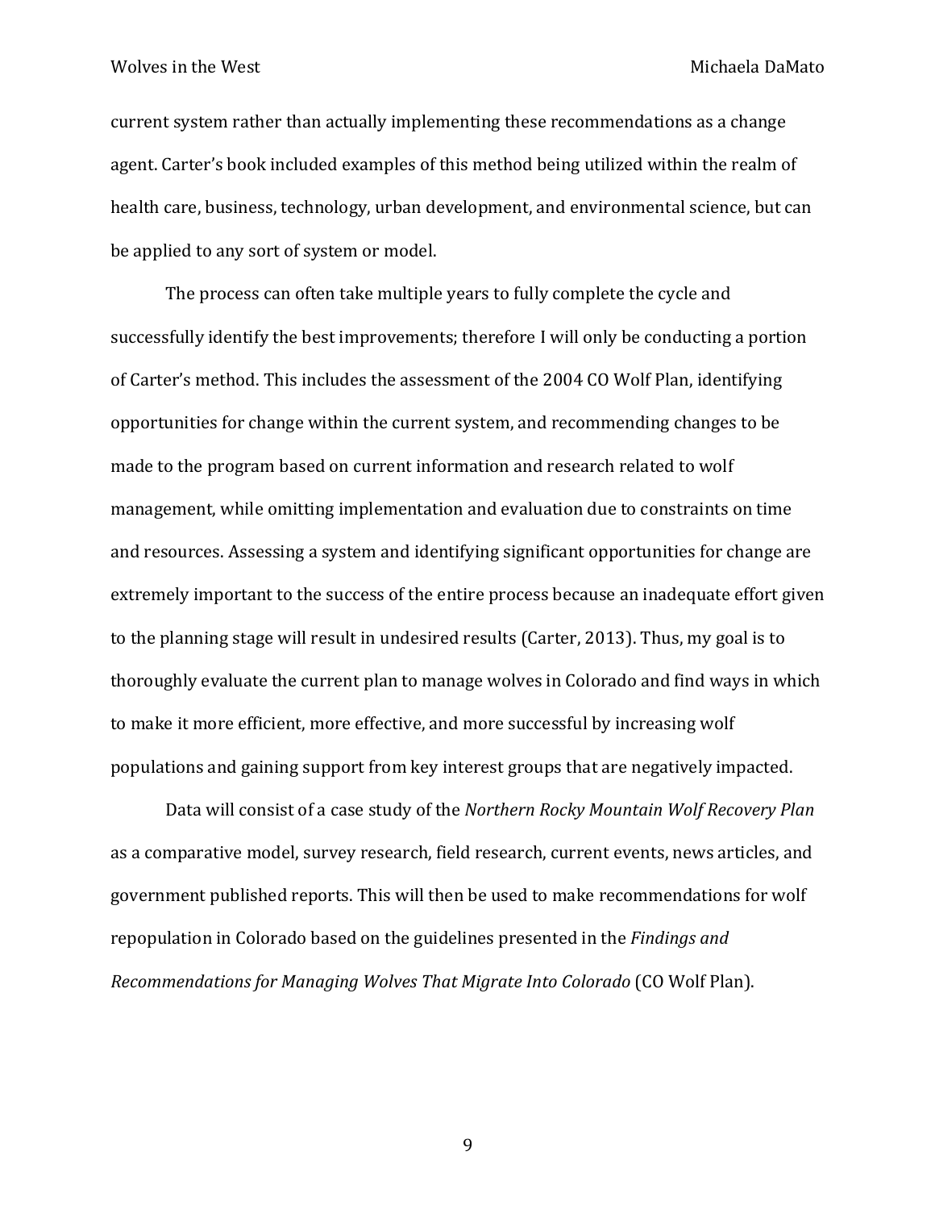current system rather than actually implementing these recommendations as a change agent. Carter's book included examples of this method being utilized within the realm of health care, business, technology, urban development, and environmental science, but can be applied to any sort of system or model.

The process can often take multiple years to fully complete the cycle and successfully identify the best improvements; therefore I will only be conducting a portion of Carter's method. This includes the assessment of the 2004 CO Wolf Plan, identifying opportunities for change within the current system, and recommending changes to be made to the program based on current information and research related to wolf management, while omitting implementation and evaluation due to constraints on time and resources. Assessing a system and identifying significant opportunities for change are extremely important to the success of the entire process because an inadequate effort given to the planning stage will result in undesired results (Carter, 2013). Thus, my goal is to thoroughly evaluate the current plan to manage wolves in Colorado and find ways in which to make it more efficient, more effective, and more successful by increasing wolf populations and gaining support from key interest groups that are negatively impacted.

Data will consist of a case study of the *Northern Rocky Mountain Wolf Recovery Plan* as a comparative model, survey research, field research, current events, news articles, and government published reports. This will then be used to make recommendations for wolf repopulation in Colorado based on the guidelines presented in the *Findings and Recommendations for Managing Wolves That Migrate Into Colorado* (CO Wolf Plan).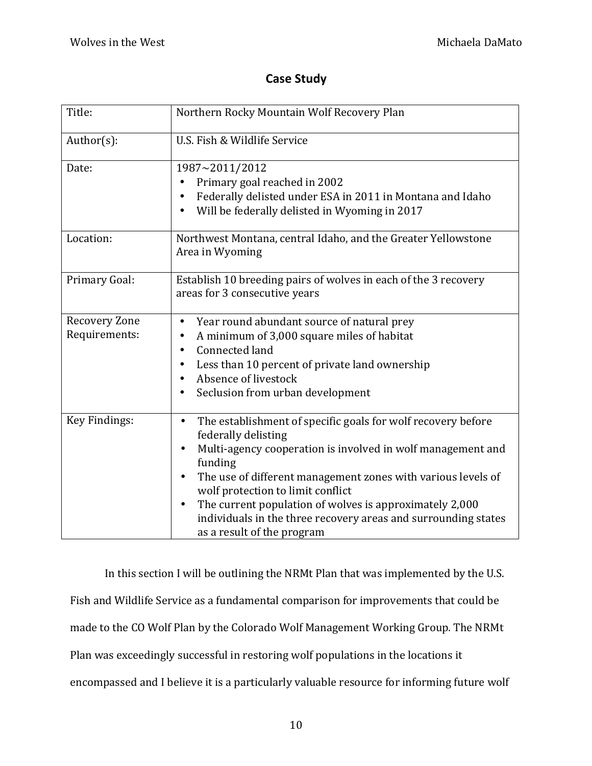## Case Study

| Title: | Northern Rocky Mountain Wolf Recovery Plan |
|---|---|
| Author(s): | U.S. Fish & Wildlife Service |
| Date: | 1987~2011/2012<br>• Primary goal reached in 2002<br>• Federally delisted under ESA in 2011 in Montana and Idaho<br>• Will be federally delisted in Wyoming in 2017 |
| Location: | Northwest Montana, central Idaho, and the Greater Yellowstone Area in Wyoming |
| Primary Goal: | Establish 10 breeding pairs of wolves in each of the 3 recovery areas for 3 consecutive years |
| Recovery Zone Requirements: | • Year round abundant source of natural prey<br>• A minimum of 3,000 square miles of habitat<br>• Connected land<br>• Less than 10 percent of private land ownership<br>• Absence of livestock<br>• Seclusion from urban development |
| Key Findings: | • The establishment of specific goals for wolf recovery before federally delisting<br>• Multi-agency cooperation is involved in wolf management and funding<br>• The use of different management zones with various levels of wolf protection to limit conflict<br>• The current population of wolves is approximately 2,000 individuals in the three recovery areas and surrounding states as a result of the program |

In this section I will be outlining the NRMt Plan that was implemented by the U.S. Fish and Wildlife Service as a fundamental comparison for improvements that could be made to the CO Wolf Plan by the Colorado Wolf Management Working Group. The NRMt Plan was exceedingly successful in restoring wolf populations in the locations it encompassed and I believe it is a particularly valuable resource for informing future wolf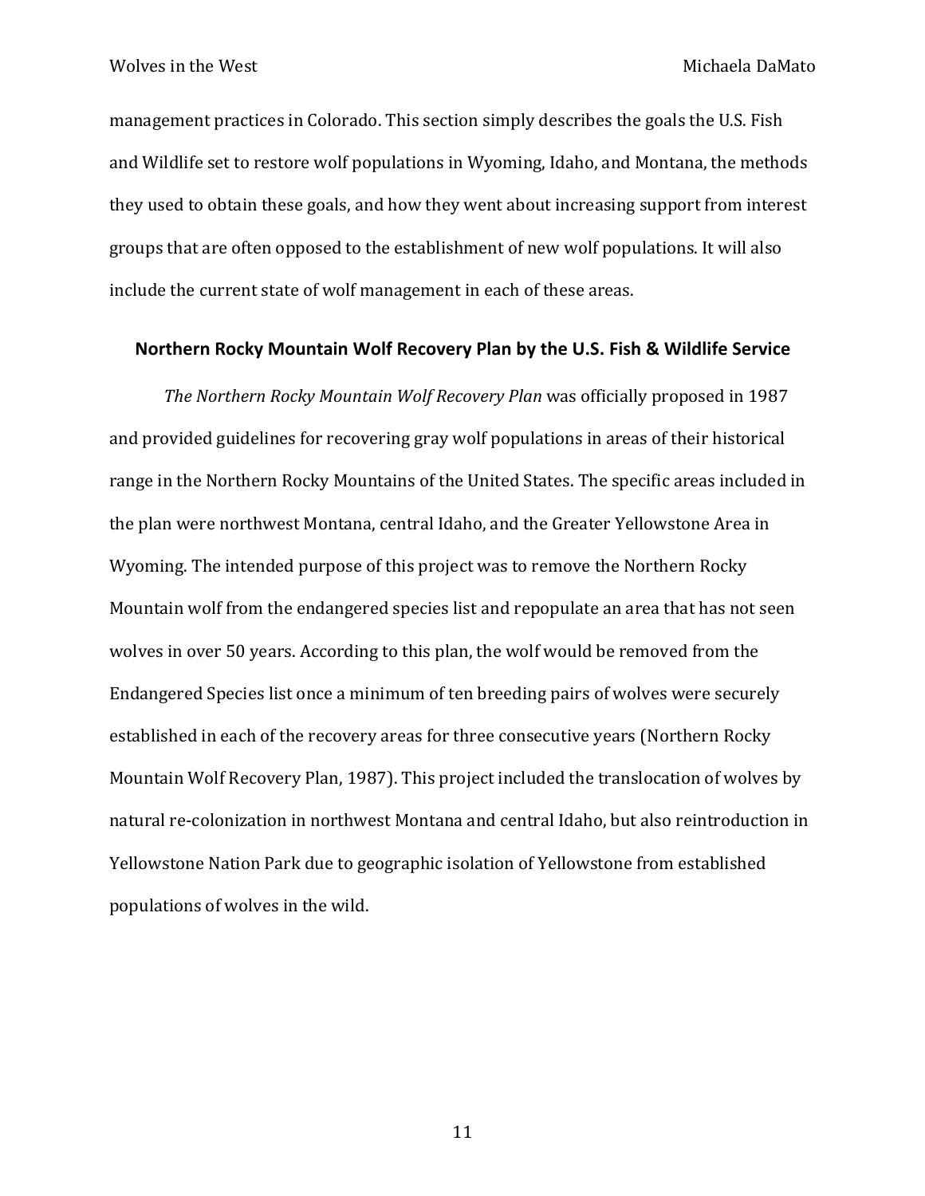management practices in Colorado. This section simply describes the goals the U.S. Fish and Wildlife set to restore wolf populations in Wyoming, Idaho, and Montana, the methods they used to obtain these goals, and how they went about increasing support from interest groups that are often opposed to the establishment of new wolf populations. It will also include the current state of wolf management in each of these areas.

## Northern Rocky Mountain Wolf Recovery Plan by the U.S. Fish & Wildlife Service

*The Northern Rocky Mountain Wolf Recovery Plan* was officially proposed in 1987 and provided guidelines for recovering gray wolf populations in areas of their historical range in the Northern Rocky Mountains of the United States. The specific areas included in the plan were northwest Montana, central Idaho, and the Greater Yellowstone Area in Wyoming. The intended purpose of this project was to remove the Northern Rocky Mountain wolf from the endangered species list and repopulate an area that has not seen wolves in over 50 years. According to this plan, the wolf would be removed from the Endangered Species list once a minimum of ten breeding pairs of wolves were securely established in each of the recovery areas for three consecutive years (Northern Rocky Mountain Wolf Recovery Plan, 1987). This project included the translocation of wolves by natural re-colonization in northwest Montana and central Idaho, but also reintroduction in Yellowstone Nation Park due to geographic isolation of Yellowstone from established populations of wolves in the wild.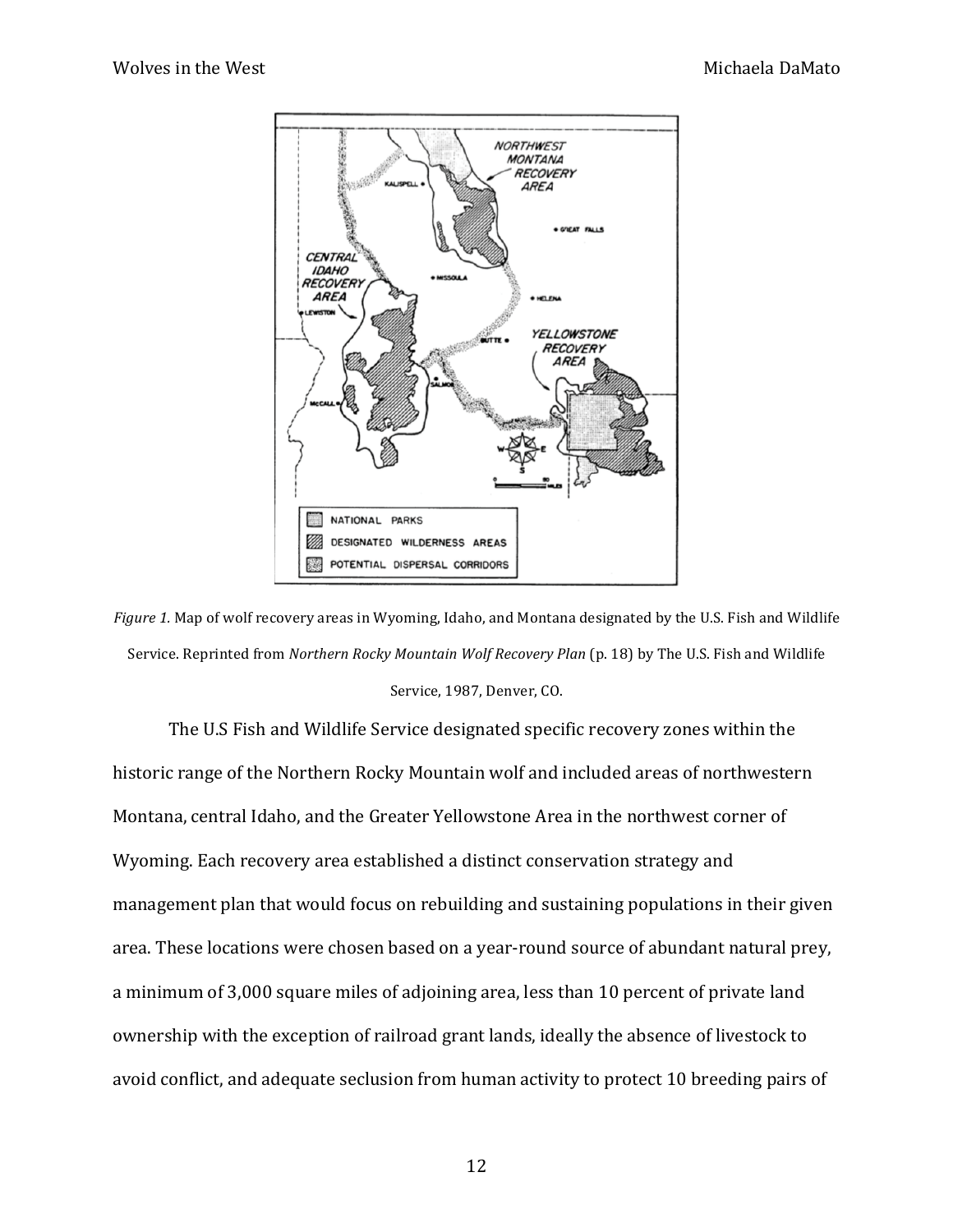*Figure 1.* Map of wolf recovery areas in Wyoming, Idaho, and Montana designated by the U.S. Fish and Wildlife Service. Reprinted from *Northern Rocky Mountain Wolf Recovery Plan* (p. 18) by The U.S. Fish and Wildlife Service, 1987, Denver, CO.

The U.S Fish and Wildlife Service designated specific recovery zones within the historic range of the Northern Rocky Mountain wolf and included areas of northwestern Montana, central Idaho, and the Greater Yellowstone Area in the northwest corner of Wyoming. Each recovery area established a distinct conservation strategy and management plan that would focus on rebuilding and sustaining populations in their given area. These locations were chosen based on a year-round source of abundant natural prey, a minimum of 3,000 square miles of adjoining area, less than 10 percent of private land ownership with the exception of railroad grant lands, ideally the absence of livestock to avoid conflict, and adequate seclusion from human activity to protect 10 breeding pairs of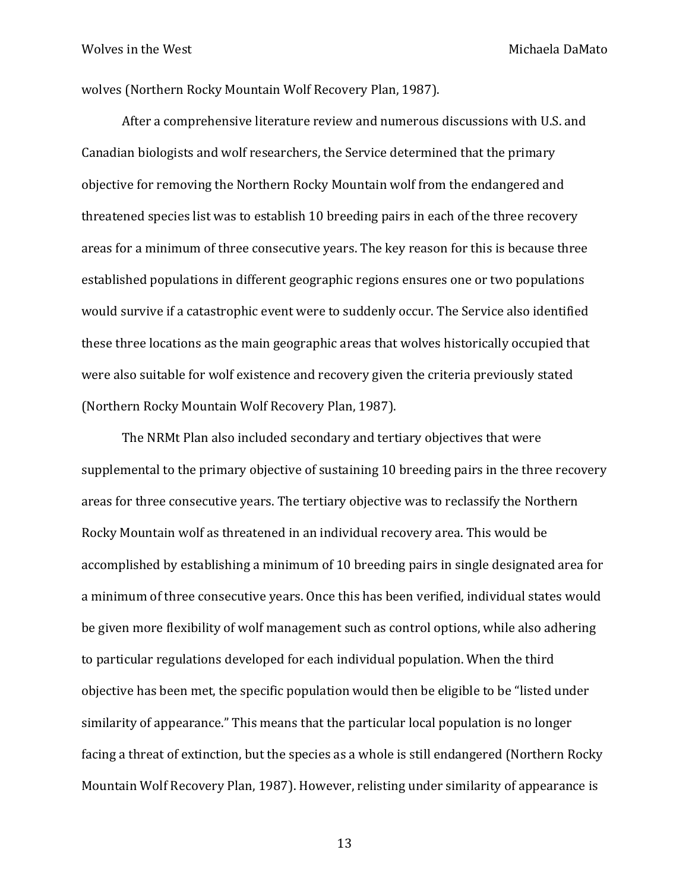wolves (Northern Rocky Mountain Wolf Recovery Plan, 1987).

After a comprehensive literature review and numerous discussions with U.S. and Canadian biologists and wolf researchers, the Service determined that the primary objective for removing the Northern Rocky Mountain wolf from the endangered and threatened species list was to establish 10 breeding pairs in each of the three recovery areas for a minimum of three consecutive years. The key reason for this is because three established populations in different geographic regions ensures one or two populations would survive if a catastrophic event were to suddenly occur. The Service also identified these three locations as the main geographic areas that wolves historically occupied that were also suitable for wolf existence and recovery given the criteria previously stated (Northern Rocky Mountain Wolf Recovery Plan, 1987).

The NRMt Plan also included secondary and tertiary objectives that were supplemental to the primary objective of sustaining 10 breeding pairs in the three recovery areas for three consecutive years. The tertiary objective was to reclassify the Northern Rocky Mountain wolf as threatened in an individual recovery area. This would be accomplished by establishing a minimum of 10 breeding pairs in single designated area for a minimum of three consecutive years. Once this has been verified, individual states would be given more flexibility of wolf management such as control options, while also adhering to particular regulations developed for each individual population. When the third objective has been met, the specific population would then be eligible to be "listed under similarity of appearance." This means that the particular local population is no longer facing a threat of extinction, but the species as a whole is still endangered (Northern Rocky Mountain Wolf Recovery Plan, 1987). However, relisting under similarity of appearance is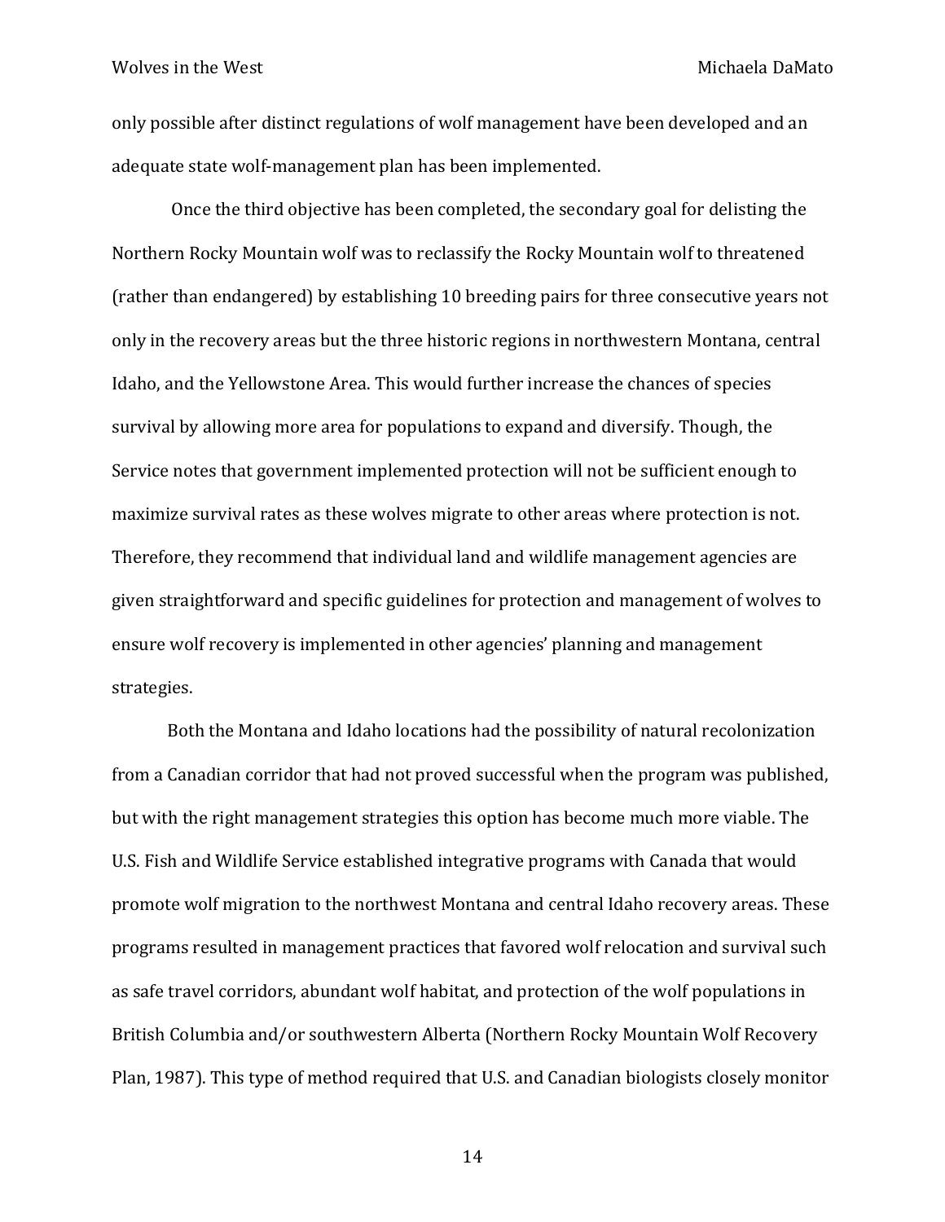only possible after distinct regulations of wolf management have been developed and an adequate state wolf-management plan has been implemented.

Once the third objective has been completed, the secondary goal for delisting the Northern Rocky Mountain wolf was to reclassify the Rocky Mountain wolf to threatened (rather than endangered) by establishing 10 breeding pairs for three consecutive years not only in the recovery areas but the three historic regions in northwestern Montana, central Idaho, and the Yellowstone Area. This would further increase the chances of species survival by allowing more area for populations to expand and diversify. Though, the Service notes that government implemented protection will not be sufficient enough to maximize survival rates as these wolves migrate to other areas where protection is not. Therefore, they recommend that individual land and wildlife management agencies are given straightforward and specific guidelines for protection and management of wolves to ensure wolf recovery is implemented in other agencies' planning and management strategies.

Both the Montana and Idaho locations had the possibility of natural recolonization from a Canadian corridor that had not proved successful when the program was published, but with the right management strategies this option has become much more viable. The U.S. Fish and Wildlife Service established integrative programs with Canada that would promote wolf migration to the northwest Montana and central Idaho recovery areas. These programs resulted in management practices that favored wolf relocation and survival such as safe travel corridors, abundant wolf habitat, and protection of the wolf populations in British Columbia and/or southwestern Alberta (Northern Rocky Mountain Wolf Recovery Plan, 1987). This type of method required that U.S. and Canadian biologists closely monitor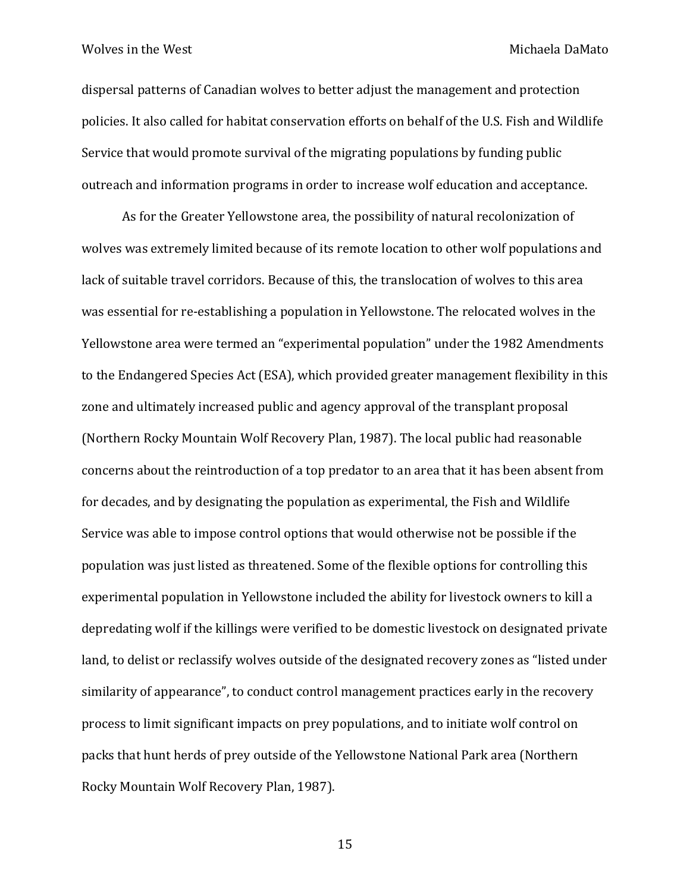dispersal patterns of Canadian wolves to better adjust the management and protection policies. It also called for habitat conservation efforts on behalf of the U.S. Fish and Wildlife Service that would promote survival of the migrating populations by funding public outreach and information programs in order to increase wolf education and acceptance.

As for the Greater Yellowstone area, the possibility of natural recolonization of wolves was extremely limited because of its remote location to other wolf populations and lack of suitable travel corridors. Because of this, the translocation of wolves to this area was essential for re-establishing a population in Yellowstone. The relocated wolves in the Yellowstone area were termed an "experimental population" under the 1982 Amendments to the Endangered Species Act (ESA), which provided greater management flexibility in this zone and ultimately increased public and agency approval of the transplant proposal (Northern Rocky Mountain Wolf Recovery Plan, 1987). The local public had reasonable concerns about the reintroduction of a top predator to an area that it has been absent from for decades, and by designating the population as experimental, the Fish and Wildlife Service was able to impose control options that would otherwise not be possible if the population was just listed as threatened. Some of the flexible options for controlling this experimental population in Yellowstone included the ability for livestock owners to kill a depredating wolf if the killings were verified to be domestic livestock on designated private land, to delist or reclassify wolves outside of the designated recovery zones as "listed under similarity of appearance", to conduct control management practices early in the recovery process to limit significant impacts on prey populations, and to initiate wolf control on packs that hunt herds of prey outside of the Yellowstone National Park area (Northern Rocky Mountain Wolf Recovery Plan, 1987).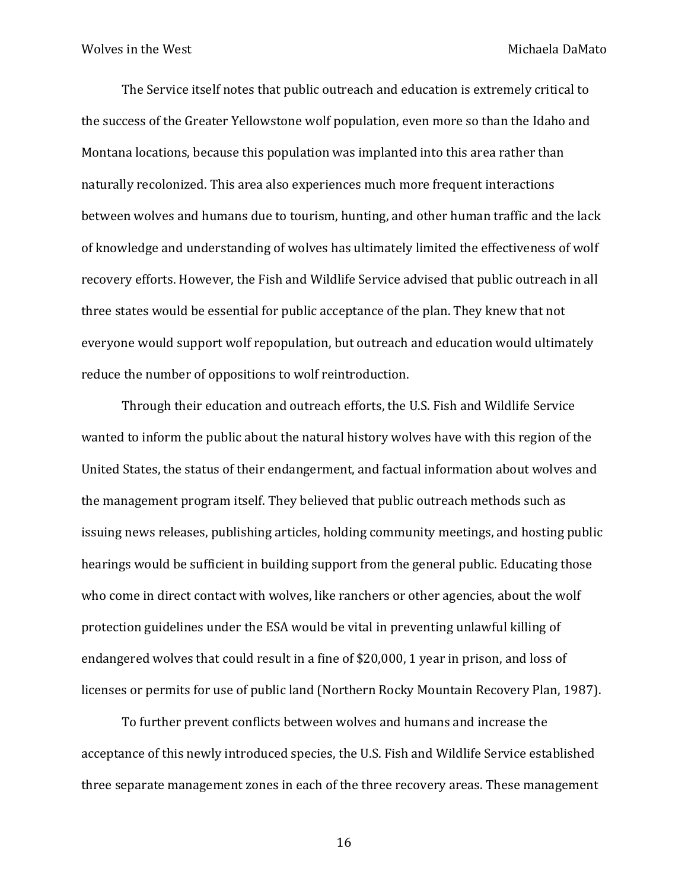The Service itself notes that public outreach and education is extremely critical to the success of the Greater Yellowstone wolf population, even more so than the Idaho and Montana locations, because this population was implanted into this area rather than naturally recolonized. This area also experiences much more frequent interactions between wolves and humans due to tourism, hunting, and other human traffic and the lack of knowledge and understanding of wolves has ultimately limited the effectiveness of wolf recovery efforts. However, the Fish and Wildlife Service advised that public outreach in all three states would be essential for public acceptance of the plan. They knew that not everyone would support wolf repopulation, but outreach and education would ultimately reduce the number of oppositions to wolf reintroduction.

Through their education and outreach efforts, the U.S. Fish and Wildlife Service wanted to inform the public about the natural history wolves have with this region of the United States, the status of their endangerment, and factual information about wolves and the management program itself. They believed that public outreach methods such as issuing news releases, publishing articles, holding community meetings, and hosting public hearings would be sufficient in building support from the general public. Educating those who come in direct contact with wolves, like ranchers or other agencies, about the wolf protection guidelines under the ESA would be vital in preventing unlawful killing of endangered wolves that could result in a fine of $20,000, 1 year in prison, and loss of licenses or permits for use of public land (Northern Rocky Mountain Recovery Plan, 1987).

To further prevent conflicts between wolves and humans and increase the acceptance of this newly introduced species, the U.S. Fish and Wildlife Service established three separate management zones in each of the three recovery areas. These management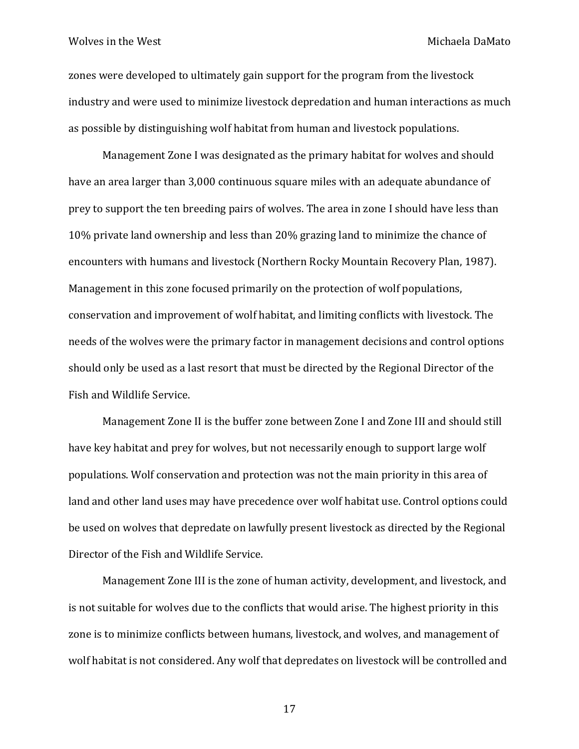zones were developed to ultimately gain support for the program from the livestock industry and were used to minimize livestock depredation and human interactions as much as possible by distinguishing wolf habitat from human and livestock populations.

Management Zone I was designated as the primary habitat for wolves and should have an area larger than 3,000 continuous square miles with an adequate abundance of prey to support the ten breeding pairs of wolves. The area in zone I should have less than 10% private land ownership and less than 20% grazing land to minimize the chance of encounters with humans and livestock (Northern Rocky Mountain Recovery Plan, 1987). Management in this zone focused primarily on the protection of wolf populations, conservation and improvement of wolf habitat, and limiting conflicts with livestock. The needs of the wolves were the primary factor in management decisions and control options should only be used as a last resort that must be directed by the Regional Director of the Fish and Wildlife Service.

Management Zone II is the buffer zone between Zone I and Zone III and should still have key habitat and prey for wolves, but not necessarily enough to support large wolf populations. Wolf conservation and protection was not the main priority in this area of land and other land uses may have precedence over wolf habitat use. Control options could be used on wolves that depredate on lawfully present livestock as directed by the Regional Director of the Fish and Wildlife Service.

Management Zone III is the zone of human activity, development, and livestock, and is not suitable for wolves due to the conflicts that would arise. The highest priority in this zone is to minimize conflicts between humans, livestock, and wolves, and management of wolf habitat is not considered. Any wolf that depredates on livestock will be controlled and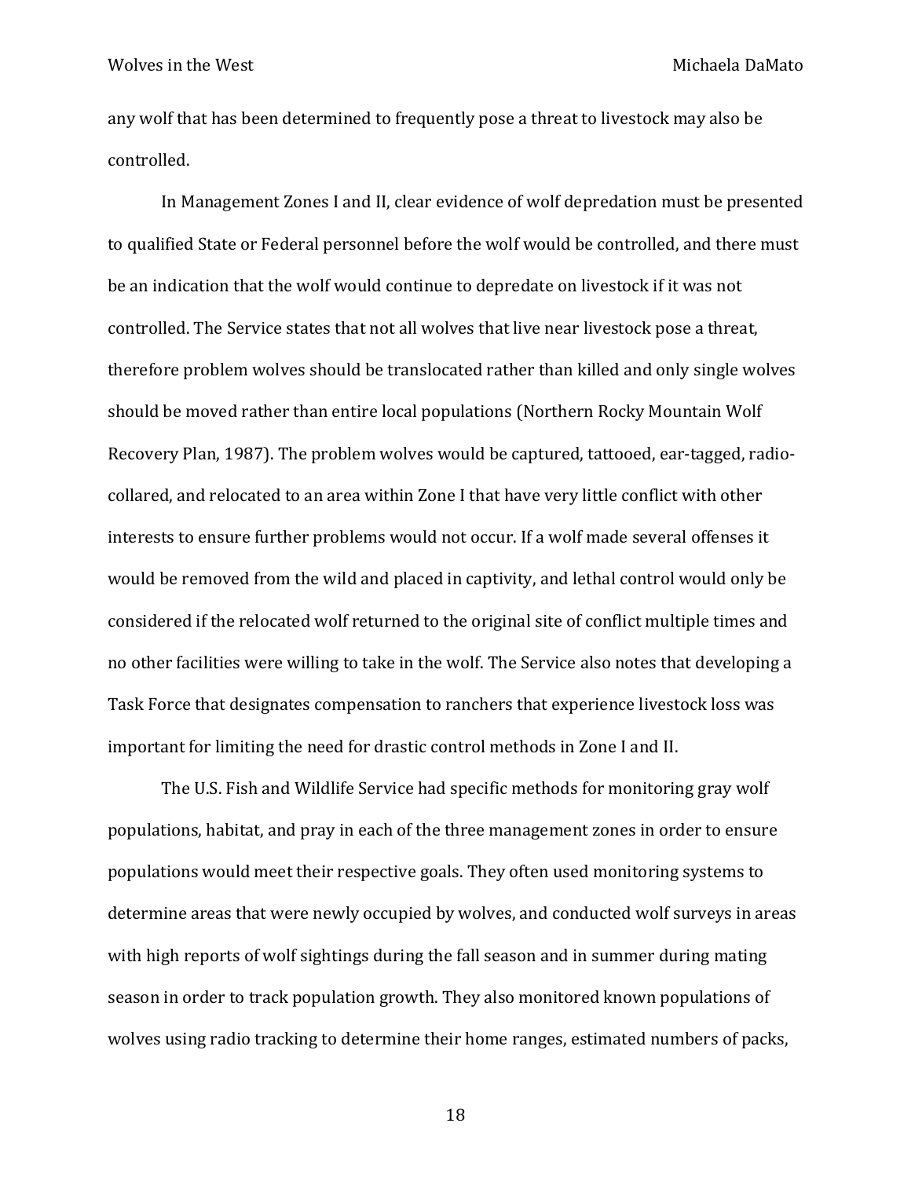any wolf that has been determined to frequently pose a threat to livestock may also be controlled.

In Management Zones I and II, clear evidence of wolf depredation must be presented to qualified State or Federal personnel before the wolf would be controlled, and there must be an indication that the wolf would continue to depredate on livestock if it was not controlled. The Service states that not all wolves that live near livestock pose a threat, therefore problem wolves should be translocated rather than killed and only single wolves should be moved rather than entire local populations (Northern Rocky Mountain Wolf Recovery Plan, 1987). The problem wolves would be captured, tattooed, ear-tagged, radio-collared, and relocated to an area within Zone I that have very little conflict with other interests to ensure further problems would not occur. If a wolf made several offenses it would be removed from the wild and placed in captivity, and lethal control would only be considered if the relocated wolf returned to the original site of conflict multiple times and no other facilities were willing to take in the wolf. The Service also notes that developing a Task Force that designates compensation to ranchers that experience livestock loss was important for limiting the need for drastic control methods in Zone I and II.

The U.S. Fish and Wildlife Service had specific methods for monitoring gray wolf populations, habitat, and pray in each of the three management zones in order to ensure populations would meet their respective goals. They often used monitoring systems to determine areas that were newly occupied by wolves, and conducted wolf surveys in areas with high reports of wolf sightings during the fall season and in summer during mating season in order to track population growth. They also monitored known populations of wolves using radio tracking to determine their home ranges, estimated numbers of packs,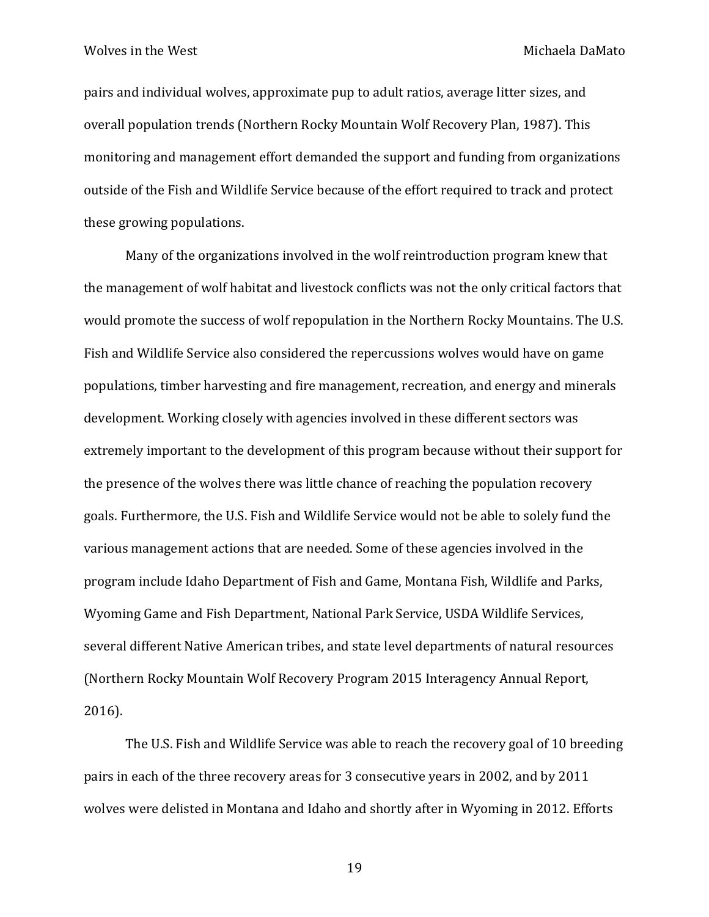pairs and individual wolves, approximate pup to adult ratios, average litter sizes, and overall population trends (Northern Rocky Mountain Wolf Recovery Plan, 1987). This monitoring and management effort demanded the support and funding from organizations outside of the Fish and Wildlife Service because of the effort required to track and protect these growing populations.

Many of the organizations involved in the wolf reintroduction program knew that the management of wolf habitat and livestock conflicts was not the only critical factors that would promote the success of wolf repopulation in the Northern Rocky Mountains. The U.S. Fish and Wildlife Service also considered the repercussions wolves would have on game populations, timber harvesting and fire management, recreation, and energy and minerals development. Working closely with agencies involved in these different sectors was extremely important to the development of this program because without their support for the presence of the wolves there was little chance of reaching the population recovery goals. Furthermore, the U.S. Fish and Wildlife Service would not be able to solely fund the various management actions that are needed. Some of these agencies involved in the program include Idaho Department of Fish and Game, Montana Fish, Wildlife and Parks, Wyoming Game and Fish Department, National Park Service, USDA Wildlife Services, several different Native American tribes, and state level departments of natural resources (Northern Rocky Mountain Wolf Recovery Program 2015 Interagency Annual Report, 2016).

The U.S. Fish and Wildlife Service was able to reach the recovery goal of 10 breeding pairs in each of the three recovery areas for 3 consecutive years in 2002, and by 2011 wolves were delisted in Montana and Idaho and shortly after in Wyoming in 2012. Efforts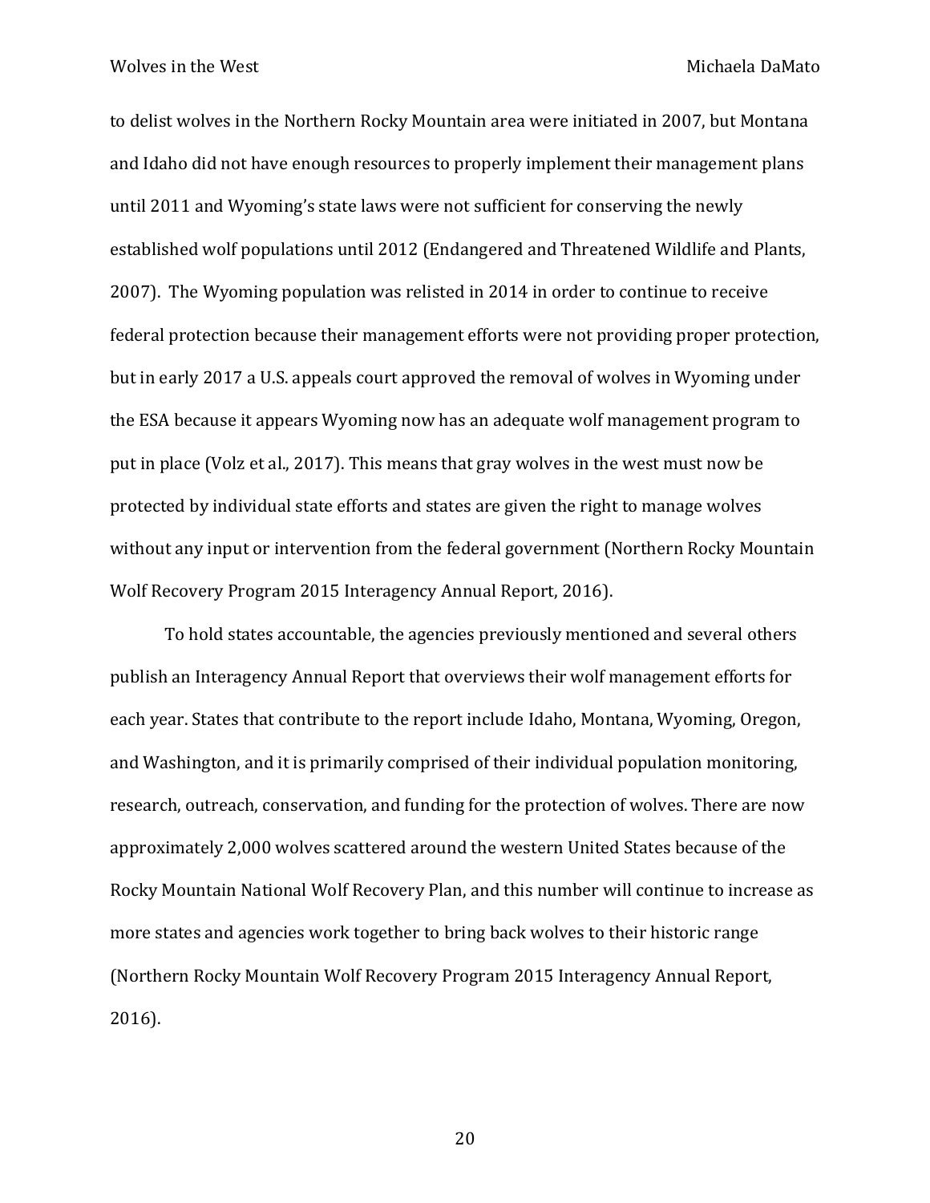to delist wolves in the Northern Rocky Mountain area were initiated in 2007, but Montana and Idaho did not have enough resources to properly implement their management plans until 2011 and Wyoming's state laws were not sufficient for conserving the newly established wolf populations until 2012 (Endangered and Threatened Wildlife and Plants, 2007). The Wyoming population was relisted in 2014 in order to continue to receive federal protection because their management efforts were not providing proper protection, but in early 2017 a U.S. appeals court approved the removal of wolves in Wyoming under the ESA because it appears Wyoming now has an adequate wolf management program to put in place (Volz et al., 2017). This means that gray wolves in the west must now be protected by individual state efforts and states are given the right to manage wolves without any input or intervention from the federal government (Northern Rocky Mountain Wolf Recovery Program 2015 Interagency Annual Report, 2016).

To hold states accountable, the agencies previously mentioned and several others publish an Interagency Annual Report that overviews their wolf management efforts for each year. States that contribute to the report include Idaho, Montana, Wyoming, Oregon, and Washington, and it is primarily comprised of their individual population monitoring, research, outreach, conservation, and funding for the protection of wolves. There are now approximately 2,000 wolves scattered around the western United States because of the Rocky Mountain National Wolf Recovery Plan, and this number will continue to increase as more states and agencies work together to bring back wolves to their historic range (Northern Rocky Mountain Wolf Recovery Program 2015 Interagency Annual Report, 2016).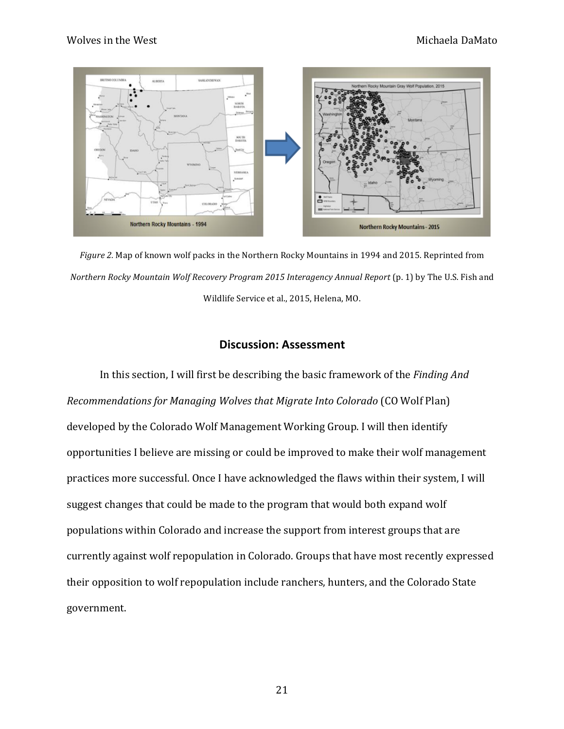*Figure 2.* Map of known wolf packs in the Northern Rocky Mountains in 1994 and 2015. Reprinted from *Northern Rocky Mountain Wolf Recovery Program 2015 Interagency Annual Report* (p. 1) by The U.S. Fish and Wildlife Service et al., 2015, Helena, MO.

## Discussion: Assessment

In this section, I will first be describing the basic framework of the *Finding And Recommendations for Managing Wolves that Migrate Into Colorado* (CO Wolf Plan) developed by the Colorado Wolf Management Working Group. I will then identify opportunities I believe are missing or could be improved to make their wolf management practices more successful. Once I have acknowledged the flaws within their system, I will suggest changes that could be made to the program that would both expand wolf populations within Colorado and increase the support from interest groups that are currently against wolf repopulation in Colorado. Groups that have most recently expressed their opposition to wolf repopulation include ranchers, hunters, and the Colorado State government.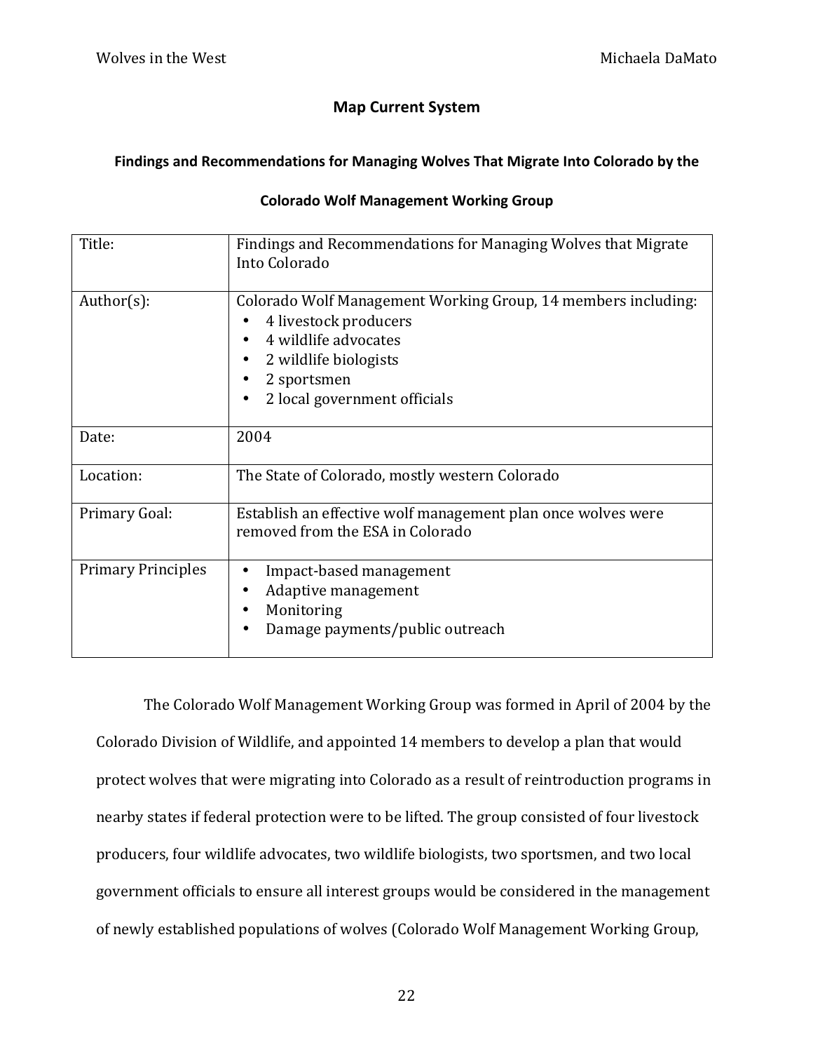## Map Current System

### Findings and Recommendations for Managing Wolves That Migrate Into Colorado by the Colorado Wolf Management Working Group

| | |
|---|---|
| Title: | Findings and Recommendations for Managing Wolves that Migrate Into Colorado |
| Author(s): | Colorado Wolf Management Working Group, 14 members including: <br>• 4 livestock producers <br>• 4 wildlife advocates <br>• 2 wildlife biologists <br>• 2 sportsmen <br>• 2 local government officials |
| Date: | 2004 |
| Location: | The State of Colorado, mostly western Colorado |
| Primary Goal: | Establish an effective wolf management plan once wolves were removed from the ESA in Colorado |
| Primary Principles | • Impact-based management <br>• Adaptive management <br>• Monitoring <br>• Damage payments/public outreach |

The Colorado Wolf Management Working Group was formed in April of 2004 by the Colorado Division of Wildlife, and appointed 14 members to develop a plan that would protect wolves that were migrating into Colorado as a result of reintroduction programs in nearby states if federal protection were to be lifted. The group consisted of four livestock producers, four wildlife advocates, two wildlife biologists, two sportsmen, and two local government officials to ensure all interest groups would be considered in the management of newly established populations of wolves (Colorado Wolf Management Working Group,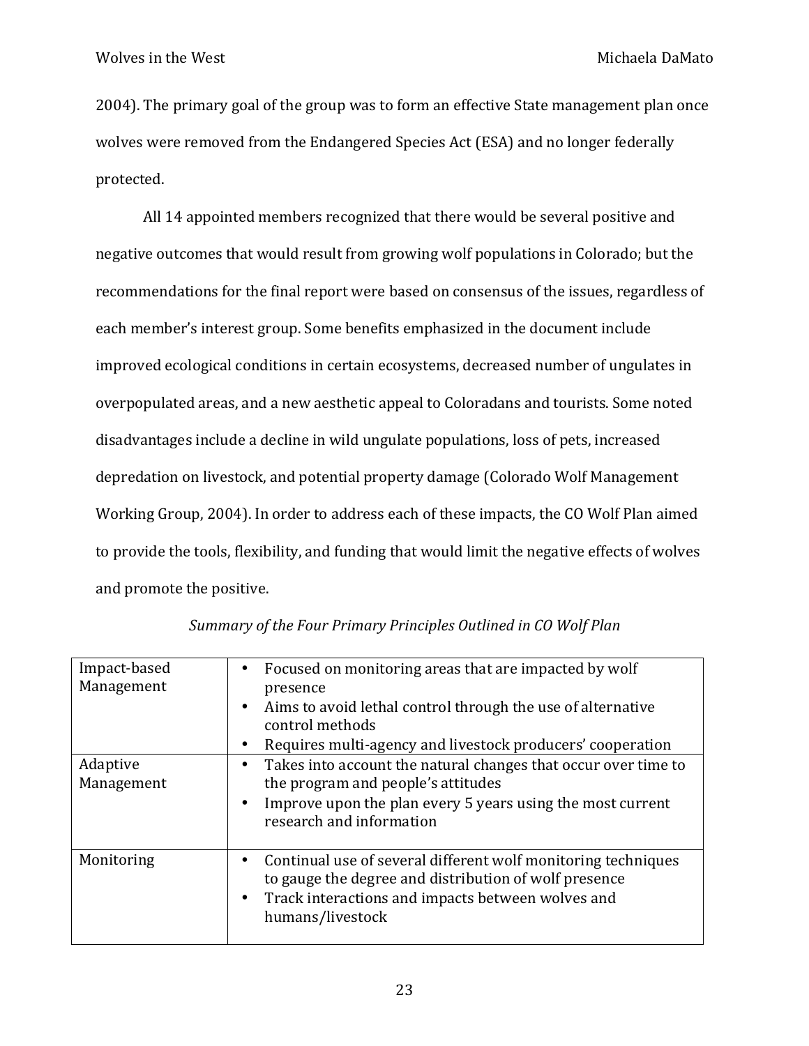2004). The primary goal of the group was to form an effective State management plan once wolves were removed from the Endangered Species Act (ESA) and no longer federally protected.

All 14 appointed members recognized that there would be several positive and negative outcomes that would result from growing wolf populations in Colorado; but the recommendations for the final report were based on consensus of the issues, regardless of each member's interest group. Some benefits emphasized in the document include improved ecological conditions in certain ecosystems, decreased number of ungulates in overpopulated areas, and a new aesthetic appeal to Coloradans and tourists. Some noted disadvantages include a decline in wild ungulate populations, loss of pets, increased depredation on livestock, and potential property damage (Colorado Wolf Management Working Group, 2004). In order to address each of these impacts, the CO Wolf Plan aimed to provide the tools, flexibility, and funding that would limit the negative effects of wolves and promote the positive.

*Summary of the Four Primary Principles Outlined in CO Wolf Plan*

| | |
|---|---|
| Impact-based Management | • Focused on monitoring areas that are impacted by wolf presence<br>• Aims to avoid lethal control through the use of alternative control methods<br>• Requires multi-agency and livestock producers' cooperation |
| Adaptive Management | • Takes into account the natural changes that occur over time to the program and people's attitudes<br>• Improve upon the plan every 5 years using the most current research and information |
| Monitoring | • Continual use of several different wolf monitoring techniques to gauge the degree and distribution of wolf presence<br>• Track interactions and impacts between wolves and humans/livestock |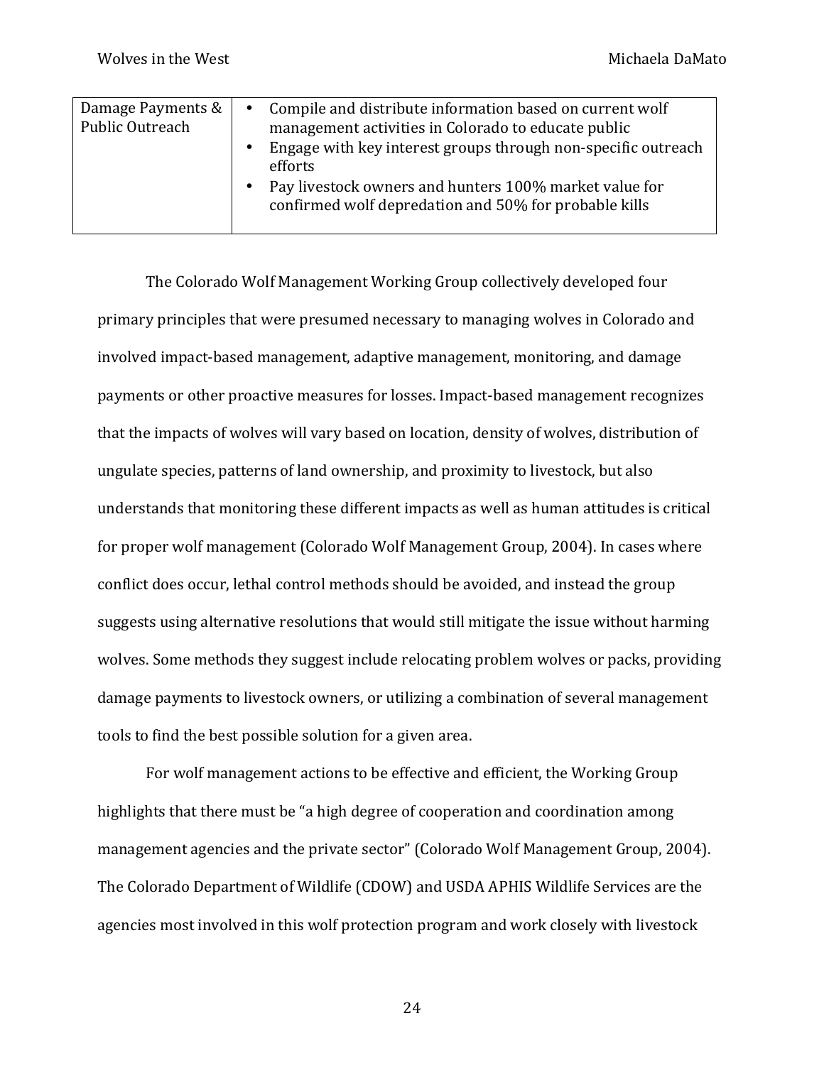| | |
|---|---|
| Damage Payments & Public Outreach | • Compile and distribute information based on current wolf management activities in Colorado to educate public<br>• Engage with key interest groups through non-specific outreach efforts<br>• Pay livestock owners and hunters 100% market value for confirmed wolf depredation and 50% for probable kills |

The Colorado Wolf Management Working Group collectively developed four primary principles that were presumed necessary to managing wolves in Colorado and involved impact-based management, adaptive management, monitoring, and damage payments or other proactive measures for losses. Impact-based management recognizes that the impacts of wolves will vary based on location, density of wolves, distribution of ungulate species, patterns of land ownership, and proximity to livestock, but also understands that monitoring these different impacts as well as human attitudes is critical for proper wolf management (Colorado Wolf Management Group, 2004). In cases where conflict does occur, lethal control methods should be avoided, and instead the group suggests using alternative resolutions that would still mitigate the issue without harming wolves. Some methods they suggest include relocating problem wolves or packs, providing damage payments to livestock owners, or utilizing a combination of several management tools to find the best possible solution for a given area.

For wolf management actions to be effective and efficient, the Working Group highlights that there must be "a high degree of cooperation and coordination among management agencies and the private sector" (Colorado Wolf Management Group, 2004). The Colorado Department of Wildlife (CDOW) and USDA APHIS Wildlife Services are the agencies most involved in this wolf protection program and work closely with livestock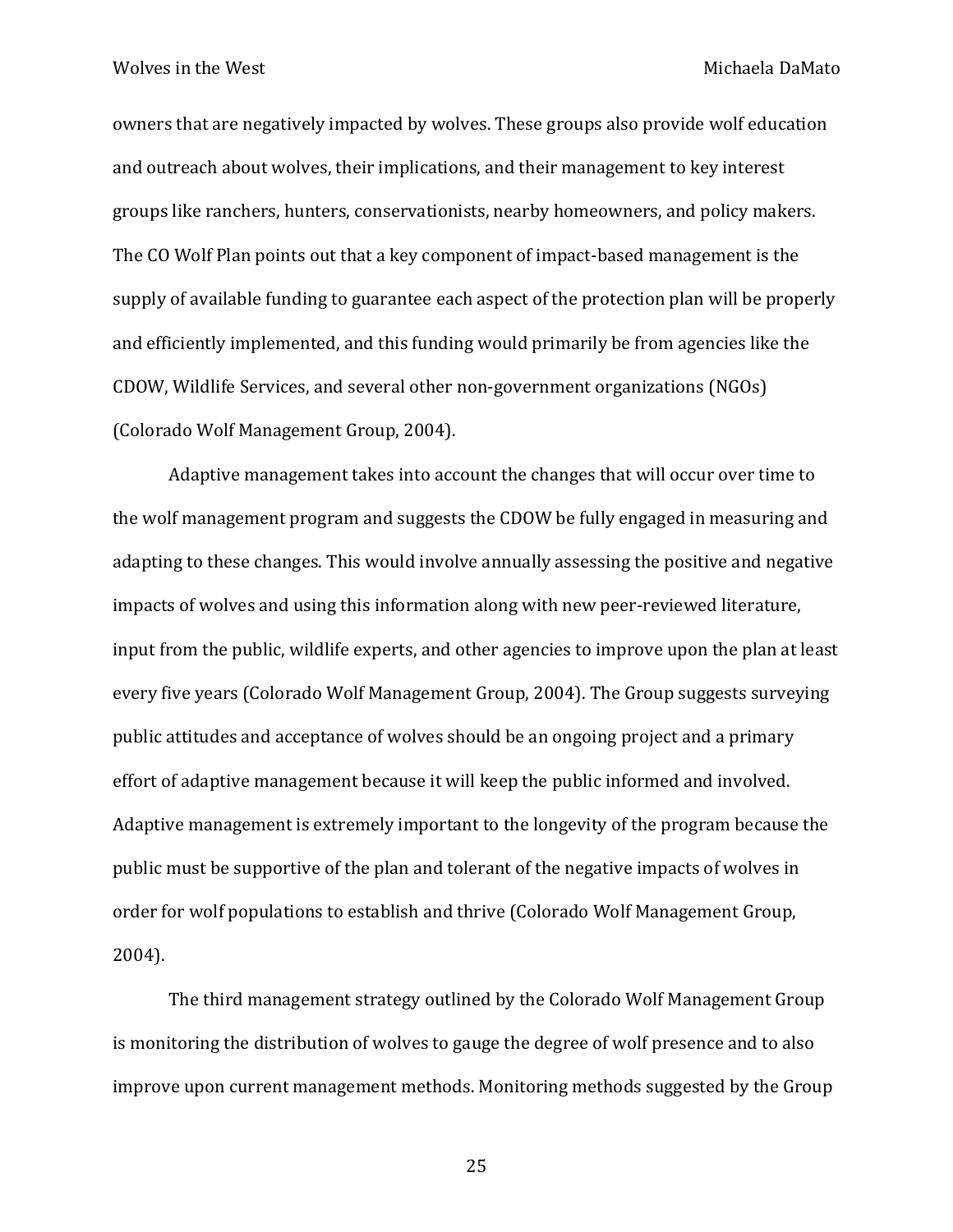owners that are negatively impacted by wolves. These groups also provide wolf education and outreach about wolves, their implications, and their management to key interest groups like ranchers, hunters, conservationists, nearby homeowners, and policy makers. The CO Wolf Plan points out that a key component of impact-based management is the supply of available funding to guarantee each aspect of the protection plan will be properly and efficiently implemented, and this funding would primarily be from agencies like the CDOW, Wildlife Services, and several other non-government organizations (NGOs) (Colorado Wolf Management Group, 2004).

Adaptive management takes into account the changes that will occur over time to the wolf management program and suggests the CDOW be fully engaged in measuring and adapting to these changes. This would involve annually assessing the positive and negative impacts of wolves and using this information along with new peer-reviewed literature, input from the public, wildlife experts, and other agencies to improve upon the plan at least every five years (Colorado Wolf Management Group, 2004). The Group suggests surveying public attitudes and acceptance of wolves should be an ongoing project and a primary effort of adaptive management because it will keep the public informed and involved. Adaptive management is extremely important to the longevity of the program because the public must be supportive of the plan and tolerant of the negative impacts of wolves in order for wolf populations to establish and thrive (Colorado Wolf Management Group, 2004).

The third management strategy outlined by the Colorado Wolf Management Group is monitoring the distribution of wolves to gauge the degree of wolf presence and to also improve upon current management methods. Monitoring methods suggested by the Group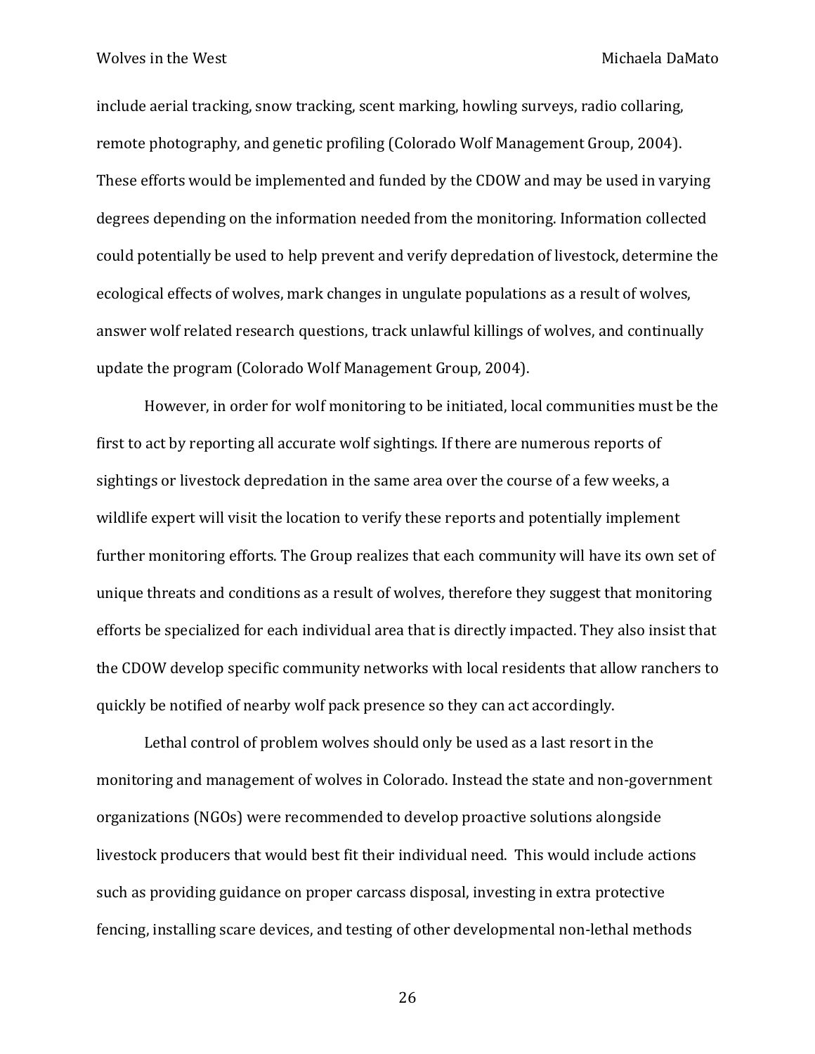include aerial tracking, snow tracking, scent marking, howling surveys, radio collaring, remote photography, and genetic profiling (Colorado Wolf Management Group, 2004). These efforts would be implemented and funded by the CDOW and may be used in varying degrees depending on the information needed from the monitoring. Information collected could potentially be used to help prevent and verify depredation of livestock, determine the ecological effects of wolves, mark changes in ungulate populations as a result of wolves, answer wolf related research questions, track unlawful killings of wolves, and continually update the program (Colorado Wolf Management Group, 2004).

However, in order for wolf monitoring to be initiated, local communities must be the first to act by reporting all accurate wolf sightings. If there are numerous reports of sightings or livestock depredation in the same area over the course of a few weeks, a wildlife expert will visit the location to verify these reports and potentially implement further monitoring efforts. The Group realizes that each community will have its own set of unique threats and conditions as a result of wolves, therefore they suggest that monitoring efforts be specialized for each individual area that is directly impacted. They also insist that the CDOW develop specific community networks with local residents that allow ranchers to quickly be notified of nearby wolf pack presence so they can act accordingly.

Lethal control of problem wolves should only be used as a last resort in the monitoring and management of wolves in Colorado. Instead the state and non-government organizations (NGOs) were recommended to develop proactive solutions alongside livestock producers that would best fit their individual need. This would include actions such as providing guidance on proper carcass disposal, investing in extra protective fencing, installing scare devices, and testing of other developmental non-lethal methods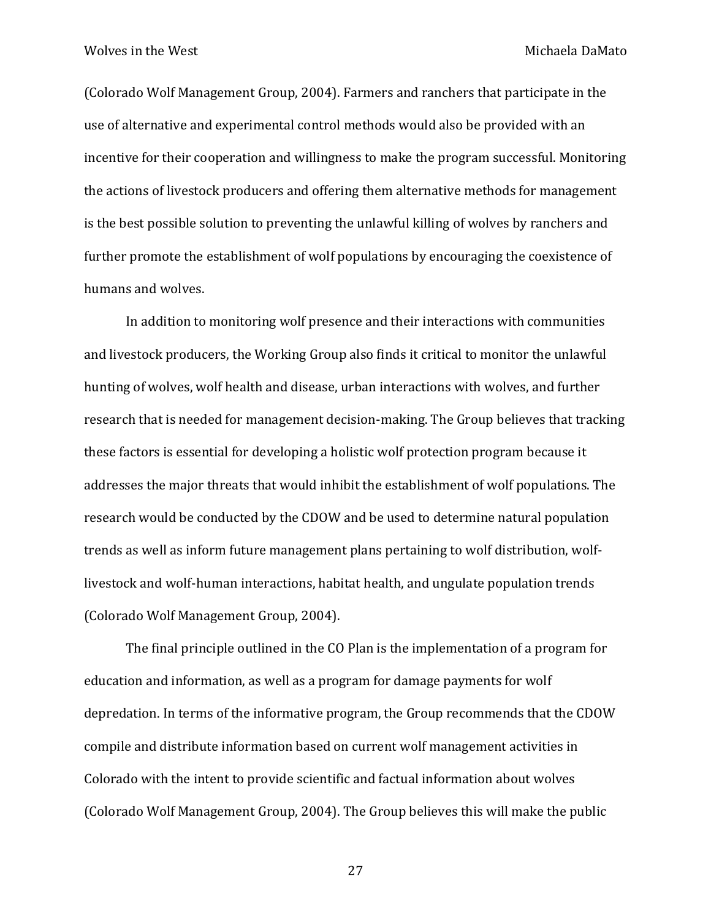(Colorado Wolf Management Group, 2004). Farmers and ranchers that participate in the use of alternative and experimental control methods would also be provided with an incentive for their cooperation and willingness to make the program successful. Monitoring the actions of livestock producers and offering them alternative methods for management is the best possible solution to preventing the unlawful killing of wolves by ranchers and further promote the establishment of wolf populations by encouraging the coexistence of humans and wolves.

In addition to monitoring wolf presence and their interactions with communities and livestock producers, the Working Group also finds it critical to monitor the unlawful hunting of wolves, wolf health and disease, urban interactions with wolves, and further research that is needed for management decision-making. The Group believes that tracking these factors is essential for developing a holistic wolf protection program because it addresses the major threats that would inhibit the establishment of wolf populations. The research would be conducted by the CDOW and be used to determine natural population trends as well as inform future management plans pertaining to wolf distribution, wolf-livestock and wolf-human interactions, habitat health, and ungulate population trends (Colorado Wolf Management Group, 2004).

The final principle outlined in the CO Plan is the implementation of a program for education and information, as well as a program for damage payments for wolf depredation. In terms of the informative program, the Group recommends that the CDOW compile and distribute information based on current wolf management activities in Colorado with the intent to provide scientific and factual information about wolves (Colorado Wolf Management Group, 2004). The Group believes this will make the public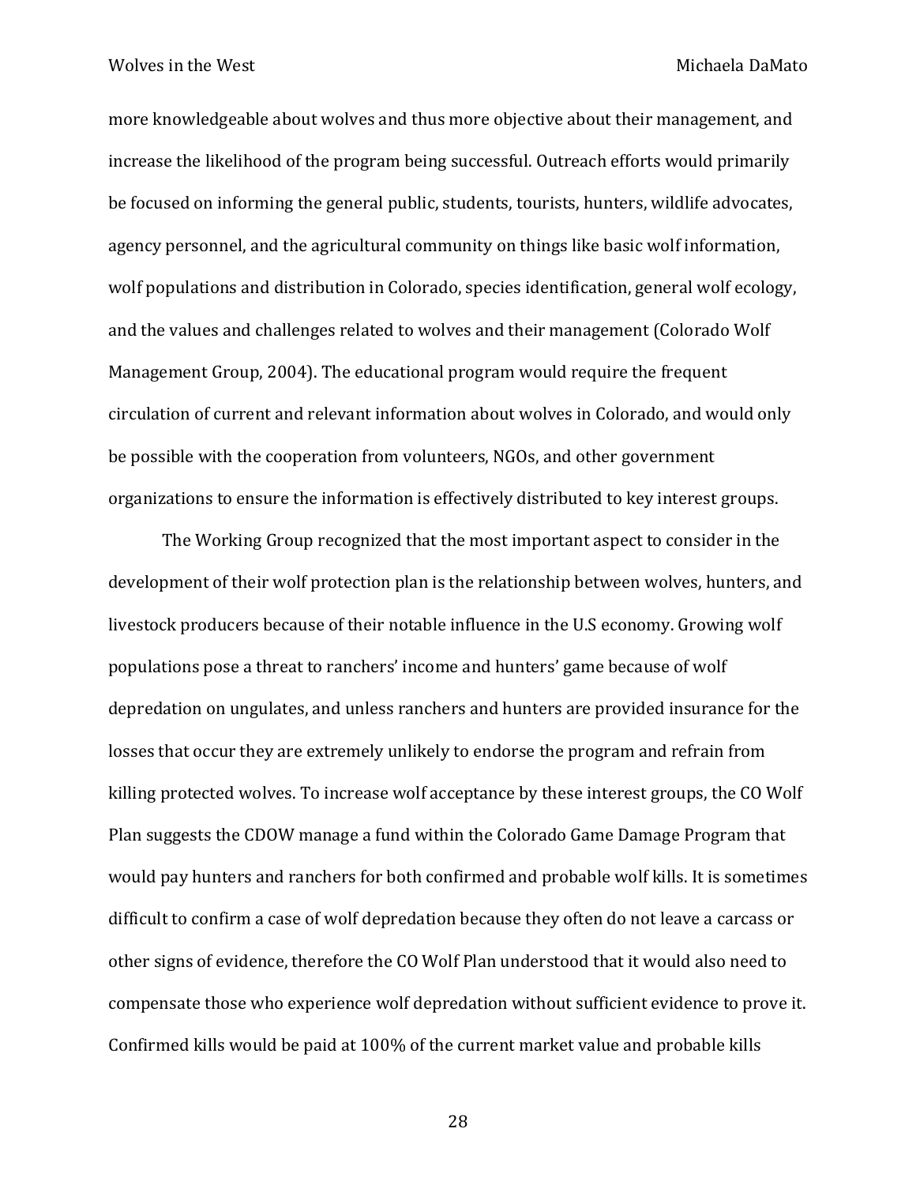more knowledgeable about wolves and thus more objective about their management, and increase the likelihood of the program being successful. Outreach efforts would primarily be focused on informing the general public, students, tourists, hunters, wildlife advocates, agency personnel, and the agricultural community on things like basic wolf information, wolf populations and distribution in Colorado, species identification, general wolf ecology, and the values and challenges related to wolves and their management (Colorado Wolf Management Group, 2004). The educational program would require the frequent circulation of current and relevant information about wolves in Colorado, and would only be possible with the cooperation from volunteers, NGOs, and other government organizations to ensure the information is effectively distributed to key interest groups.

The Working Group recognized that the most important aspect to consider in the development of their wolf protection plan is the relationship between wolves, hunters, and livestock producers because of their notable influence in the U.S economy. Growing wolf populations pose a threat to ranchers' income and hunters' game because of wolf depredation on ungulates, and unless ranchers and hunters are provided insurance for the losses that occur they are extremely unlikely to endorse the program and refrain from killing protected wolves. To increase wolf acceptance by these interest groups, the CO Wolf Plan suggests the CDOW manage a fund within the Colorado Game Damage Program that would pay hunters and ranchers for both confirmed and probable wolf kills. It is sometimes difficult to confirm a case of wolf depredation because they often do not leave a carcass or other signs of evidence, therefore the CO Wolf Plan understood that it would also need to compensate those who experience wolf depredation without sufficient evidence to prove it. Confirmed kills would be paid at 100% of the current market value and probable kills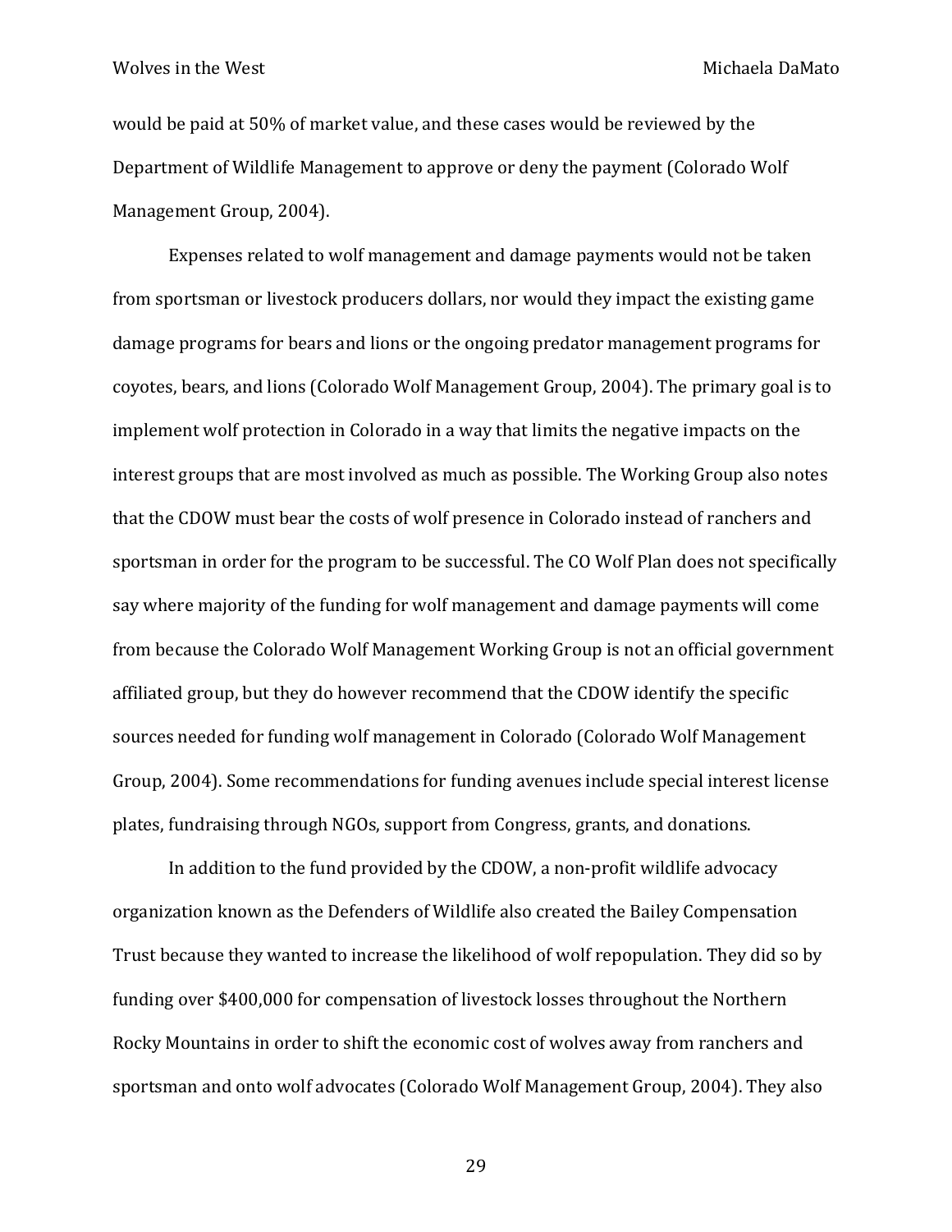would be paid at 50% of market value, and these cases would be reviewed by the Department of Wildlife Management to approve or deny the payment (Colorado Wolf Management Group, 2004).

Expenses related to wolf management and damage payments would not be taken from sportsman or livestock producers dollars, nor would they impact the existing game damage programs for bears and lions or the ongoing predator management programs for coyotes, bears, and lions (Colorado Wolf Management Group, 2004). The primary goal is to implement wolf protection in Colorado in a way that limits the negative impacts on the interest groups that are most involved as much as possible. The Working Group also notes that the CDOW must bear the costs of wolf presence in Colorado instead of ranchers and sportsman in order for the program to be successful. The CO Wolf Plan does not specifically say where majority of the funding for wolf management and damage payments will come from because the Colorado Wolf Management Working Group is not an official government affiliated group, but they do however recommend that the CDOW identify the specific sources needed for funding wolf management in Colorado (Colorado Wolf Management Group, 2004). Some recommendations for funding avenues include special interest license plates, fundraising through NGOs, support from Congress, grants, and donations.

In addition to the fund provided by the CDOW, a non-profit wildlife advocacy organization known as the Defenders of Wildlife also created the Bailey Compensation Trust because they wanted to increase the likelihood of wolf repopulation. They did so by funding over $400,000 for compensation of livestock losses throughout the Northern Rocky Mountains in order to shift the economic cost of wolves away from ranchers and sportsman and onto wolf advocates (Colorado Wolf Management Group, 2004). They also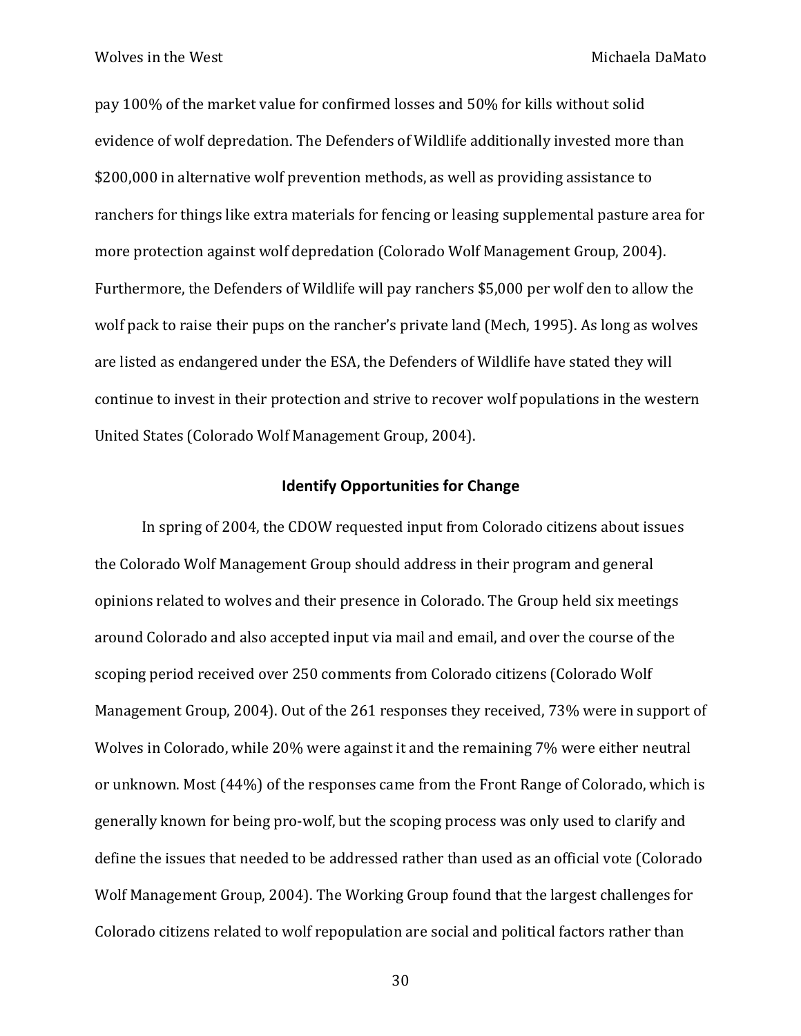pay 100% of the market value for confirmed losses and 50% for kills without solid evidence of wolf depredation. The Defenders of Wildlife additionally invested more than $200,000 in alternative wolf prevention methods, as well as providing assistance to ranchers for things like extra materials for fencing or leasing supplemental pasture area for more protection against wolf depredation (Colorado Wolf Management Group, 2004). Furthermore, the Defenders of Wildlife will pay ranchers $5,000 per wolf den to allow the wolf pack to raise their pups on the rancher's private land (Mech, 1995). As long as wolves are listed as endangered under the ESA, the Defenders of Wildlife have stated they will continue to invest in their protection and strive to recover wolf populations in the western United States (Colorado Wolf Management Group, 2004).

## Identify Opportunities for Change

In spring of 2004, the CDOW requested input from Colorado citizens about issues the Colorado Wolf Management Group should address in their program and general opinions related to wolves and their presence in Colorado. The Group held six meetings around Colorado and also accepted input via mail and email, and over the course of the scoping period received over 250 comments from Colorado citizens (Colorado Wolf Management Group, 2004). Out of the 261 responses they received, 73% were in support of Wolves in Colorado, while 20% were against it and the remaining 7% were either neutral or unknown. Most (44%) of the responses came from the Front Range of Colorado, which is generally known for being pro-wolf, but the scoping process was only used to clarify and define the issues that needed to be addressed rather than used as an official vote (Colorado Wolf Management Group, 2004). The Working Group found that the largest challenges for Colorado citizens related to wolf repopulation are social and political factors rather than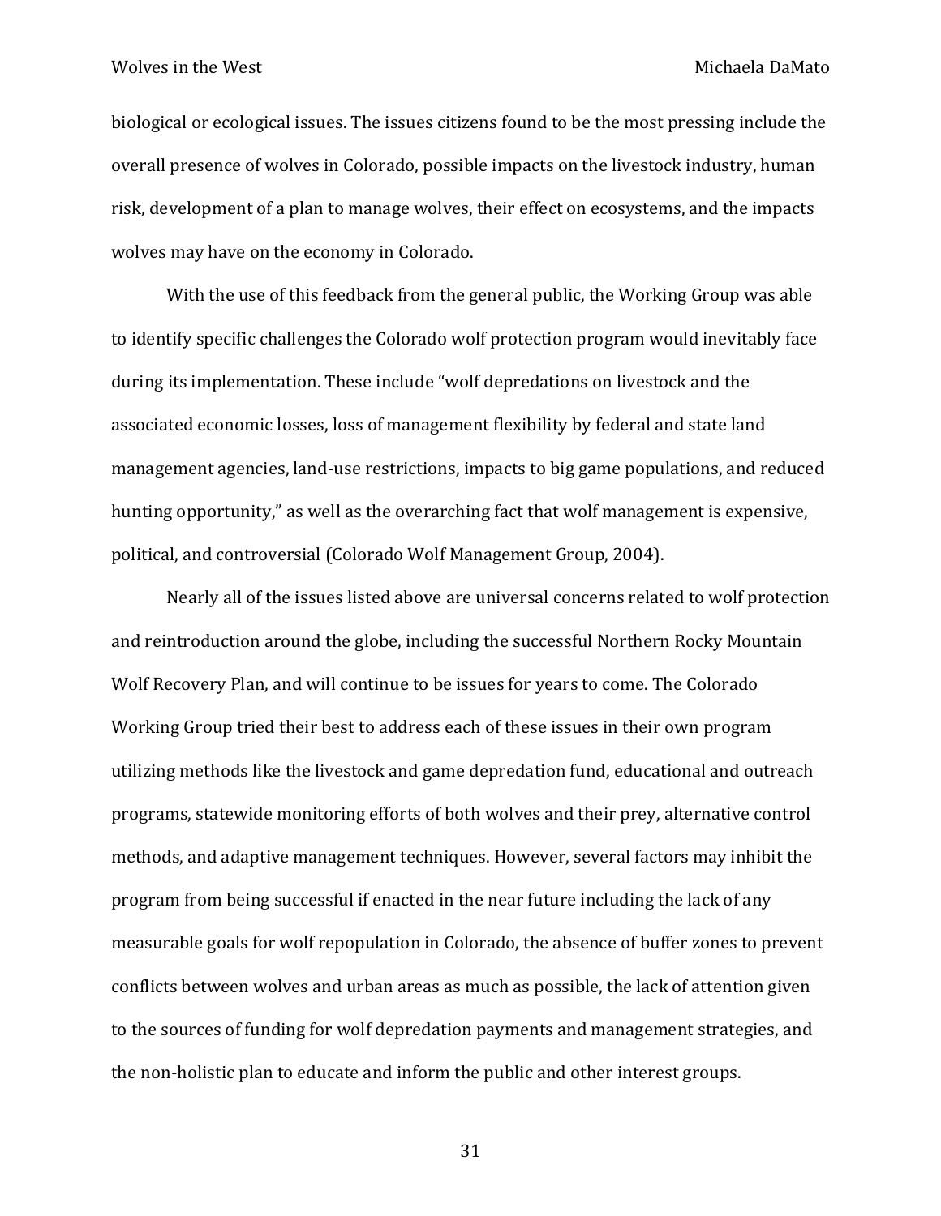biological or ecological issues. The issues citizens found to be the most pressing include the overall presence of wolves in Colorado, possible impacts on the livestock industry, human risk, development of a plan to manage wolves, their effect on ecosystems, and the impacts wolves may have on the economy in Colorado.

With the use of this feedback from the general public, the Working Group was able to identify specific challenges the Colorado wolf protection program would inevitably face during its implementation. These include "wolf depredations on livestock and the associated economic losses, loss of management flexibility by federal and state land management agencies, land-use restrictions, impacts to big game populations, and reduced hunting opportunity," as well as the overarching fact that wolf management is expensive, political, and controversial (Colorado Wolf Management Group, 2004).

Nearly all of the issues listed above are universal concerns related to wolf protection and reintroduction around the globe, including the successful Northern Rocky Mountain Wolf Recovery Plan, and will continue to be issues for years to come. The Colorado Working Group tried their best to address each of these issues in their own program utilizing methods like the livestock and game depredation fund, educational and outreach programs, statewide monitoring efforts of both wolves and their prey, alternative control methods, and adaptive management techniques. However, several factors may inhibit the program from being successful if enacted in the near future including the lack of any measurable goals for wolf repopulation in Colorado, the absence of buffer zones to prevent conflicts between wolves and urban areas as much as possible, the lack of attention given to the sources of funding for wolf depredation payments and management strategies, and the non-holistic plan to educate and inform the public and other interest groups.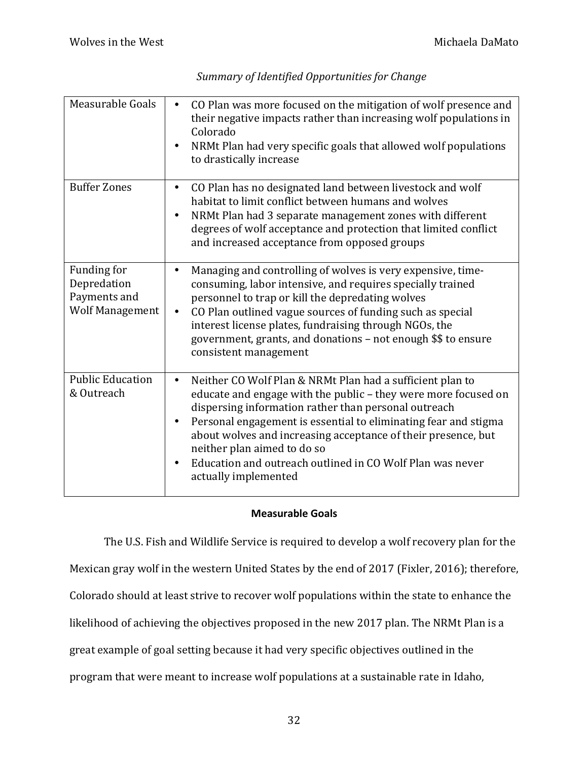*Summary of Identified Opportunities for Change*

| | |
|---|---|
| Measurable Goals | • CO Plan was more focused on the mitigation of wolf presence and their negative impacts rather than increasing wolf populations in Colorado<br>• NRMt Plan had very specific goals that allowed wolf populations to drastically increase |
| Buffer Zones | • CO Plan has no designated land between livestock and wolf habitat to limit conflict between humans and wolves<br>• NRMt Plan had 3 separate management zones with different degrees of wolf acceptance and protection that limited conflict and increased acceptance from opposed groups |
| Funding for Depredation Payments and Wolf Management | • Managing and controlling of wolves is very expensive, time-consuming, labor intensive, and requires specially trained personnel to trap or kill the depredating wolves<br>• CO Plan outlined vague sources of funding such as special interest license plates, fundraising through NGOs, the government, grants, and donations – not enough $$ to ensure consistent management |
| Public Education & Outreach | • Neither CO Wolf Plan & NRMt Plan had a sufficient plan to educate and engage with the public – they were more focused on dispersing information rather than personal outreach<br>• Personal engagement is essential to eliminating fear and stigma about wolves and increasing acceptance of their presence, but neither plan aimed to do so<br>• Education and outreach outlined in CO Wolf Plan was never actually implemented |

## Measurable Goals

The U.S. Fish and Wildlife Service is required to develop a wolf recovery plan for the Mexican gray wolf in the western United States by the end of 2017 (Fixler, 2016); therefore, Colorado should at least strive to recover wolf populations within the state to enhance the likelihood of achieving the objectives proposed in the new 2017 plan. The NRMt Plan is a great example of goal setting because it had very specific objectives outlined in the program that were meant to increase wolf populations at a sustainable rate in Idaho,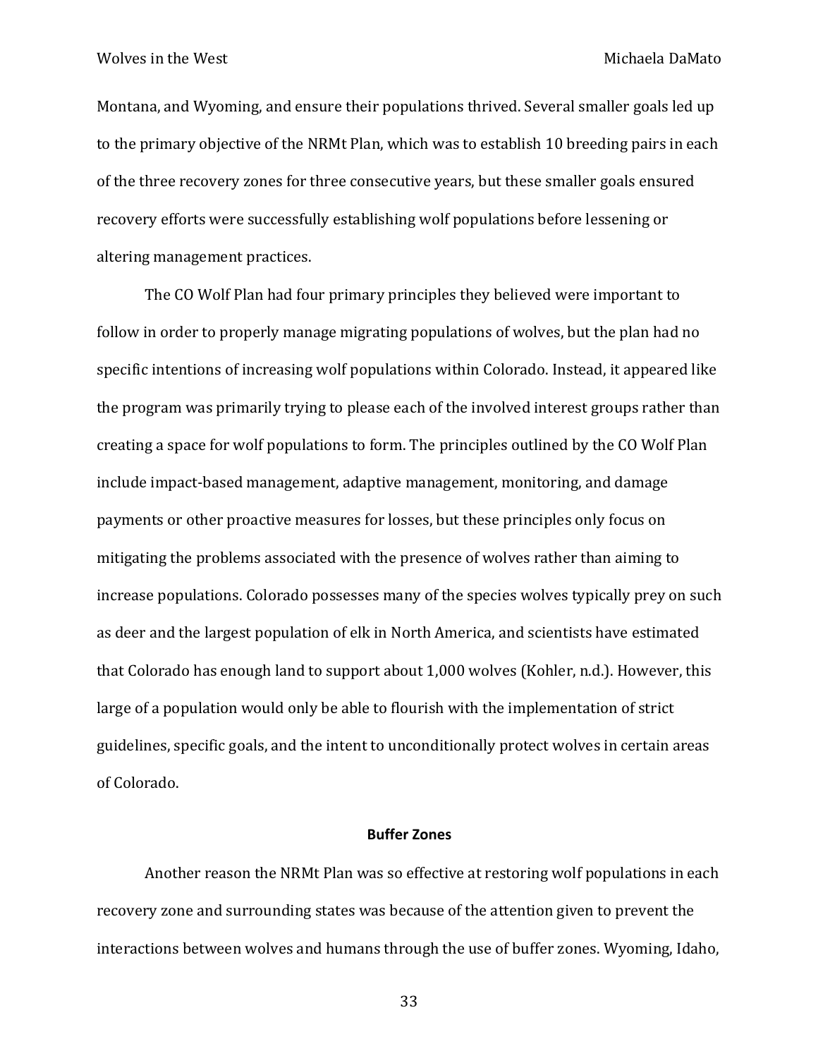Montana, and Wyoming, and ensure their populations thrived. Several smaller goals led up to the primary objective of the NRMt Plan, which was to establish 10 breeding pairs in each of the three recovery zones for three consecutive years, but these smaller goals ensured recovery efforts were successfully establishing wolf populations before lessening or altering management practices.

The CO Wolf Plan had four primary principles they believed were important to follow in order to properly manage migrating populations of wolves, but the plan had no specific intentions of increasing wolf populations within Colorado. Instead, it appeared like the program was primarily trying to please each of the involved interest groups rather than creating a space for wolf populations to form. The principles outlined by the CO Wolf Plan include impact-based management, adaptive management, monitoring, and damage payments or other proactive measures for losses, but these principles only focus on mitigating the problems associated with the presence of wolves rather than aiming to increase populations. Colorado possesses many of the species wolves typically prey on such as deer and the largest population of elk in North America, and scientists have estimated that Colorado has enough land to support about 1,000 wolves (Kohler, n.d.). However, this large of a population would only be able to flourish with the implementation of strict guidelines, specific goals, and the intent to unconditionally protect wolves in certain areas of Colorado.

## Buffer Zones

Another reason the NRMt Plan was so effective at restoring wolf populations in each recovery zone and surrounding states was because of the attention given to prevent the interactions between wolves and humans through the use of buffer zones. Wyoming, Idaho,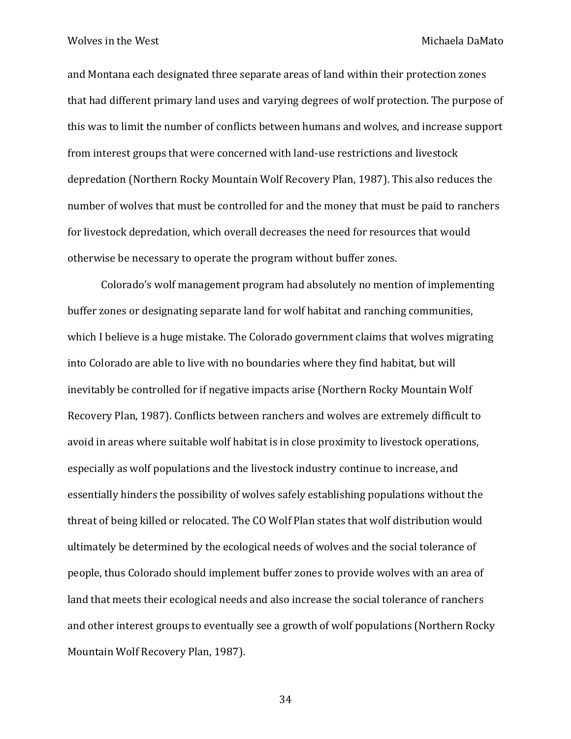and Montana each designated three separate areas of land within their protection zones that had different primary land uses and varying degrees of wolf protection. The purpose of this was to limit the number of conflicts between humans and wolves, and increase support from interest groups that were concerned with land-use restrictions and livestock depredation (Northern Rocky Mountain Wolf Recovery Plan, 1987). This also reduces the number of wolves that must be controlled for and the money that must be paid to ranchers for livestock depredation, which overall decreases the need for resources that would otherwise be necessary to operate the program without buffer zones.

Colorado's wolf management program had absolutely no mention of implementing buffer zones or designating separate land for wolf habitat and ranching communities, which I believe is a huge mistake. The Colorado government claims that wolves migrating into Colorado are able to live with no boundaries where they find habitat, but will inevitably be controlled for if negative impacts arise (Northern Rocky Mountain Wolf Recovery Plan, 1987). Conflicts between ranchers and wolves are extremely difficult to avoid in areas where suitable wolf habitat is in close proximity to livestock operations, especially as wolf populations and the livestock industry continue to increase, and essentially hinders the possibility of wolves safely establishing populations without the threat of being killed or relocated. The CO Wolf Plan states that wolf distribution would ultimately be determined by the ecological needs of wolves and the social tolerance of people, thus Colorado should implement buffer zones to provide wolves with an area of land that meets their ecological needs and also increase the social tolerance of ranchers and other interest groups to eventually see a growth of wolf populations (Northern Rocky Mountain Wolf Recovery Plan, 1987).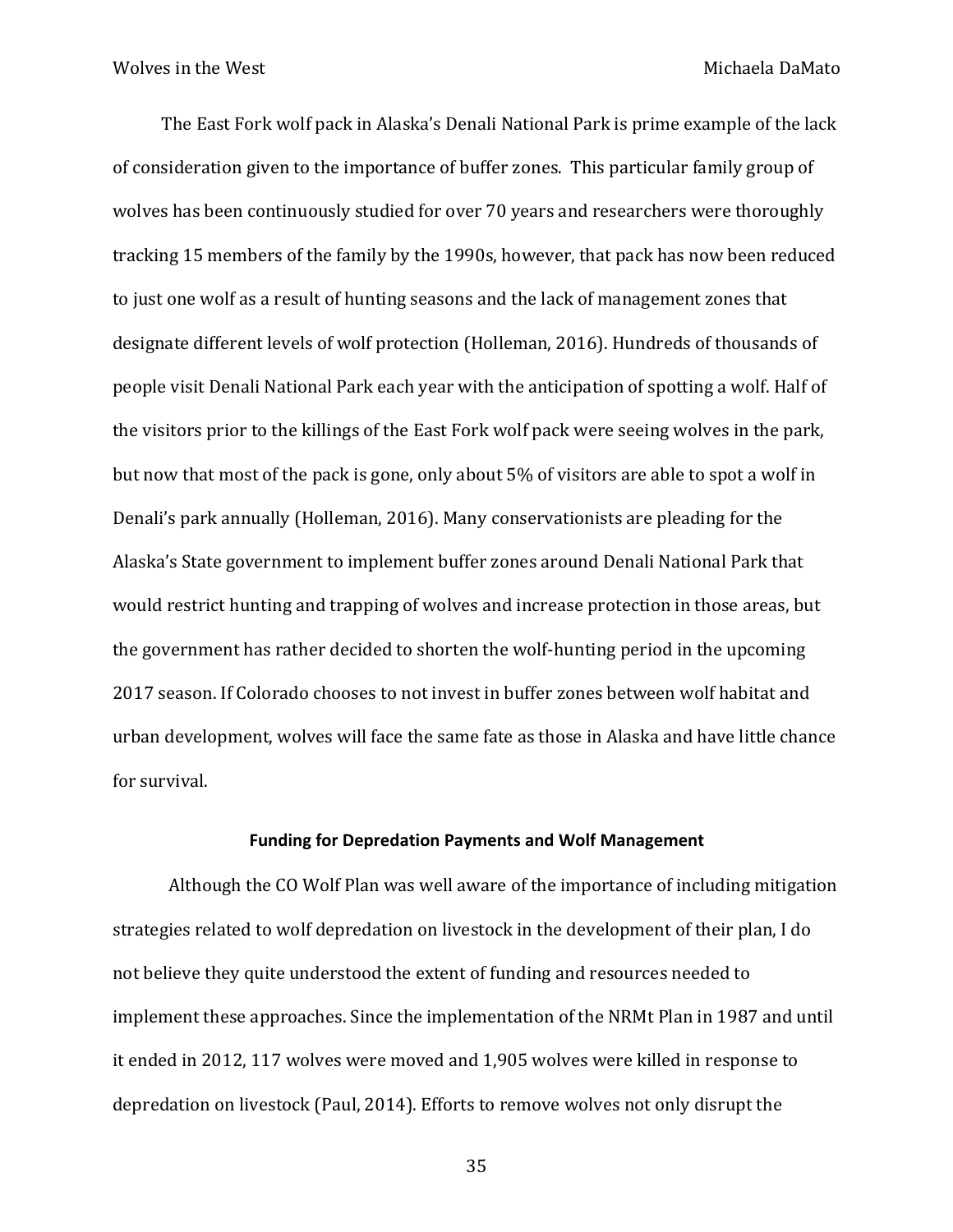The East Fork wolf pack in Alaska's Denali National Park is prime example of the lack of consideration given to the importance of buffer zones. This particular family group of wolves has been continuously studied for over 70 years and researchers were thoroughly tracking 15 members of the family by the 1990s, however, that pack has now been reduced to just one wolf as a result of hunting seasons and the lack of management zones that designate different levels of wolf protection (Holleman, 2016). Hundreds of thousands of people visit Denali National Park each year with the anticipation of spotting a wolf. Half of the visitors prior to the killings of the East Fork wolf pack were seeing wolves in the park, but now that most of the pack is gone, only about 5% of visitors are able to spot a wolf in Denali's park annually (Holleman, 2016). Many conservationists are pleading for the Alaska's State government to implement buffer zones around Denali National Park that would restrict hunting and trapping of wolves and increase protection in those areas, but the government has rather decided to shorten the wolf-hunting period in the upcoming 2017 season. If Colorado chooses to not invest in buffer zones between wolf habitat and urban development, wolves will face the same fate as those in Alaska and have little chance for survival.

**Funding for Depredation Payments and Wolf Management**

Although the CO Wolf Plan was well aware of the importance of including mitigation strategies related to wolf depredation on livestock in the development of their plan, I do not believe they quite understood the extent of funding and resources needed to implement these approaches. Since the implementation of the NRMt Plan in 1987 and until it ended in 2012, 117 wolves were moved and 1,905 wolves were killed in response to depredation on livestock (Paul, 2014). Efforts to remove wolves not only disrupt the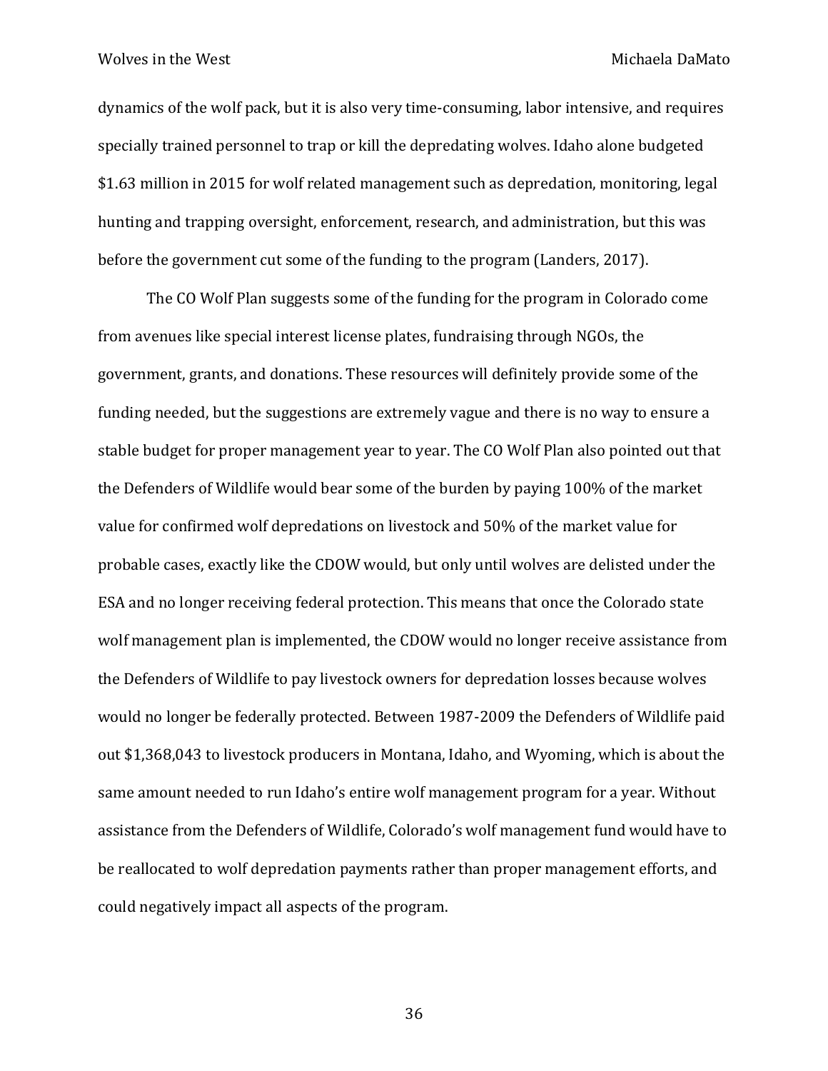dynamics of the wolf pack, but it is also very time-consuming, labor intensive, and requires specially trained personnel to trap or kill the depredating wolves. Idaho alone budgeted $1.63 million in 2015 for wolf related management such as depredation, monitoring, legal hunting and trapping oversight, enforcement, research, and administration, but this was before the government cut some of the funding to the program (Landers, 2017).

The CO Wolf Plan suggests some of the funding for the program in Colorado come from avenues like special interest license plates, fundraising through NGOs, the government, grants, and donations. These resources will definitely provide some of the funding needed, but the suggestions are extremely vague and there is no way to ensure a stable budget for proper management year to year. The CO Wolf Plan also pointed out that the Defenders of Wildlife would bear some of the burden by paying 100% of the market value for confirmed wolf depredations on livestock and 50% of the market value for probable cases, exactly like the CDOW would, but only until wolves are delisted under the ESA and no longer receiving federal protection. This means that once the Colorado state wolf management plan is implemented, the CDOW would no longer receive assistance from the Defenders of Wildlife to pay livestock owners for depredation losses because wolves would no longer be federally protected. Between 1987-2009 the Defenders of Wildlife paid out $1,368,043 to livestock producers in Montana, Idaho, and Wyoming, which is about the same amount needed to run Idaho's entire wolf management program for a year. Without assistance from the Defenders of Wildlife, Colorado's wolf management fund would have to be reallocated to wolf depredation payments rather than proper management efforts, and could negatively impact all aspects of the program.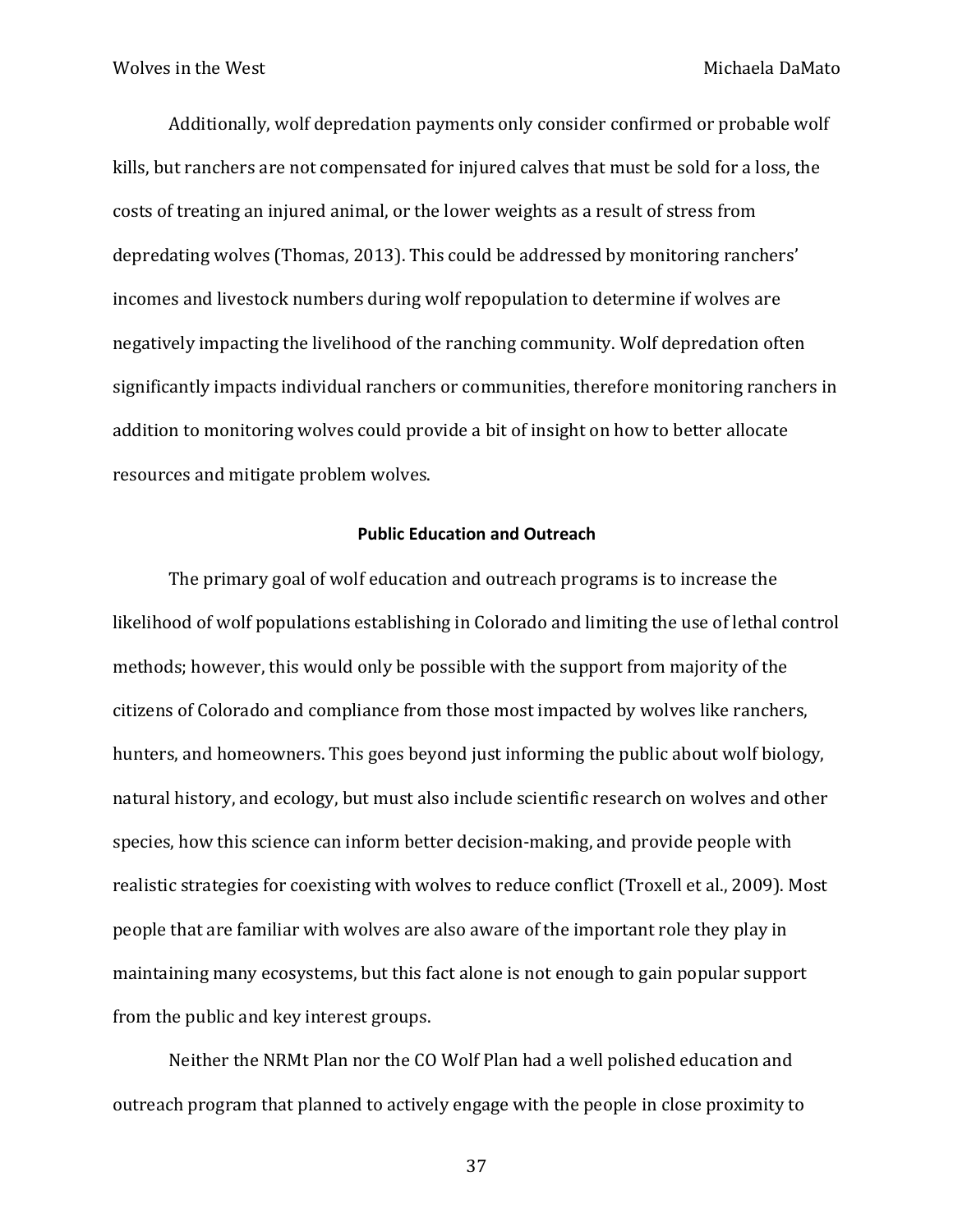Additionally, wolf depredation payments only consider confirmed or probable wolf kills, but ranchers are not compensated for injured calves that must be sold for a loss, the costs of treating an injured animal, or the lower weights as a result of stress from depredating wolves (Thomas, 2013). This could be addressed by monitoring ranchers' incomes and livestock numbers during wolf repopulation to determine if wolves are negatively impacting the livelihood of the ranching community. Wolf depredation often significantly impacts individual ranchers or communities, therefore monitoring ranchers in addition to monitoring wolves could provide a bit of insight on how to better allocate resources and mitigate problem wolves.

### Public Education and Outreach

The primary goal of wolf education and outreach programs is to increase the likelihood of wolf populations establishing in Colorado and limiting the use of lethal control methods; however, this would only be possible with the support from majority of the citizens of Colorado and compliance from those most impacted by wolves like ranchers, hunters, and homeowners. This goes beyond just informing the public about wolf biology, natural history, and ecology, but must also include scientific research on wolves and other species, how this science can inform better decision-making, and provide people with realistic strategies for coexisting with wolves to reduce conflict (Troxell et al., 2009). Most people that are familiar with wolves are also aware of the important role they play in maintaining many ecosystems, but this fact alone is not enough to gain popular support from the public and key interest groups.

Neither the NRMt Plan nor the CO Wolf Plan had a well polished education and outreach program that planned to actively engage with the people in close proximity to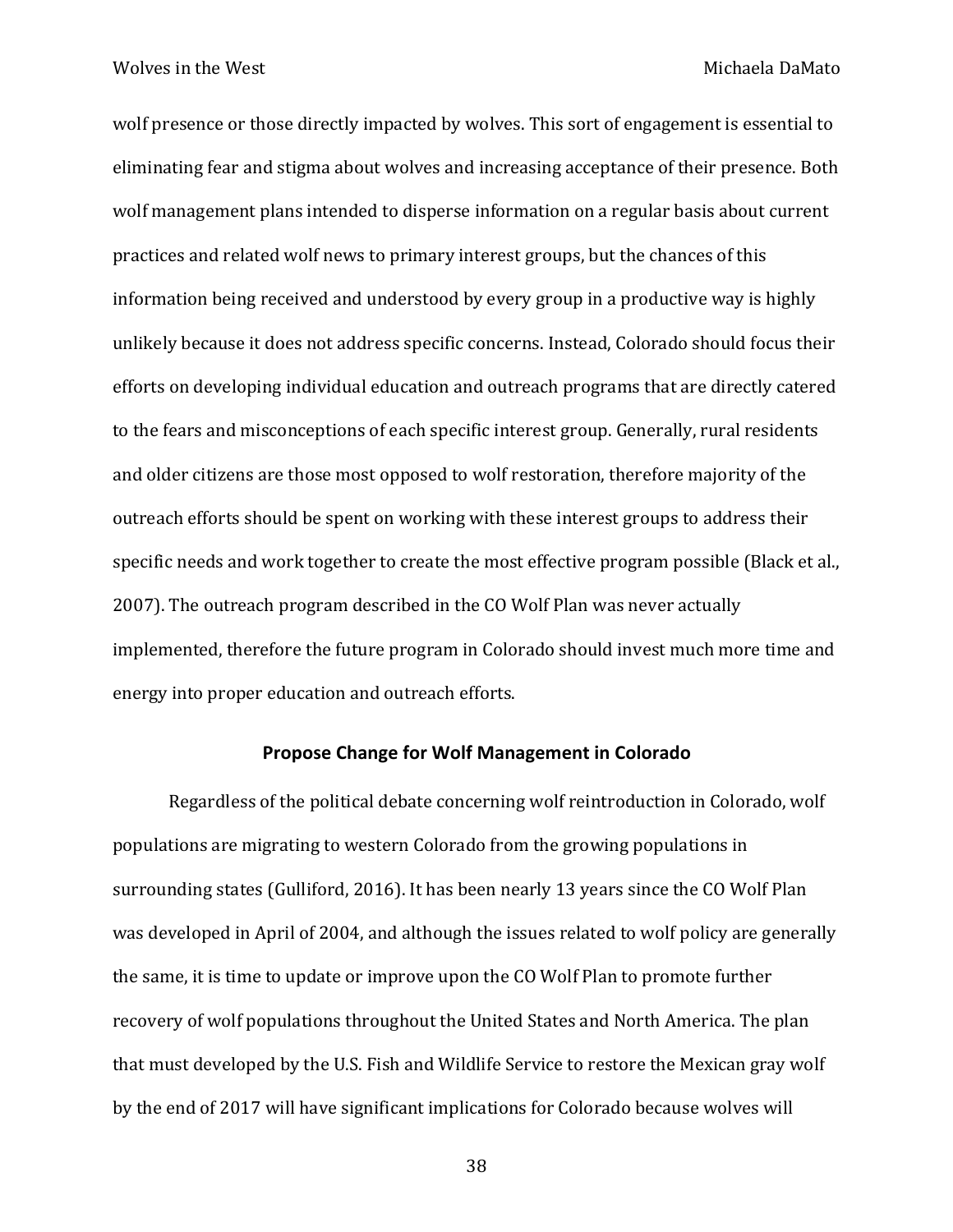wolf presence or those directly impacted by wolves. This sort of engagement is essential to eliminating fear and stigma about wolves and increasing acceptance of their presence. Both wolf management plans intended to disperse information on a regular basis about current practices and related wolf news to primary interest groups, but the chances of this information being received and understood by every group in a productive way is highly unlikely because it does not address specific concerns. Instead, Colorado should focus their efforts on developing individual education and outreach programs that are directly catered to the fears and misconceptions of each specific interest group. Generally, rural residents and older citizens are those most opposed to wolf restoration, therefore majority of the outreach efforts should be spent on working with these interest groups to address their specific needs and work together to create the most effective program possible (Black et al., 2007). The outreach program described in the CO Wolf Plan was never actually implemented, therefore the future program in Colorado should invest much more time and energy into proper education and outreach efforts.

## Propose Change for Wolf Management in Colorado

Regardless of the political debate concerning wolf reintroduction in Colorado, wolf populations are migrating to western Colorado from the growing populations in surrounding states (Gulliford, 2016). It has been nearly 13 years since the CO Wolf Plan was developed in April of 2004, and although the issues related to wolf policy are generally the same, it is time to update or improve upon the CO Wolf Plan to promote further recovery of wolf populations throughout the United States and North America. The plan that must developed by the U.S. Fish and Wildlife Service to restore the Mexican gray wolf by the end of 2017 will have significant implications for Colorado because wolves will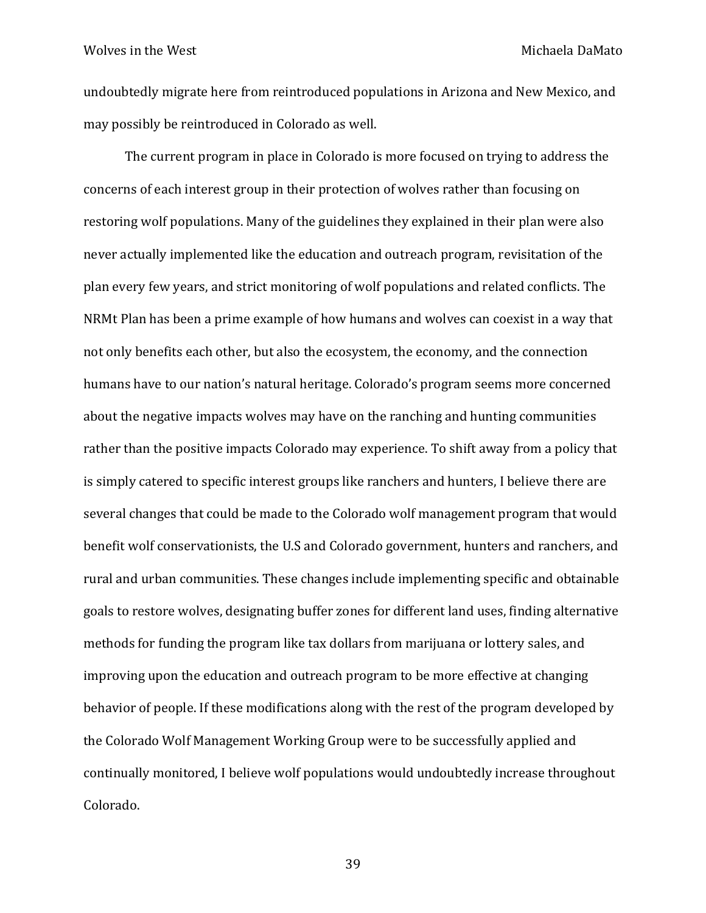undoubtedly migrate here from reintroduced populations in Arizona and New Mexico, and may possibly be reintroduced in Colorado as well.

The current program in place in Colorado is more focused on trying to address the concerns of each interest group in their protection of wolves rather than focusing on restoring wolf populations. Many of the guidelines they explained in their plan were also never actually implemented like the education and outreach program, revisitation of the plan every few years, and strict monitoring of wolf populations and related conflicts. The NRMt Plan has been a prime example of how humans and wolves can coexist in a way that not only benefits each other, but also the ecosystem, the economy, and the connection humans have to our nation's natural heritage. Colorado's program seems more concerned about the negative impacts wolves may have on the ranching and hunting communities rather than the positive impacts Colorado may experience. To shift away from a policy that is simply catered to specific interest groups like ranchers and hunters, I believe there are several changes that could be made to the Colorado wolf management program that would benefit wolf conservationists, the U.S and Colorado government, hunters and ranchers, and rural and urban communities. These changes include implementing specific and obtainable goals to restore wolves, designating buffer zones for different land uses, finding alternative methods for funding the program like tax dollars from marijuana or lottery sales, and improving upon the education and outreach program to be more effective at changing behavior of people. If these modifications along with the rest of the program developed by the Colorado Wolf Management Working Group were to be successfully applied and continually monitored, I believe wolf populations would undoubtedly increase throughout Colorado.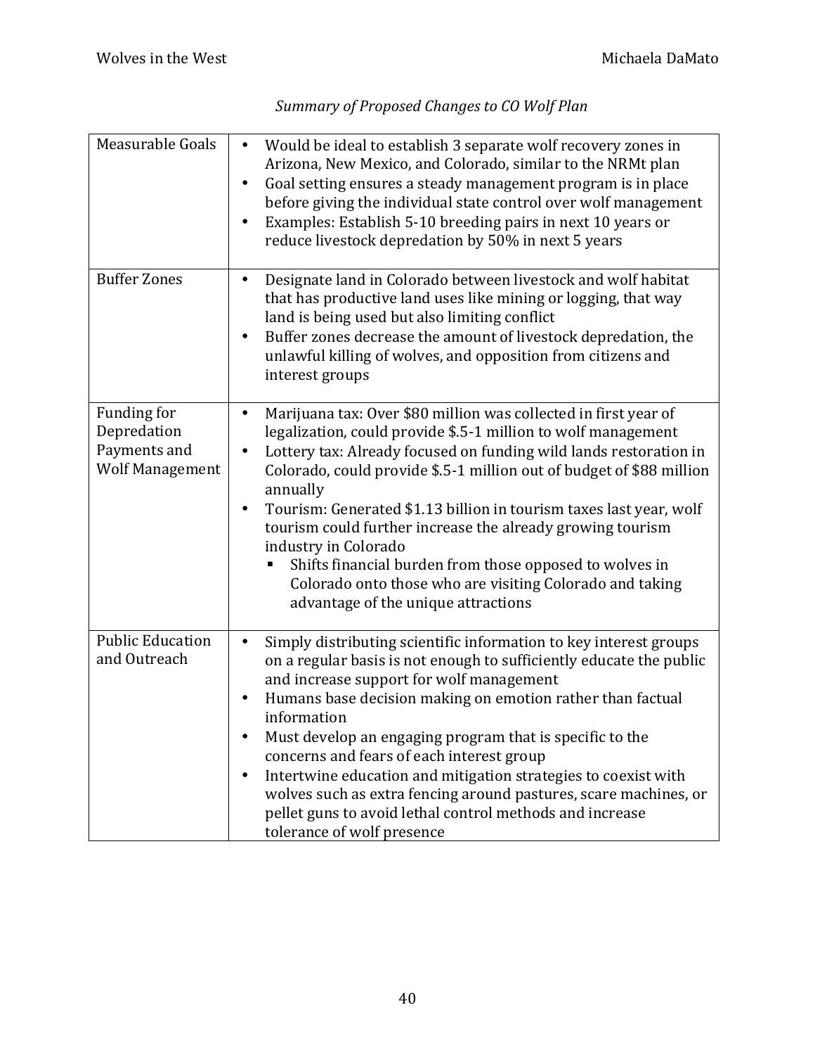*Summary of Proposed Changes to CO Wolf Plan*

| | |
|---|---|
| Measurable Goals | • Would be ideal to establish 3 separate wolf recovery zones in Arizona, New Mexico, and Colorado, similar to the NRMt plan<br>• Goal setting ensures a steady management program is in place before giving the individual state control over wolf management<br>• Examples: Establish 5-10 breeding pairs in next 10 years or reduce livestock depredation by 50% in next 5 years |
| Buffer Zones | • Designate land in Colorado between livestock and wolf habitat that has productive land uses like mining or logging, that way land is being used but also limiting conflict<br>• Buffer zones decrease the amount of livestock depredation, the unlawful killing of wolves, and opposition from citizens and interest groups |
| Funding for Depredation Payments and Wolf Management | • Marijuana tax: Over $80 million was collected in first year of legalization, could provide $.5-1 million to wolf management<br>• Lottery tax: Already focused on funding wild lands restoration in Colorado, could provide $.5-1 million out of budget of $88 million annually<br>• Tourism: Generated $1.13 billion in tourism taxes last year, wolf tourism could further increase the already growing tourism industry in Colorado<br>  ▪ Shifts financial burden from those opposed to wolves in Colorado onto those who are visiting Colorado and taking advantage of the unique attractions |
| Public Education and Outreach | • Simply distributing scientific information to key interest groups on a regular basis is not enough to sufficiently educate the public and increase support for wolf management<br>• Humans base decision making on emotion rather than factual information<br>• Must develop an engaging program that is specific to the concerns and fears of each interest group<br>• Intertwine education and mitigation strategies to coexist with wolves such as extra fencing around pastures, scare machines, or pellet guns to avoid lethal control methods and increase tolerance of wolf presence |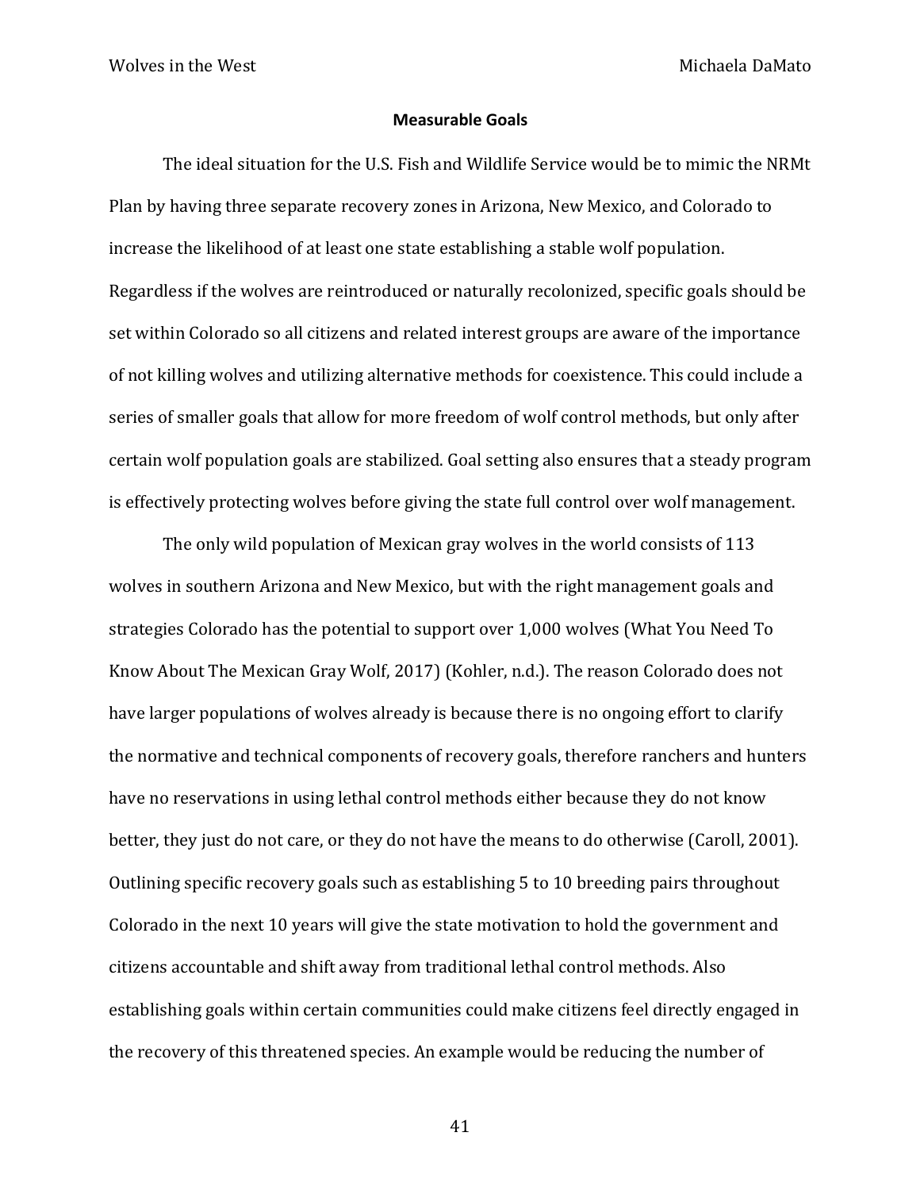## Measurable Goals

The ideal situation for the U.S. Fish and Wildlife Service would be to mimic the NRMt Plan by having three separate recovery zones in Arizona, New Mexico, and Colorado to increase the likelihood of at least one state establishing a stable wolf population. Regardless if the wolves are reintroduced or naturally recolonized, specific goals should be set within Colorado so all citizens and related interest groups are aware of the importance of not killing wolves and utilizing alternative methods for coexistence. This could include a series of smaller goals that allow for more freedom of wolf control methods, but only after certain wolf population goals are stabilized. Goal setting also ensures that a steady program is effectively protecting wolves before giving the state full control over wolf management.

The only wild population of Mexican gray wolves in the world consists of 113 wolves in southern Arizona and New Mexico, but with the right management goals and strategies Colorado has the potential to support over 1,000 wolves (What You Need To Know About The Mexican Gray Wolf, 2017) (Kohler, n.d.). The reason Colorado does not have larger populations of wolves already is because there is no ongoing effort to clarify the normative and technical components of recovery goals, therefore ranchers and hunters have no reservations in using lethal control methods either because they do not know better, they just do not care, or they do not have the means to do otherwise (Caroll, 2001). Outlining specific recovery goals such as establishing 5 to 10 breeding pairs throughout Colorado in the next 10 years will give the state motivation to hold the government and citizens accountable and shift away from traditional lethal control methods. Also establishing goals within certain communities could make citizens feel directly engaged in the recovery of this threatened species. An example would be reducing the number of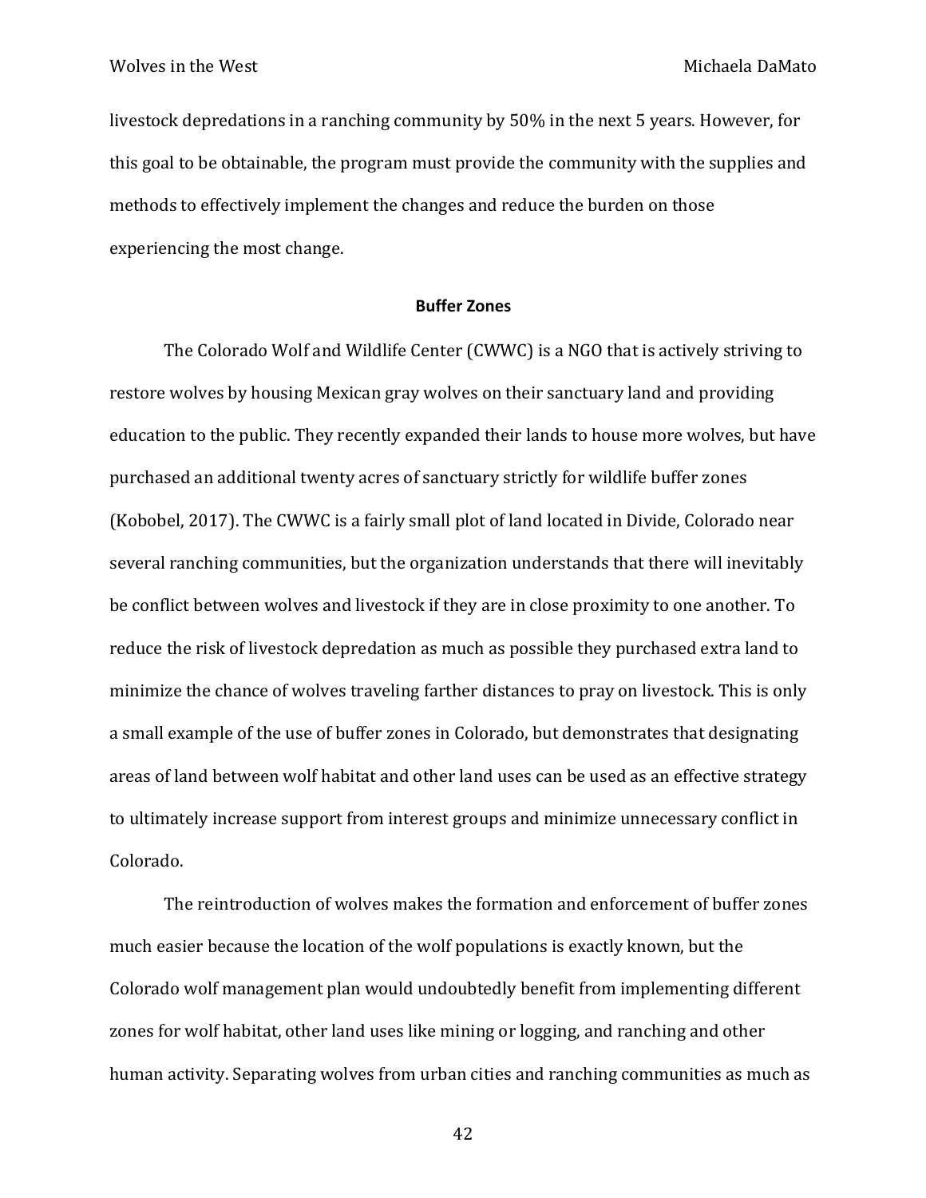livestock depredations in a ranching community by 50% in the next 5 years. However, for this goal to be obtainable, the program must provide the community with the supplies and methods to effectively implement the changes and reduce the burden on those experiencing the most change.

### Buffer Zones

The Colorado Wolf and Wildlife Center (CWWC) is a NGO that is actively striving to restore wolves by housing Mexican gray wolves on their sanctuary land and providing education to the public. They recently expanded their lands to house more wolves, but have purchased an additional twenty acres of sanctuary strictly for wildlife buffer zones (Kobobel, 2017). The CWWC is a fairly small plot of land located in Divide, Colorado near several ranching communities, but the organization understands that there will inevitably be conflict between wolves and livestock if they are in close proximity to one another. To reduce the risk of livestock depredation as much as possible they purchased extra land to minimize the chance of wolves traveling farther distances to pray on livestock. This is only a small example of the use of buffer zones in Colorado, but demonstrates that designating areas of land between wolf habitat and other land uses can be used as an effective strategy to ultimately increase support from interest groups and minimize unnecessary conflict in Colorado.

The reintroduction of wolves makes the formation and enforcement of buffer zones much easier because the location of the wolf populations is exactly known, but the Colorado wolf management plan would undoubtedly benefit from implementing different zones for wolf habitat, other land uses like mining or logging, and ranching and other human activity. Separating wolves from urban cities and ranching communities as much as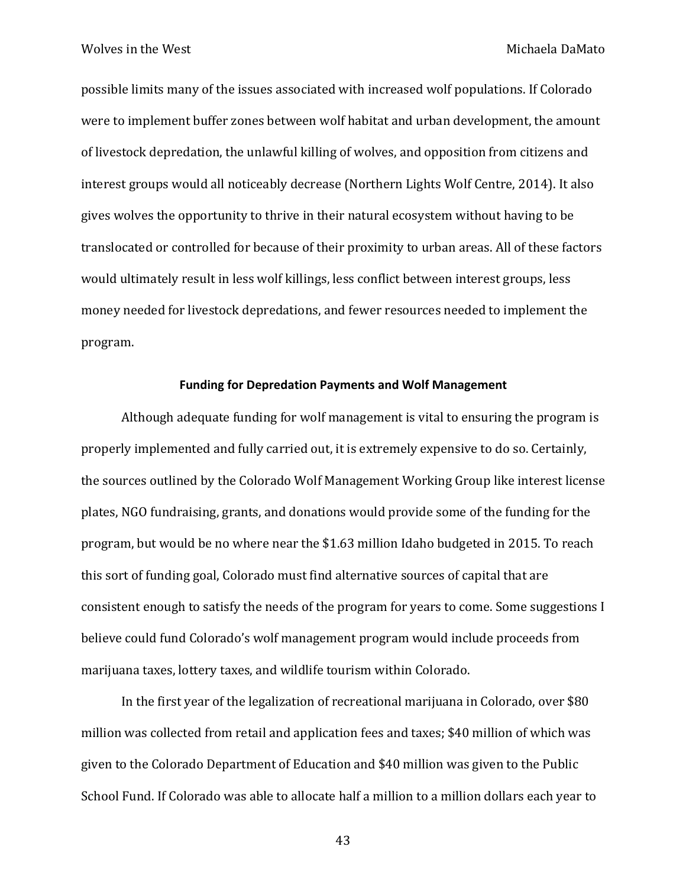possible limits many of the issues associated with increased wolf populations. If Colorado were to implement buffer zones between wolf habitat and urban development, the amount of livestock depredation, the unlawful killing of wolves, and opposition from citizens and interest groups would all noticeably decrease (Northern Lights Wolf Centre, 2014). It also gives wolves the opportunity to thrive in their natural ecosystem without having to be translocated or controlled for because of their proximity to urban areas. All of these factors would ultimately result in less wolf killings, less conflict between interest groups, less money needed for livestock depredations, and fewer resources needed to implement the program.

### Funding for Depredation Payments and Wolf Management

Although adequate funding for wolf management is vital to ensuring the program is properly implemented and fully carried out, it is extremely expensive to do so. Certainly, the sources outlined by the Colorado Wolf Management Working Group like interest license plates, NGO fundraising, grants, and donations would provide some of the funding for the program, but would be no where near the $1.63 million Idaho budgeted in 2015. To reach this sort of funding goal, Colorado must find alternative sources of capital that are consistent enough to satisfy the needs of the program for years to come. Some suggestions I believe could fund Colorado's wolf management program would include proceeds from marijuana taxes, lottery taxes, and wildlife tourism within Colorado.

In the first year of the legalization of recreational marijuana in Colorado, over $80 million was collected from retail and application fees and taxes; $40 million of which was given to the Colorado Department of Education and $40 million was given to the Public School Fund. If Colorado was able to allocate half a million to a million dollars each year to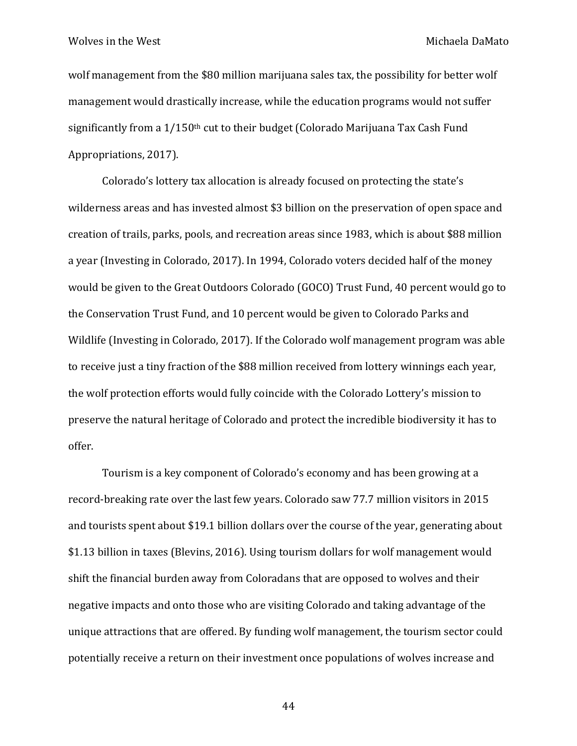wolf management from the $80 million marijuana sales tax, the possibility for better wolf management would drastically increase, while the education programs would not suffer significantly from a 1/150th cut to their budget (Colorado Marijuana Tax Cash Fund Appropriations, 2017).

Colorado's lottery tax allocation is already focused on protecting the state's wilderness areas and has invested almost $3 billion on the preservation of open space and creation of trails, parks, pools, and recreation areas since 1983, which is about $88 million a year (Investing in Colorado, 2017). In 1994, Colorado voters decided half of the money would be given to the Great Outdoors Colorado (GOCO) Trust Fund, 40 percent would go to the Conservation Trust Fund, and 10 percent would be given to Colorado Parks and Wildlife (Investing in Colorado, 2017). If the Colorado wolf management program was able to receive just a tiny fraction of the $88 million received from lottery winnings each year, the wolf protection efforts would fully coincide with the Colorado Lottery's mission to preserve the natural heritage of Colorado and protect the incredible biodiversity it has to offer.

Tourism is a key component of Colorado's economy and has been growing at a record-breaking rate over the last few years. Colorado saw 77.7 million visitors in 2015 and tourists spent about $19.1 billion dollars over the course of the year, generating about $1.13 billion in taxes (Blevins, 2016). Using tourism dollars for wolf management would shift the financial burden away from Coloradans that are opposed to wolves and their negative impacts and onto those who are visiting Colorado and taking advantage of the unique attractions that are offered. By funding wolf management, the tourism sector could potentially receive a return on their investment once populations of wolves increase and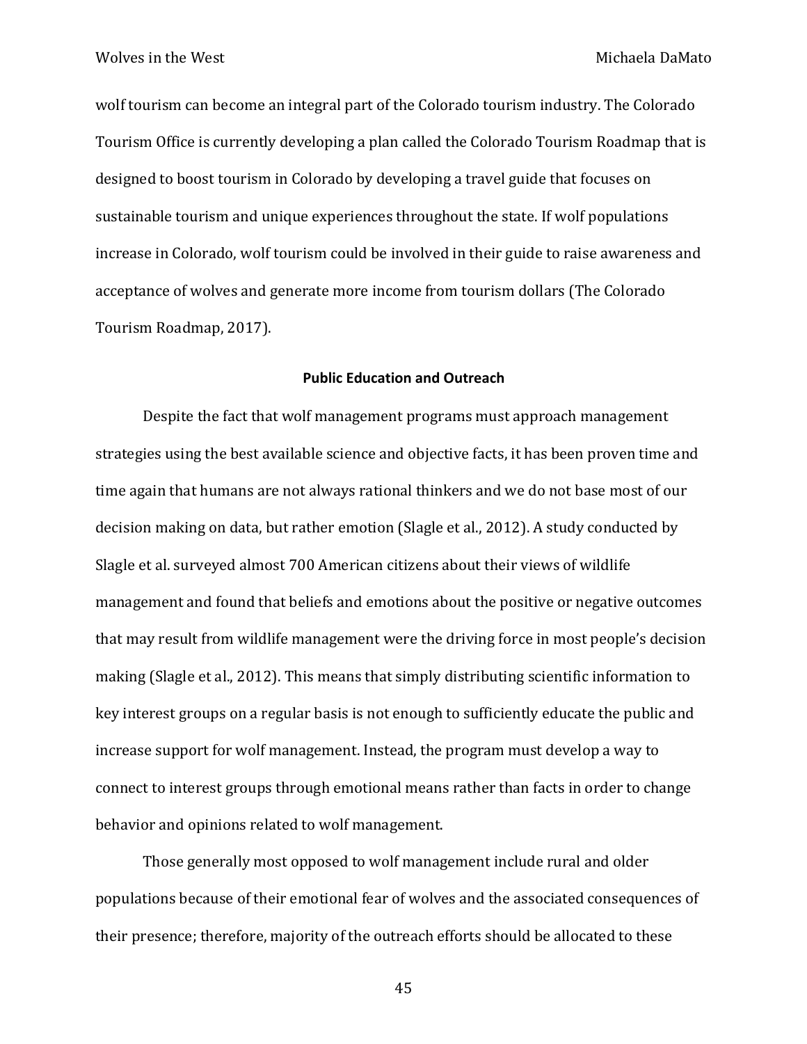wolf tourism can become an integral part of the Colorado tourism industry. The Colorado Tourism Office is currently developing a plan called the Colorado Tourism Roadmap that is designed to boost tourism in Colorado by developing a travel guide that focuses on sustainable tourism and unique experiences throughout the state. If wolf populations increase in Colorado, wolf tourism could be involved in their guide to raise awareness and acceptance of wolves and generate more income from tourism dollars (The Colorado Tourism Roadmap, 2017).

**Public Education and Outreach**

Despite the fact that wolf management programs must approach management strategies using the best available science and objective facts, it has been proven time and time again that humans are not always rational thinkers and we do not base most of our decision making on data, but rather emotion (Slagle et al., 2012). A study conducted by Slagle et al. surveyed almost 700 American citizens about their views of wildlife management and found that beliefs and emotions about the positive or negative outcomes that may result from wildlife management were the driving force in most people's decision making (Slagle et al., 2012). This means that simply distributing scientific information to key interest groups on a regular basis is not enough to sufficiently educate the public and increase support for wolf management. Instead, the program must develop a way to connect to interest groups through emotional means rather than facts in order to change behavior and opinions related to wolf management.

Those generally most opposed to wolf management include rural and older populations because of their emotional fear of wolves and the associated consequences of their presence; therefore, majority of the outreach efforts should be allocated to these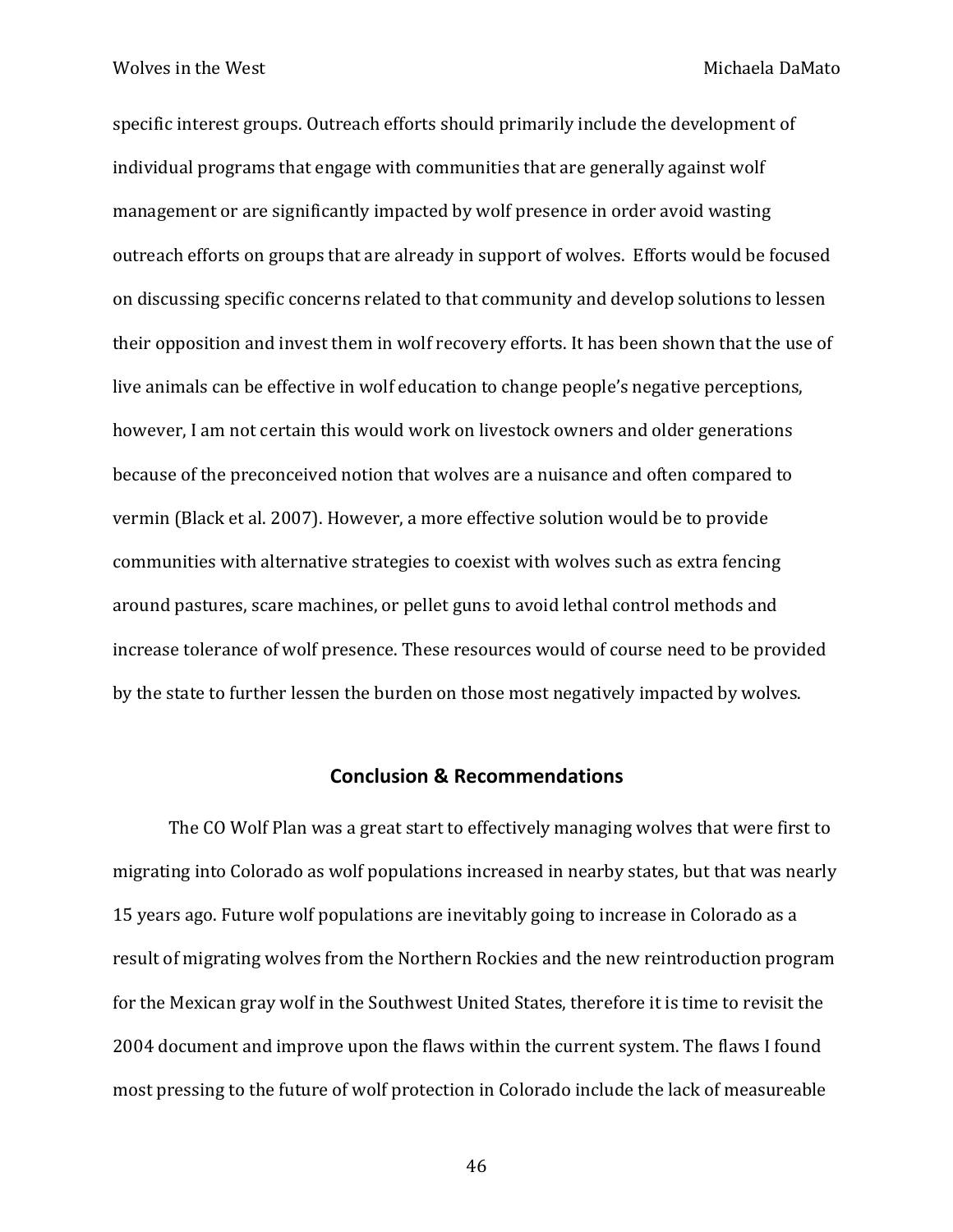specific interest groups. Outreach efforts should primarily include the development of individual programs that engage with communities that are generally against wolf management or are significantly impacted by wolf presence in order avoid wasting outreach efforts on groups that are already in support of wolves. Efforts would be focused on discussing specific concerns related to that community and develop solutions to lessen their opposition and invest them in wolf recovery efforts. It has been shown that the use of live animals can be effective in wolf education to change people's negative perceptions, however, I am not certain this would work on livestock owners and older generations because of the preconceived notion that wolves are a nuisance and often compared to vermin (Black et al. 2007). However, a more effective solution would be to provide communities with alternative strategies to coexist with wolves such as extra fencing around pastures, scare machines, or pellet guns to avoid lethal control methods and increase tolerance of wolf presence. These resources would of course need to be provided by the state to further lessen the burden on those most negatively impacted by wolves.

## Conclusion & Recommendations

The CO Wolf Plan was a great start to effectively managing wolves that were first to migrating into Colorado as wolf populations increased in nearby states, but that was nearly 15 years ago. Future wolf populations are inevitably going to increase in Colorado as a result of migrating wolves from the Northern Rockies and the new reintroduction program for the Mexican gray wolf in the Southwest United States, therefore it is time to revisit the 2004 document and improve upon the flaws within the current system. The flaws I found most pressing to the future of wolf protection in Colorado include the lack of measureable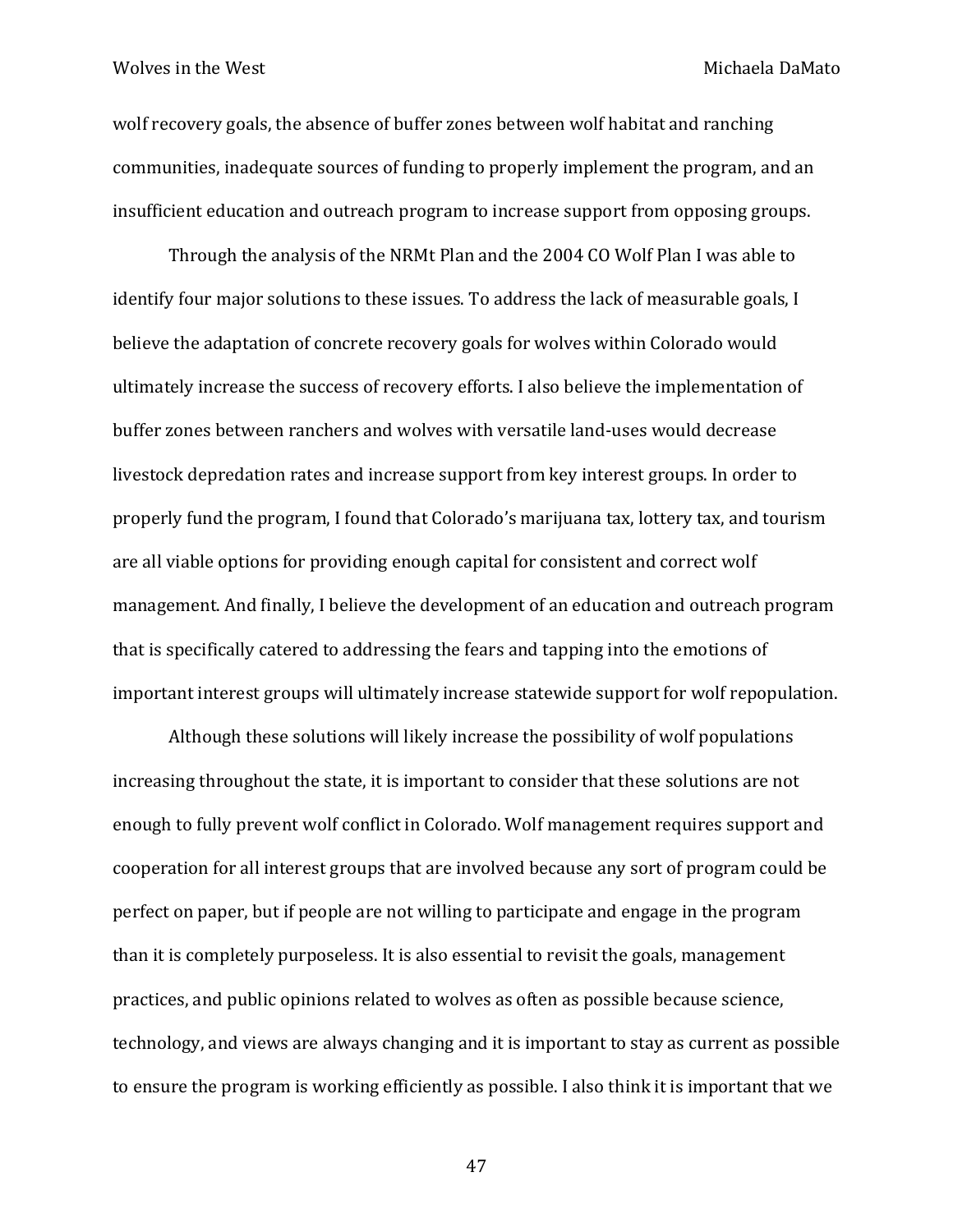wolf recovery goals, the absence of buffer zones between wolf habitat and ranching communities, inadequate sources of funding to properly implement the program, and an insufficient education and outreach program to increase support from opposing groups.

Through the analysis of the NRMt Plan and the 2004 CO Wolf Plan I was able to identify four major solutions to these issues. To address the lack of measurable goals, I believe the adaptation of concrete recovery goals for wolves within Colorado would ultimately increase the success of recovery efforts. I also believe the implementation of buffer zones between ranchers and wolves with versatile land-uses would decrease livestock depredation rates and increase support from key interest groups. In order to properly fund the program, I found that Colorado's marijuana tax, lottery tax, and tourism are all viable options for providing enough capital for consistent and correct wolf management. And finally, I believe the development of an education and outreach program that is specifically catered to addressing the fears and tapping into the emotions of important interest groups will ultimately increase statewide support for wolf repopulation.

Although these solutions will likely increase the possibility of wolf populations increasing throughout the state, it is important to consider that these solutions are not enough to fully prevent wolf conflict in Colorado. Wolf management requires support and cooperation for all interest groups that are involved because any sort of program could be perfect on paper, but if people are not willing to participate and engage in the program than it is completely purposeless. It is also essential to revisit the goals, management practices, and public opinions related to wolves as often as possible because science, technology, and views are always changing and it is important to stay as current as possible to ensure the program is working efficiently as possible. I also think it is important that we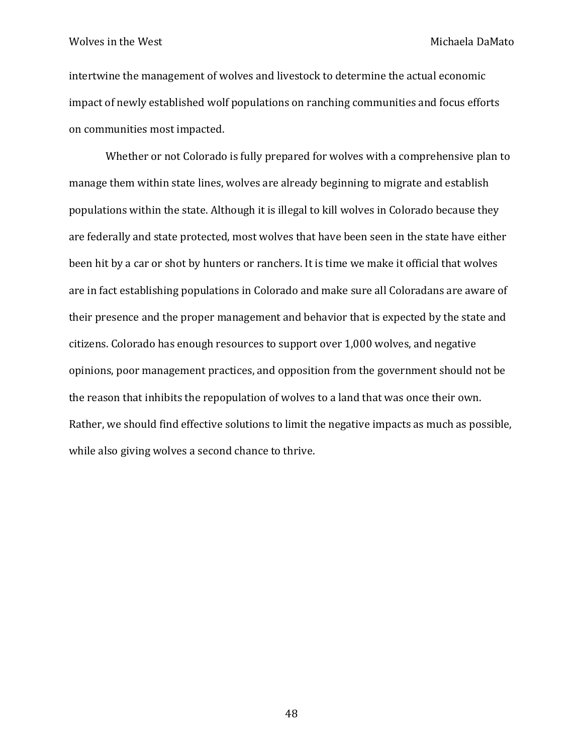intertwine the management of wolves and livestock to determine the actual economic impact of newly established wolf populations on ranching communities and focus efforts on communities most impacted.

Whether or not Colorado is fully prepared for wolves with a comprehensive plan to manage them within state lines, wolves are already beginning to migrate and establish populations within the state. Although it is illegal to kill wolves in Colorado because they are federally and state protected, most wolves that have been seen in the state have either been hit by a car or shot by hunters or ranchers. It is time we make it official that wolves are in fact establishing populations in Colorado and make sure all Coloradans are aware of their presence and the proper management and behavior that is expected by the state and citizens. Colorado has enough resources to support over 1,000 wolves, and negative opinions, poor management practices, and opposition from the government should not be the reason that inhibits the repopulation of wolves to a land that was once their own. Rather, we should find effective solutions to limit the negative impacts as much as possible, while also giving wolves a second chance to thrive.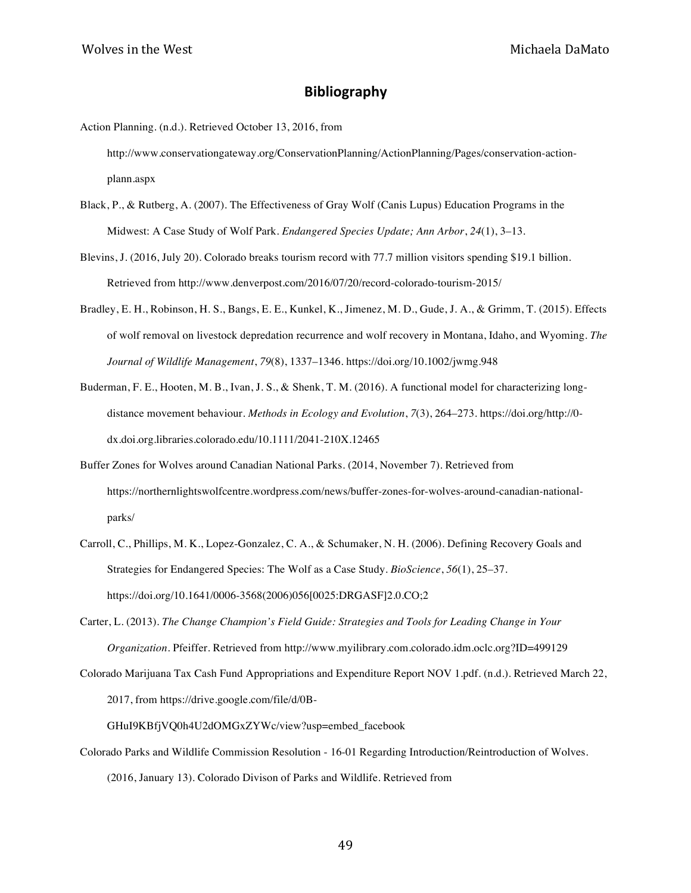## Bibliography

Action Planning. (n.d.). Retrieved October 13, 2016, from http://www.conservationgateway.org/ConservationPlanning/ActionPlanning/Pages/conservation-action-plann.aspx

Black, P., & Rutberg, A. (2007). The Effectiveness of Gray Wolf (Canis Lupus) Education Programs in the Midwest: A Case Study of Wolf Park. *Endangered Species Update; Ann Arbor*, *24*(1), 3–13.

Blevins, J. (2016, July 20). Colorado breaks tourism record with 77.7 million visitors spending $19.1 billion. Retrieved from http://www.denverpost.com/2016/07/20/record-colorado-tourism-2015/

Bradley, E. H., Robinson, H. S., Bangs, E. E., Kunkel, K., Jimenez, M. D., Gude, J. A., & Grimm, T. (2015). Effects of wolf removal on livestock depredation recurrence and wolf recovery in Montana, Idaho, and Wyoming. *The Journal of Wildlife Management*, *79*(8), 1337–1346. https://doi.org/10.1002/jwmg.948

Buderman, F. E., Hooten, M. B., Ivan, J. S., & Shenk, T. M. (2016). A functional model for characterizing long-distance movement behaviour. *Methods in Ecology and Evolution*, *7*(3), 264–273. https://doi.org/http://0-dx.doi.org.libraries.colorado.edu/10.1111/2041-210X.12465

Buffer Zones for Wolves around Canadian National Parks. (2014, November 7). Retrieved from https://northernlightswolfcentre.wordpress.com/news/buffer-zones-for-wolves-around-canadian-national-parks/

Carroll, C., Phillips, M. K., Lopez-Gonzalez, C. A., & Schumaker, N. H. (2006). Defining Recovery Goals and Strategies for Endangered Species: The Wolf as a Case Study. *BioScience*, *56*(1), 25–37. https://doi.org/10.1641/0006-3568(2006)056[0025:DRGASF]2.0.CO;2

Carter, L. (2013). *The Change Champion's Field Guide: Strategies and Tools for Leading Change in Your Organization*. Pfeiffer. Retrieved from http://www.myilibrary.com.colorado.idm.oclc.org?ID=499129

Colorado Marijuana Tax Cash Fund Appropriations and Expenditure Report NOV 1.pdf. (n.d.). Retrieved March 22, 2017, from https://drive.google.com/file/d/0B-GHuI9KBfjVQ0h4U2dOMGxZYWc/view?usp=embed_facebook

Colorado Parks and Wildlife Commission Resolution - 16-01 Regarding Introduction/Reintroduction of Wolves. (2016, January 13). Colorado Divison of Parks and Wildlife. Retrieved from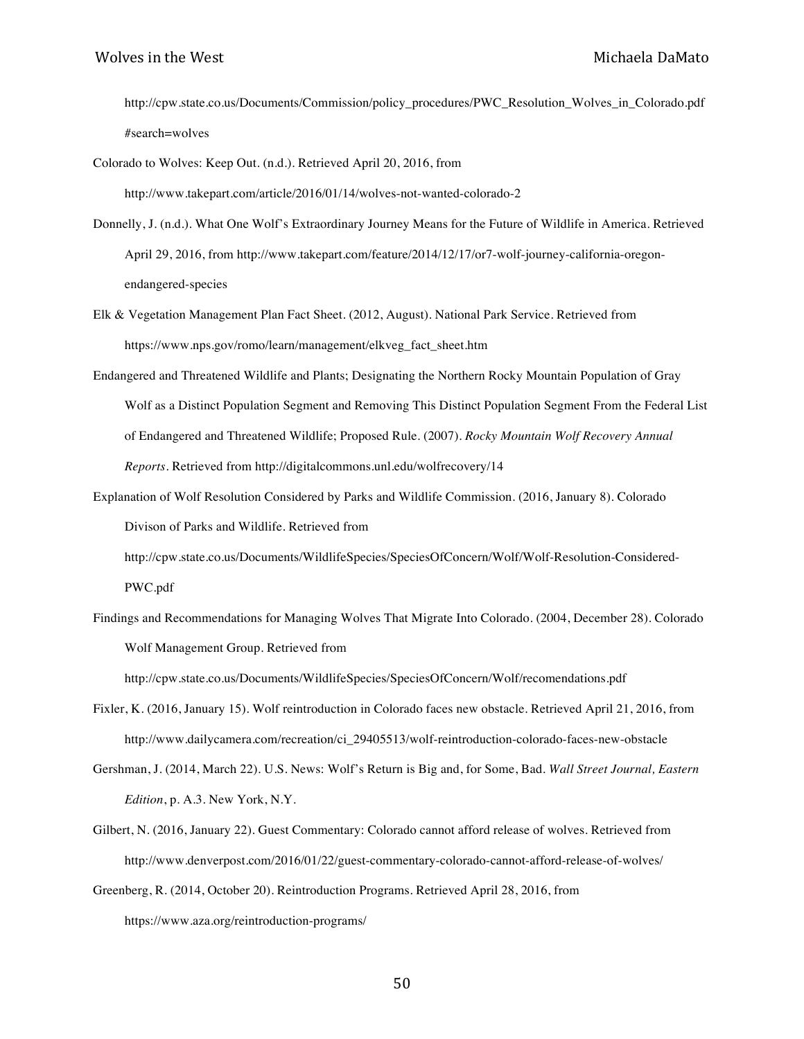http://cpw.state.co.us/Documents/Commission/policy_procedures/PWC_Resolution_Wolves_in_Colorado.pdf#search=wolves

Colorado to Wolves: Keep Out. (n.d.). Retrieved April 20, 2016, from http://www.takepart.com/article/2016/01/14/wolves-not-wanted-colorado-2

Donnelly, J. (n.d.). What One Wolf's Extraordinary Journey Means for the Future of Wildlife in America. Retrieved April 29, 2016, from http://www.takepart.com/feature/2014/12/17/or7-wolf-journey-california-oregon-endangered-species

Elk & Vegetation Management Plan Fact Sheet. (2012, August). National Park Service. Retrieved from https://www.nps.gov/romo/learn/management/elkveg_fact_sheet.htm

Endangered and Threatened Wildlife and Plants; Designating the Northern Rocky Mountain Population of Gray Wolf as a Distinct Population Segment and Removing This Distinct Population Segment From the Federal List of Endangered and Threatened Wildlife; Proposed Rule. (2007). *Rocky Mountain Wolf Recovery Annual Reports*. Retrieved from http://digitalcommons.unl.edu/wolfrecovery/14

Explanation of Wolf Resolution Considered by Parks and Wildlife Commission. (2016, January 8). Colorado Divison of Parks and Wildlife. Retrieved from http://cpw.state.co.us/Documents/WildlifeSpecies/SpeciesOfConcern/Wolf/Wolf-Resolution-Considered-PWC.pdf

Findings and Recommendations for Managing Wolves That Migrate Into Colorado. (2004, December 28). Colorado Wolf Management Group. Retrieved from http://cpw.state.co.us/Documents/WildlifeSpecies/SpeciesOfConcern/Wolf/recomendations.pdf

Fixler, K. (2016, January 15). Wolf reintroduction in Colorado faces new obstacle. Retrieved April 21, 2016, from http://www.dailycamera.com/recreation/ci_29405513/wolf-reintroduction-colorado-faces-new-obstacle

Gershman, J. (2014, March 22). U.S. News: Wolf's Return is Big and, for Some, Bad. *Wall Street Journal, Eastern Edition*, p. A.3. New York, N.Y.

Gilbert, N. (2016, January 22). Guest Commentary: Colorado cannot afford release of wolves. Retrieved from http://www.denverpost.com/2016/01/22/guest-commentary-colorado-cannot-afford-release-of-wolves/

Greenberg, R. (2014, October 20). Reintroduction Programs. Retrieved April 28, 2016, from https://www.aza.org/reintroduction-programs/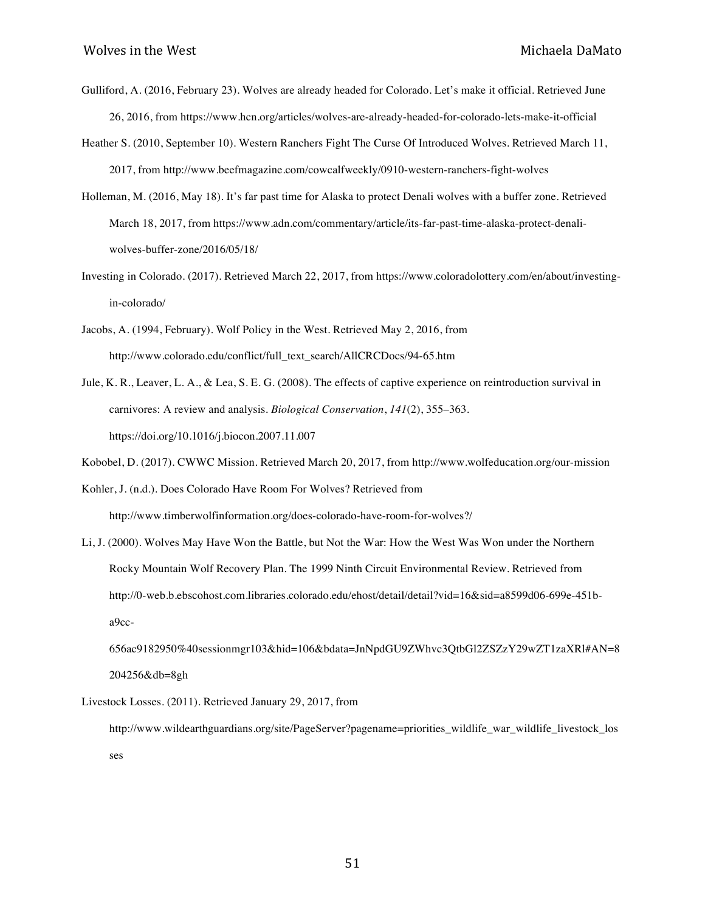Gulliford, A. (2016, February 23). Wolves are already headed for Colorado. Let's make it official. Retrieved June 26, 2016, from https://www.hcn.org/articles/wolves-are-already-headed-for-colorado-lets-make-it-official

Heather S. (2010, September 10). Western Ranchers Fight The Curse Of Introduced Wolves. Retrieved March 11, 2017, from http://www.beefmagazine.com/cowcalfweekly/0910-western-ranchers-fight-wolves

Holleman, M. (2016, May 18). It's far past time for Alaska to protect Denali wolves with a buffer zone. Retrieved March 18, 2017, from https://www.adn.com/commentary/article/its-far-past-time-alaska-protect-denali-wolves-buffer-zone/2016/05/18/

Investing in Colorado. (2017). Retrieved March 22, 2017, from https://www.coloradolottery.com/en/about/investing-in-colorado/

Jacobs, A. (1994, February). Wolf Policy in the West. Retrieved May 2, 2016, from http://www.colorado.edu/conflict/full_text_search/AllCRCDocs/94-65.htm

Jule, K. R., Leaver, L. A., & Lea, S. E. G. (2008). The effects of captive experience on reintroduction survival in carnivores: A review and analysis. *Biological Conservation*, *141*(2), 355–363. https://doi.org/10.1016/j.biocon.2007.11.007

Kobobel, D. (2017). CWWC Mission. Retrieved March 20, 2017, from http://www.wolfeducation.org/our-mission

Kohler, J. (n.d.). Does Colorado Have Room For Wolves? Retrieved from http://www.timberwolfinformation.org/does-colorado-have-room-for-wolves?/

Li, J. (2000). Wolves May Have Won the Battle, but Not the War: How the West Was Won under the Northern Rocky Mountain Wolf Recovery Plan. The 1999 Ninth Circuit Environmental Review. Retrieved from http://0-web.b.ebscohost.com.libraries.colorado.edu/ehost/detail/detail?vid=16&sid=a8599d06-699e-451b-a9cc-656ac9182950%40sessionmgr103&hid=106&bdata=JnNpdGU9ZWhvc3QtbGl2ZSZzY29wZT1zaXRl#AN=8204256&db=8gh

Livestock Losses. (2011). Retrieved January 29, 2017, from http://www.wildearthguardians.org/site/PageServer?pagename=priorities_wildlife_war_wildlife_livestock_losses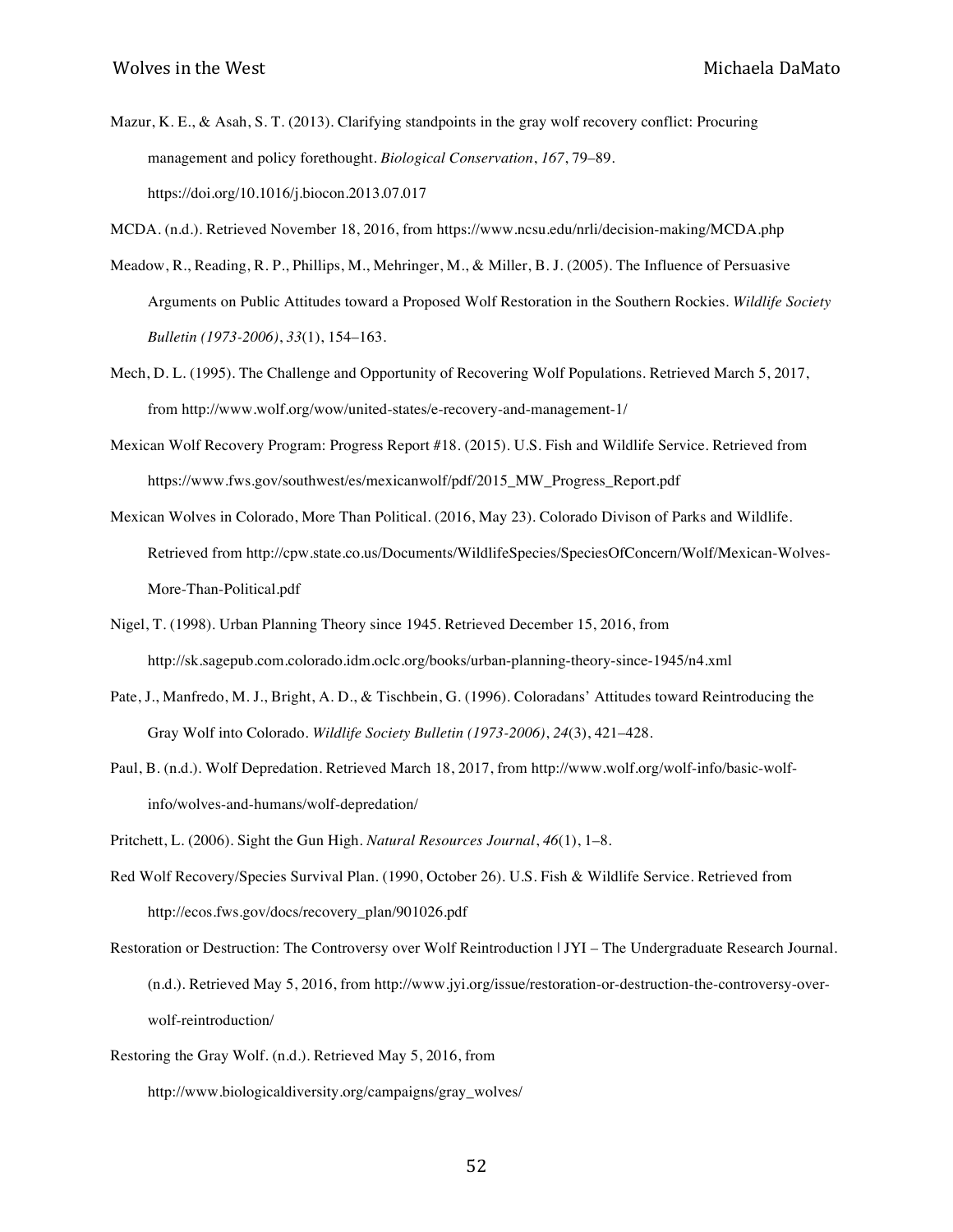Mazur, K. E., & Asah, S. T. (2013). Clarifying standpoints in the gray wolf recovery conflict: Procuring management and policy forethought. *Biological Conservation*, *167*, 79–89. https://doi.org/10.1016/j.biocon.2013.07.017

MCDA. (n.d.). Retrieved November 18, 2016, from https://www.ncsu.edu/nrli/decision-making/MCDA.php

Meadow, R., Reading, R. P., Phillips, M., Mehringer, M., & Miller, B. J. (2005). The Influence of Persuasive Arguments on Public Attitudes toward a Proposed Wolf Restoration in the Southern Rockies. *Wildlife Society Bulletin (1973-2006)*, *33*(1), 154–163.

Mech, D. L. (1995). The Challenge and Opportunity of Recovering Wolf Populations. Retrieved March 5, 2017, from http://www.wolf.org/wow/united-states/e-recovery-and-management-1/

Mexican Wolf Recovery Program: Progress Report #18. (2015). U.S. Fish and Wildlife Service. Retrieved from https://www.fws.gov/southwest/es/mexicanwolf/pdf/2015_MW_Progress_Report.pdf

Mexican Wolves in Colorado, More Than Political. (2016, May 23). Colorado Divison of Parks and Wildlife. Retrieved from http://cpw.state.co.us/Documents/WildlifeSpecies/SpeciesOfConcern/Wolf/Mexican-Wolves-More-Than-Political.pdf

Nigel, T. (1998). Urban Planning Theory since 1945. Retrieved December 15, 2016, from http://sk.sagepub.com.colorado.idm.oclc.org/books/urban-planning-theory-since-1945/n4.xml

Pate, J., Manfredo, M. J., Bright, A. D., & Tischbein, G. (1996). Coloradans' Attitudes toward Reintroducing the Gray Wolf into Colorado. *Wildlife Society Bulletin (1973-2006)*, *24*(3), 421–428.

Paul, B. (n.d.). Wolf Depredation. Retrieved March 18, 2017, from http://www.wolf.org/wolf-info/basic-wolf-info/wolves-and-humans/wolf-depredation/

Pritchett, L. (2006). Sight the Gun High. *Natural Resources Journal*, *46*(1), 1–8.

Red Wolf Recovery/Species Survival Plan. (1990, October 26). U.S. Fish & Wildlife Service. Retrieved from http://ecos.fws.gov/docs/recovery_plan/901026.pdf

Restoration or Destruction: The Controversy over Wolf Reintroduction | JYI – The Undergraduate Research Journal. (n.d.). Retrieved May 5, 2016, from http://www.jyi.org/issue/restoration-or-destruction-the-controversy-over-wolf-reintroduction/

Restoring the Gray Wolf. (n.d.). Retrieved May 5, 2016, from http://www.biologicaldiversity.org/campaigns/gray_wolves/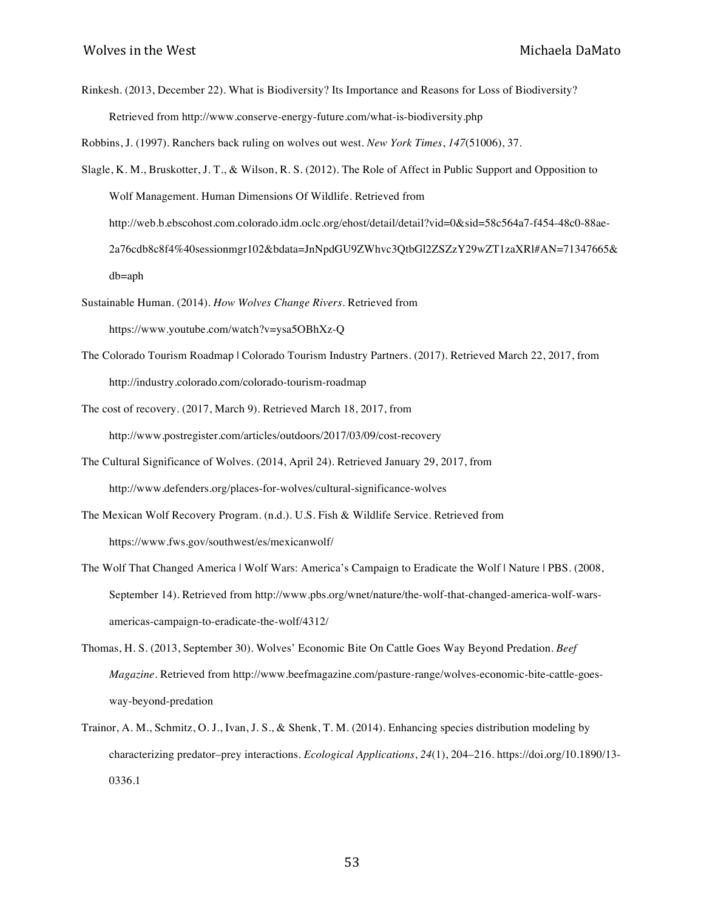Rinkesh. (2013, December 22). What is Biodiversity? Its Importance and Reasons for Loss of Biodiversity? Retrieved from http://www.conserve-energy-future.com/what-is-biodiversity.php

Robbins, J. (1997). Ranchers back ruling on wolves out west. *New York Times*, *147*(51006), 37.

Slagle, K. M., Bruskotter, J. T., & Wilson, R. S. (2012). The Role of Affect in Public Support and Opposition to Wolf Management. Human Dimensions Of Wildlife. Retrieved from http://web.b.ebscohost.com.colorado.idm.oclc.org/ehost/detail/detail?vid=0&sid=58c564a7-f454-48c0-88ae-2a76cdb8c8f4%40sessionmgr102&bdata=JnNpdGU9ZWhvc3QtbGl2ZSZzY29wZT1zaXRl#AN=71347665&db=aph

Sustainable Human. (2014). *How Wolves Change Rivers*. Retrieved from https://www.youtube.com/watch?v=ysa5OBhXz-Q

The Colorado Tourism Roadmap | Colorado Tourism Industry Partners. (2017). Retrieved March 22, 2017, from http://industry.colorado.com/colorado-tourism-roadmap

The cost of recovery. (2017, March 9). Retrieved March 18, 2017, from http://www.postregister.com/articles/outdoors/2017/03/09/cost-recovery

The Cultural Significance of Wolves. (2014, April 24). Retrieved January 29, 2017, from http://www.defenders.org/places-for-wolves/cultural-significance-wolves

The Mexican Wolf Recovery Program. (n.d.). U.S. Fish & Wildlife Service. Retrieved from https://www.fws.gov/southwest/es/mexicanwolf/

The Wolf That Changed America | Wolf Wars: America's Campaign to Eradicate the Wolf | Nature | PBS. (2008, September 14). Retrieved from http://www.pbs.org/wnet/nature/the-wolf-that-changed-america-wolf-wars-americas-campaign-to-eradicate-the-wolf/4312/

Thomas, H. S. (2013, September 30). Wolves' Economic Bite On Cattle Goes Way Beyond Predation. *Beef Magazine*. Retrieved from http://www.beefmagazine.com/pasture-range/wolves-economic-bite-cattle-goes-way-beyond-predation

Trainor, A. M., Schmitz, O. J., Ivan, J. S., & Shenk, T. M. (2014). Enhancing species distribution modeling by characterizing predator–prey interactions. *Ecological Applications*, *24*(1), 204–216. https://doi.org/10.1890/13-0336.1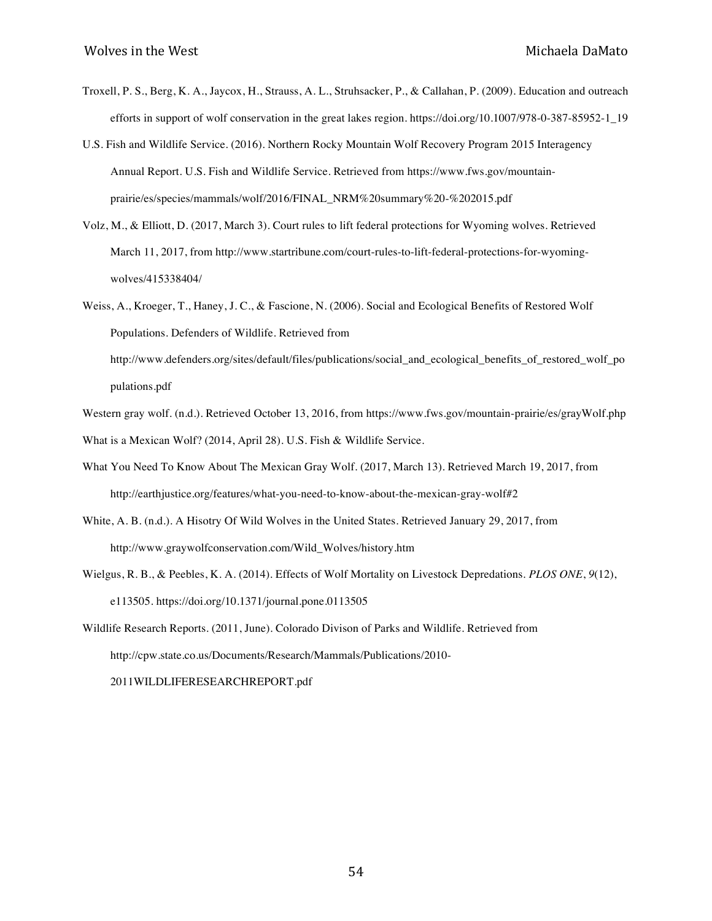Troxell, P. S., Berg, K. A., Jaycox, H., Strauss, A. L., Struhsacker, P., & Callahan, P. (2009). Education and outreach efforts in support of wolf conservation in the great lakes region. https://doi.org/10.1007/978-0-387-85952-1_19

U.S. Fish and Wildlife Service. (2016). Northern Rocky Mountain Wolf Recovery Program 2015 Interagency Annual Report. U.S. Fish and Wildlife Service. Retrieved from https://www.fws.gov/mountain-prairie/es/species/mammals/wolf/2016/FINAL_NRM%20summary%20-%202015.pdf

Volz, M., & Elliott, D. (2017, March 3). Court rules to lift federal protections for Wyoming wolves. Retrieved March 11, 2017, from http://www.startribune.com/court-rules-to-lift-federal-protections-for-wyoming-wolves/415338404/

Weiss, A., Kroeger, T., Haney, J. C., & Fascione, N. (2006). Social and Ecological Benefits of Restored Wolf Populations. Defenders of Wildlife. Retrieved from http://www.defenders.org/sites/default/files/publications/social_and_ecological_benefits_of_restored_wolf_populations.pdf

Western gray wolf. (n.d.). Retrieved October 13, 2016, from https://www.fws.gov/mountain-prairie/es/grayWolf.php

What is a Mexican Wolf? (2014, April 28). U.S. Fish & Wildlife Service.

What You Need To Know About The Mexican Gray Wolf. (2017, March 13). Retrieved March 19, 2017, from http://earthjustice.org/features/what-you-need-to-know-about-the-mexican-gray-wolf#2

White, A. B. (n.d.). A Hisotry Of Wild Wolves in the United States. Retrieved January 29, 2017, from http://www.graywolfconservation.com/Wild_Wolves/history.htm

Wielgus, R. B., & Peebles, K. A. (2014). Effects of Wolf Mortality on Livestock Depredations. *PLOS ONE*, *9*(12), e113505. https://doi.org/10.1371/journal.pone.0113505

Wildlife Research Reports. (2011, June). Colorado Divison of Parks and Wildlife. Retrieved from http://cpw.state.co.us/Documents/Research/Mammals/Publications/2010-2011WILDLIFERESEARCHREPORT.pdf